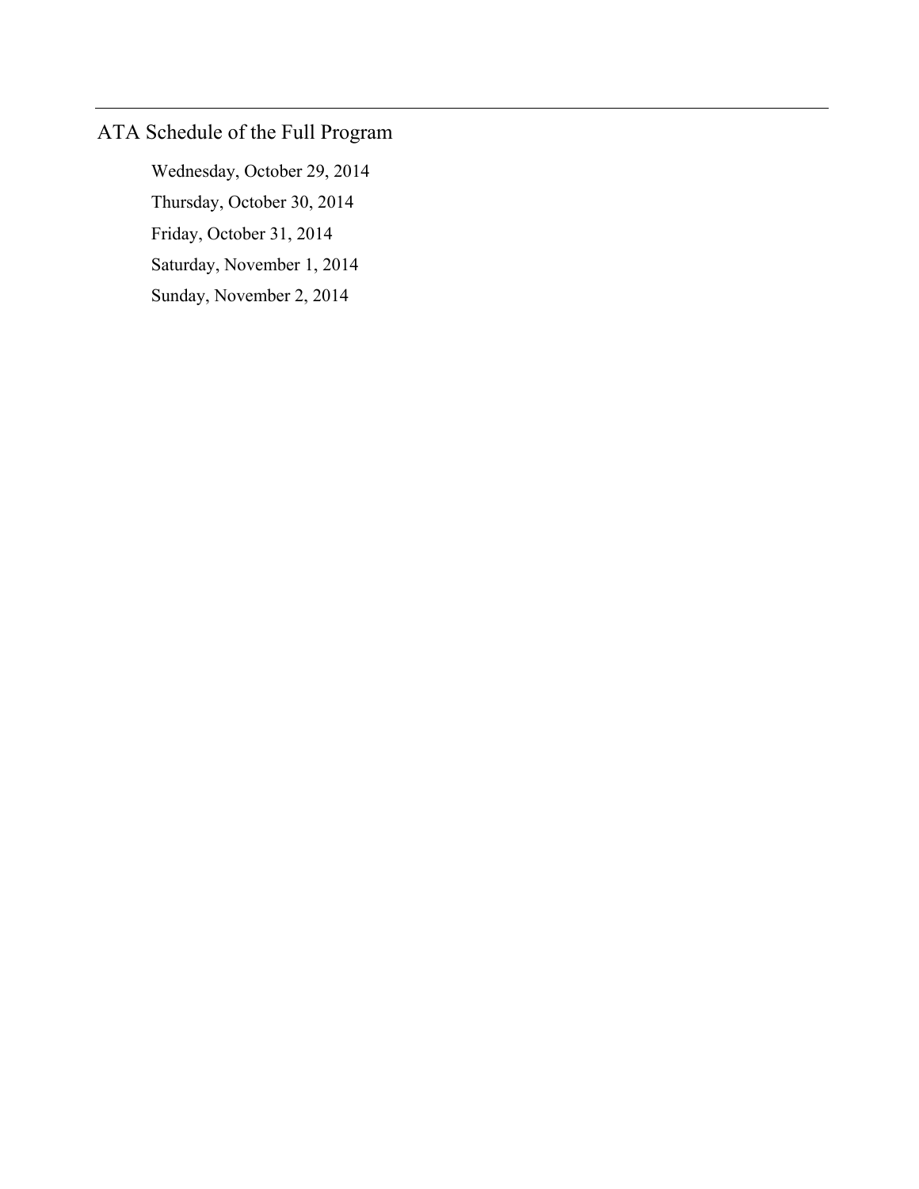# ATA Schedule of the Full Program

- Wednesday, October 29, 2014
- Thursday, October 30, 2014
- Friday, October 31, 2014
- Saturday, November 1, 2014
- Sunday, November 2, 2014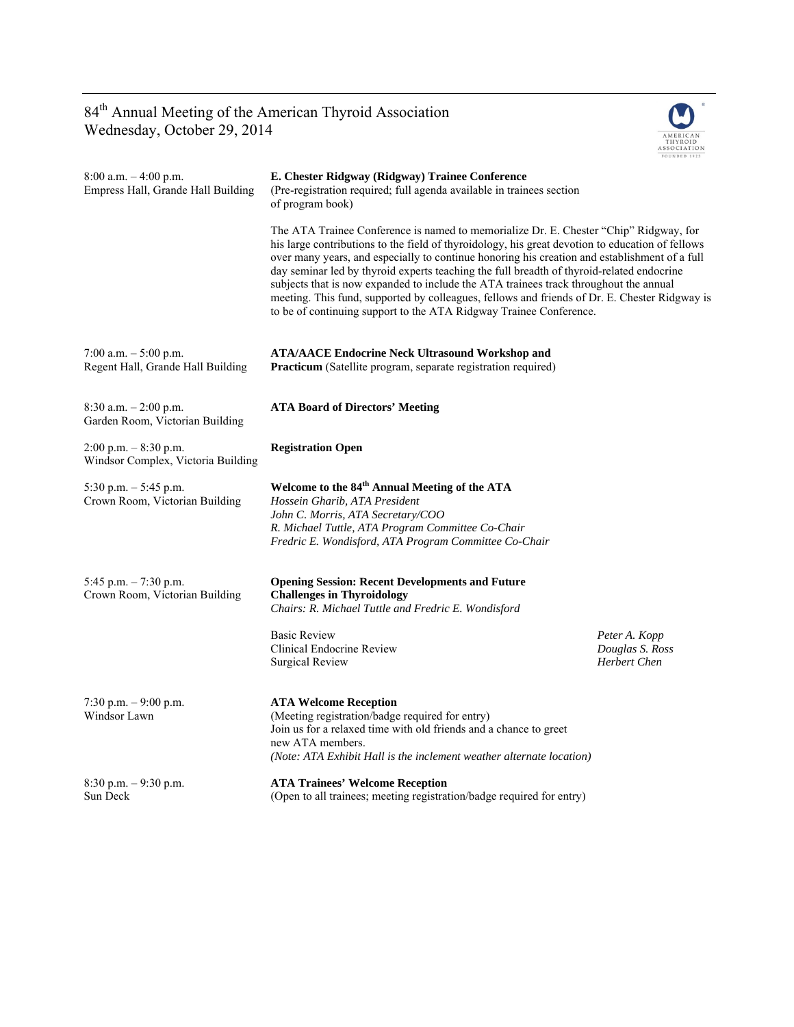# 84th Annual Meeting of the American Thyroid Association
## Wednesday, October 29, 2014

| | |
|---|---|
| 8:00 a.m. – 4:00 p.m.<br>Empress Hall, Grande Hall Building | **E. Chester Ridgway (Ridgway) Trainee Conference**<br>(Pre-registration required; full agenda available in trainees section of program book)<br><br>The ATA Trainee Conference is named to memorialize Dr. E. Chester "Chip" Ridgway, for his large contributions to the field of thyroidology, his great devotion to education of fellows over many years, and especially to continue honoring his creation and establishment of a full day seminar led by thyroid experts teaching the full breadth of thyroid-related endocrine subjects that is now expanded to include the ATA trainees track throughout the annual meeting. This fund, supported by colleagues, fellows and friends of Dr. E. Chester Ridgway is to be of continuing support to the ATA Ridgway Trainee Conference. |
| 7:00 a.m. – 5:00 p.m.<br>Regent Hall, Grande Hall Building | **ATA/AACE Endocrine Neck Ultrasound Workshop and Practicum** (Satellite program, separate registration required) |
| 8:30 a.m. – 2:00 p.m.<br>Garden Room, Victorian Building | **ATA Board of Directors' Meeting** |
| 2:00 p.m. – 8:30 p.m.<br>Windsor Complex, Victoria Building | **Registration Open** |
| 5:30 p.m. – 5:45 p.m.<br>Crown Room, Victorian Building | **Welcome to the 84th Annual Meeting of the ATA**<br>*Hossein Gharib, ATA President*<br>*John C. Morris, ATA Secretary/COO*<br>*R. Michael Tuttle, ATA Program Committee Co-Chair*<br>*Fredric E. Wondisford, ATA Program Committee Co-Chair* |
| 5:45 p.m. – 7:30 p.m.<br>Crown Room, Victorian Building | **Opening Session: Recent Developments and Future Challenges in Thyroidology**<br>*Chairs: R. Michael Tuttle and Fredric E. Wondisford*<br><br>Basic Review — *Peter A. Kopp*<br>Clinical Endocrine Review — *Douglas S. Ross*<br>Surgical Review — *Herbert Chen* |
| 7:30 p.m. – 9:00 p.m.<br>Windsor Lawn | **ATA Welcome Reception**<br>(Meeting registration/badge required for entry)<br>Join us for a relaxed time with old friends and a chance to greet new ATA members.<br>*(Note: ATA Exhibit Hall is the inclement weather alternate location)* |
| 8:30 p.m. – 9:30 p.m.<br>Sun Deck | **ATA Trainees' Welcome Reception**<br>(Open to all trainees; meeting registration/badge required for entry) |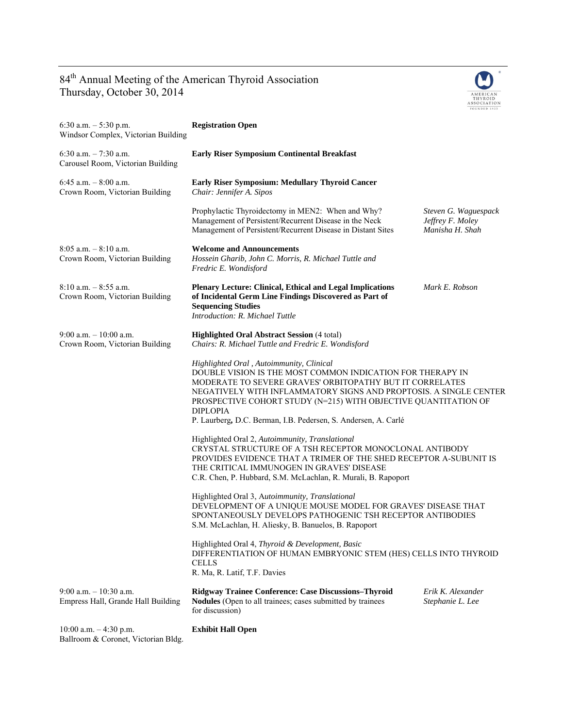# 84th Annual Meeting of the American Thyroid Association
## Thursday, October 30, 2014

**6:30 a.m. – 5:30 p.m.**
Windsor Complex, Victorian Building

**Registration Open**

**6:30 a.m. – 7:30 a.m.**
Carousel Room, Victorian Building

**Early Riser Symposium Continental Breakfast**

**6:45 a.m. – 8:00 a.m.**
Crown Room, Victorian Building

**Early Riser Symposium: Medullary Thyroid Cancer**
*Chair: Jennifer A. Sipos*

| Topic | Speaker |
|---|---|
| Prophylactic Thyroidectomy in MEN2: When and Why? | *Steven G. Waguespack* |
| Management of Persistent/Recurrent Disease in the Neck | *Jeffrey F. Moley* |
| Management of Persistent/Recurrent Disease in Distant Sites | *Manisha H. Shah* |

**8:05 a.m. – 8:10 a.m.**
Crown Room, Victorian Building

**Welcome and Announcements**
*Hossein Gharib, John C. Morris, R. Michael Tuttle and Fredric E. Wondisford*

**8:10 a.m. – 8:55 a.m.**
Crown Room, Victorian Building

**Plenary Lecture: Clinical, Ethical and Legal Implications of Incidental Germ Line Findings Discovered as Part of Sequencing Studies** — *Mark E. Robson*
*Introduction: R. Michael Tuttle*

**9:00 a.m. – 10:00 a.m.**
Crown Room, Victorian Building

**Highlighted Oral Abstract Session** (4 total)
*Chairs: R. Michael Tuttle and Fredric E. Wondisford*

*Highlighted Oral , Autoimmunity, Clinical*
DOUBLE VISION IS THE MOST COMMON INDICATION FOR THERAPY IN MODERATE TO SEVERE GRAVES' ORBITOPATHY BUT IT CORRELATES NEGATIVELY WITH INFLAMMATORY SIGNS AND PROPTOSIS. A SINGLE CENTER PROSPECTIVE COHORT STUDY (N=215) WITH OBJECTIVE QUANTITATION OF DIPLOPIA
P. Laurberg**,** D.C. Berman, I.B. Pedersen, S. Andersen, A. Carlé

Highlighted Oral 2, *Autoimmunity, Translational*
CRYSTAL STRUCTURE OF A TSH RECEPTOR MONOCLONAL ANTIBODY PROVIDES EVIDENCE THAT A TRIMER OF THE SHED RECEPTOR A-SUBUNIT IS THE CRITICAL IMMUNOGEN IN GRAVES' DISEASE
C.R. Chen, P. Hubbard, S.M. McLachlan, R. Murali, B. Rapoport

Highlighted Oral 3, A*utoimmunity, Translational*
DEVELOPMENT OF A UNIQUE MOUSE MODEL FOR GRAVES' DISEASE THAT SPONTANEOUSLY DEVELOPS PATHOGENIC TSH RECEPTOR ANTIBODIES
S.M. McLachlan, H. Aliesky, B. Banuelos, B. Rapoport

Highlighted Oral 4, *Thyroid & Development, Basic*
DIFFERENTIATION OF HUMAN EMBRYONIC STEM (HES) CELLS INTO THYROID CELLS
R. Ma, R. Latif, T.F. Davies

**9:00 a.m. – 10:30 a.m.**
Empress Hall, Grande Hall Building

**Ridgway Trainee Conference: Case Discussions–Thyroid Nodules** (Open to all trainees; cases submitted by trainees for discussion) — *Erik K. Alexander*, *Stephanie L. Lee*

**10:00 a.m. – 4:30 p.m.**
Ballroom & Coronet, Victorian Bldg.

**Exhibit Hall Open**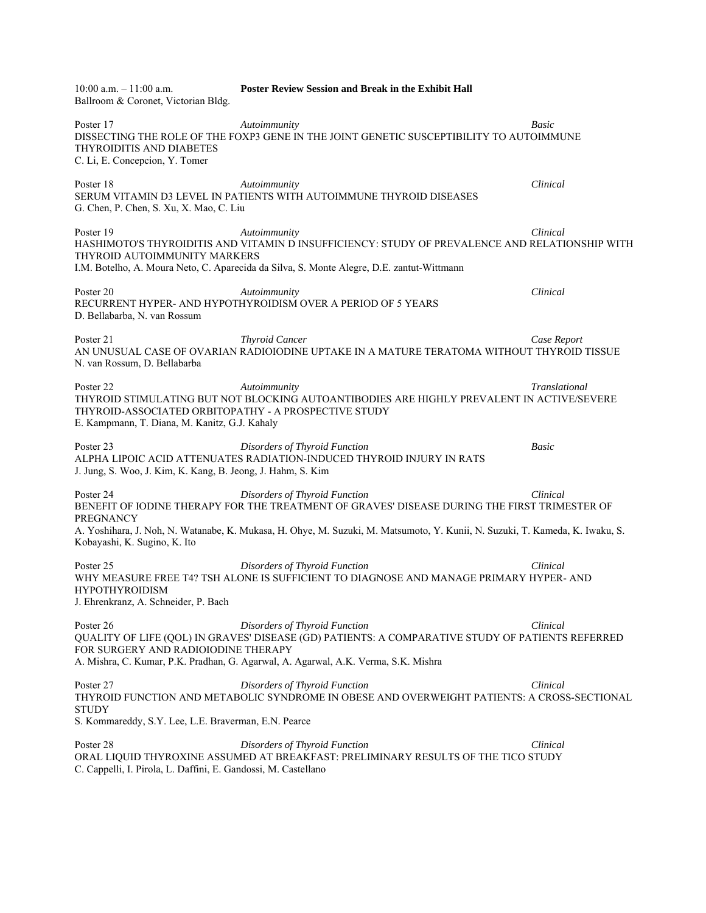10:00 a.m. – 11:00 a.m. **Poster Review Session and Break in the Exhibit Hall**
Ballroom & Coronet, Victorian Bldg.

Poster 17 *Autoimmunity* *Basic*
DISSECTING THE ROLE OF THE FOXP3 GENE IN THE JOINT GENETIC SUSCEPTIBILITY TO AUTOIMMUNE THYROIDITIS AND DIABETES
C. Li, E. Concepcion, Y. Tomer

Poster 18 *Autoimmunity* *Clinical*
SERUM VITAMIN D3 LEVEL IN PATIENTS WITH AUTOIMMUNE THYROID DISEASES
G. Chen, P. Chen, S. Xu, X. Mao, C. Liu

Poster 19 *Autoimmunity* *Clinical*
HASHIMOTO'S THYROIDITIS AND VITAMIN D INSUFFICIENCY: STUDY OF PREVALENCE AND RELATIONSHIP WITH THYROID AUTOIMMUNITY MARKERS
I.M. Botelho, A. Moura Neto, C. Aparecida da Silva, S. Monte Alegre, D.E. zantut-Wittmann

Poster 20 *Autoimmunity* *Clinical*
RECURRENT HYPER- AND HYPOTHYROIDISM OVER A PERIOD OF 5 YEARS
D. Bellabarba, N. van Rossum

Poster 21 *Thyroid Cancer* *Case Report*
AN UNUSUAL CASE OF OVARIAN RADIOIODINE UPTAKE IN A MATURE TERATOMA WITHOUT THYROID TISSUE
N. van Rossum, D. Bellabarba

Poster 22 *Autoimmunity* *Translational*
THYROID STIMULATING BUT NOT BLOCKING AUTOANTIBODIES ARE HIGHLY PREVALENT IN ACTIVE/SEVERE THYROID-ASSOCIATED ORBITOPATHY - A PROSPECTIVE STUDY
E. Kampmann, T. Diana, M. Kanitz, G.J. Kahaly

Poster 23 *Disorders of Thyroid Function* *Basic*
ALPHA LIPOIC ACID ATTENUATES RADIATION-INDUCED THYROID INJURY IN RATS
J. Jung, S. Woo, J. Kim, K. Kang, B. Jeong, J. Hahm, S. Kim

Poster 24 *Disorders of Thyroid Function* *Clinical*
BENEFIT OF IODINE THERAPY FOR THE TREATMENT OF GRAVES' DISEASE DURING THE FIRST TRIMESTER OF PREGNANCY
A. Yoshihara, J. Noh, N. Watanabe, K. Mukasa, H. Ohye, M. Suzuki, M. Matsumoto, Y. Kunii, N. Suzuki, T. Kameda, K. Iwaku, S. Kobayashi, K. Sugino, K. Ito

Poster 25 *Disorders of Thyroid Function* *Clinical*
WHY MEASURE FREE T4? TSH ALONE IS SUFFICIENT TO DIAGNOSE AND MANAGE PRIMARY HYPER- AND HYPOTHYROIDISM
J. Ehrenkranz, A. Schneider, P. Bach

Poster 26 *Disorders of Thyroid Function* *Clinical*
QUALITY OF LIFE (QOL) IN GRAVES' DISEASE (GD) PATIENTS: A COMPARATIVE STUDY OF PATIENTS REFERRED FOR SURGERY AND RADIOIODINE THERAPY
A. Mishra, C. Kumar, P.K. Pradhan, G. Agarwal, A. Agarwal, A.K. Verma, S.K. Mishra

Poster 27 *Disorders of Thyroid Function* *Clinical*
THYROID FUNCTION AND METABOLIC SYNDROME IN OBESE AND OVERWEIGHT PATIENTS: A CROSS-SECTIONAL STUDY
S. Kommareddy, S.Y. Lee, L.E. Braverman, E.N. Pearce

Poster 28 *Disorders of Thyroid Function* *Clinical*
ORAL LIQUID THYROXINE ASSUMED AT BREAKFAST: PRELIMINARY RESULTS OF THE TICO STUDY
C. Cappelli, I. Pirola, L. Daffini, E. Gandossi, M. Castellano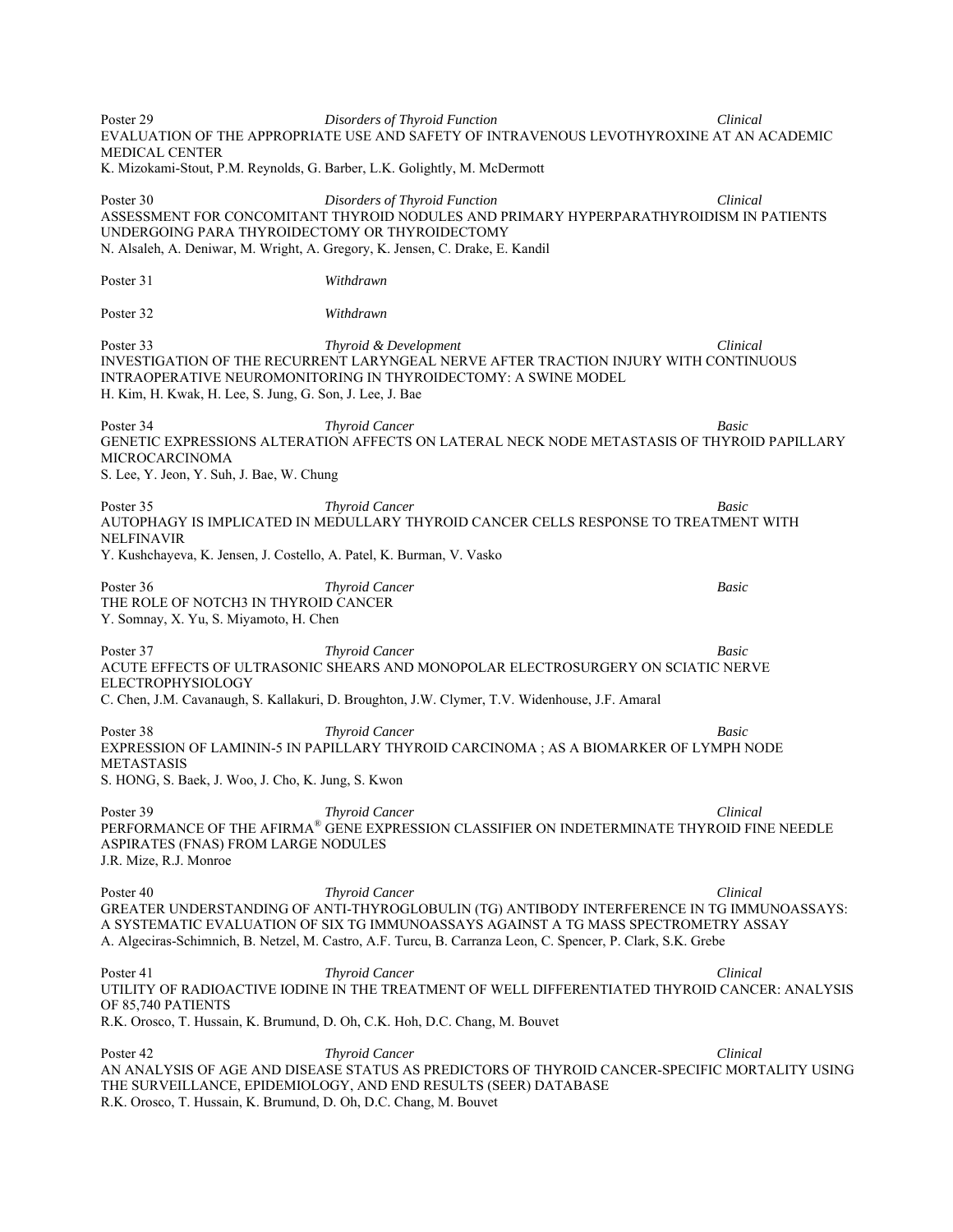Poster 29 *Disorders of Thyroid Function* *Clinical*
EVALUATION OF THE APPROPRIATE USE AND SAFETY OF INTRAVENOUS LEVOTHYROXINE AT AN ACADEMIC MEDICAL CENTER
K. Mizokami-Stout, P.M. Reynolds, G. Barber, L.K. Golightly, M. McDermott

Poster 30 *Disorders of Thyroid Function* *Clinical*
ASSESSMENT FOR CONCOMITANT THYROID NODULES AND PRIMARY HYPERPARATHYROIDISM IN PATIENTS UNDERGOING PARA THYROIDECTOMY OR THYROIDECTOMY
N. Alsaleh, A. Deniwar, M. Wright, A. Gregory, K. Jensen, C. Drake, E. Kandil

Poster 31 *Withdrawn*

Poster 32 *Withdrawn*

Poster 33 *Thyroid & Development* *Clinical*
INVESTIGATION OF THE RECURRENT LARYNGEAL NERVE AFTER TRACTION INJURY WITH CONTINUOUS INTRAOPERATIVE NEUROMONITORING IN THYROIDECTOMY: A SWINE MODEL
H. Kim, H. Kwak, H. Lee, S. Jung, G. Son, J. Lee, J. Bae

Poster 34 *Thyroid Cancer* *Basic*
GENETIC EXPRESSIONS ALTERATION AFFECTS ON LATERAL NECK NODE METASTASIS OF THYROID PAPILLARY MICROCARCINOMA
S. Lee, Y. Jeon, Y. Suh, J. Bae, W. Chung

Poster 35 *Thyroid Cancer* *Basic*
AUTOPHAGY IS IMPLICATED IN MEDULLARY THYROID CANCER CELLS RESPONSE TO TREATMENT WITH NELFINAVIR
Y. Kushchayeva, K. Jensen, J. Costello, A. Patel, K. Burman, V. Vasko

Poster 36 *Thyroid Cancer* *Basic*
THE ROLE OF NOTCH3 IN THYROID CANCER
Y. Somnay, X. Yu, S. Miyamoto, H. Chen

Poster 37 *Thyroid Cancer* *Basic*
ACUTE EFFECTS OF ULTRASONIC SHEARS AND MONOPOLAR ELECTROSURGERY ON SCIATIC NERVE ELECTROPHYSIOLOGY
C. Chen, J.M. Cavanaugh, S. Kallakuri, D. Broughton, J.W. Clymer, T.V. Widenhouse, J.F. Amaral

Poster 38 *Thyroid Cancer* *Basic*
EXPRESSION OF LAMININ-5 IN PAPILLARY THYROID CARCINOMA ; AS A BIOMARKER OF LYMPH NODE METASTASIS
S. HONG, S. Baek, J. Woo, J. Cho, K. Jung, S. Kwon

Poster 39 *Thyroid Cancer* *Clinical*
PERFORMANCE OF THE AFIRMA® GENE EXPRESSION CLASSIFIER ON INDETERMINATE THYROID FINE NEEDLE ASPIRATES (FNAS) FROM LARGE NODULES
J.R. Mize, R.J. Monroe

Poster 40 *Thyroid Cancer* *Clinical*
GREATER UNDERSTANDING OF ANTI-THYROGLOBULIN (TG) ANTIBODY INTERFERENCE IN TG IMMUNOASSAYS: A SYSTEMATIC EVALUATION OF SIX TG IMMUNOASSAYS AGAINST A TG MASS SPECTROMETRY ASSAY
A. Algeciras-Schimnich, B. Netzel, M. Castro, A.F. Turcu, B. Carranza Leon, C. Spencer, P. Clark, S.K. Grebe

Poster 41 *Thyroid Cancer* *Clinical*
UTILITY OF RADIOACTIVE IODINE IN THE TREATMENT OF WELL DIFFERENTIATED THYROID CANCER: ANALYSIS OF 85,740 PATIENTS
R.K. Orosco, T. Hussain, K. Brumund, D. Oh, C.K. Hoh, D.C. Chang, M. Bouvet

Poster 42 *Thyroid Cancer* *Clinical*
AN ANALYSIS OF AGE AND DISEASE STATUS AS PREDICTORS OF THYROID CANCER-SPECIFIC MORTALITY USING THE SURVEILLANCE, EPIDEMIOLOGY, AND END RESULTS (SEER) DATABASE
R.K. Orosco, T. Hussain, K. Brumund, D. Oh, D.C. Chang, M. Bouvet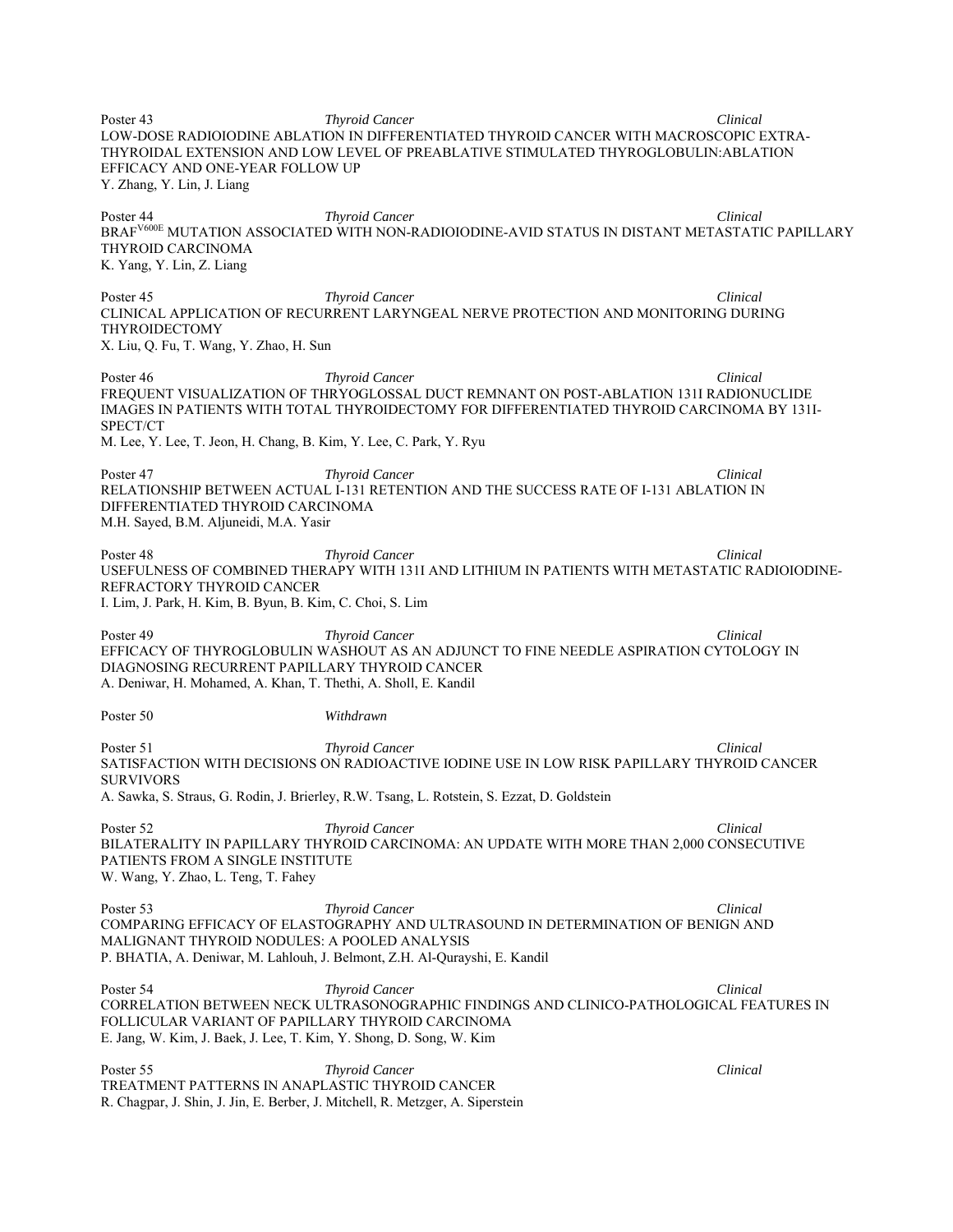Poster 43 *Thyroid Cancer* *Clinical*

LOW-DOSE RADIOIODINE ABLATION IN DIFFERENTIATED THYROID CANCER WITH MACROSCOPIC EXTRA-THYROIDAL EXTENSION AND LOW LEVEL OF PREABLATIVE STIMULATED THYROGLOBULIN:ABLATION EFFICACY AND ONE-YEAR FOLLOW UP

Y. Zhang, Y. Lin, J. Liang

Poster 44 *Thyroid Cancer* *Clinical*

$BRAF^{V600E}$ MUTATION ASSOCIATED WITH NON-RADIOIODINE-AVID STATUS IN DISTANT METASTATIC PAPILLARY THYROID CARCINOMA

K. Yang, Y. Lin, Z. Liang

Poster 45 *Thyroid Cancer* *Clinical*

CLINICAL APPLICATION OF RECURRENT LARYNGEAL NERVE PROTECTION AND MONITORING DURING THYROIDECTOMY

X. Liu, Q. Fu, T. Wang, Y. Zhao, H. Sun

Poster 46 *Thyroid Cancer* *Clinical*

FREQUENT VISUALIZATION OF THRYOGLOSSAL DUCT REMNANT ON POST-ABLATION 131I RADIONUCLIDE IMAGES IN PATIENTS WITH TOTAL THYROIDECTOMY FOR DIFFERENTIATED THYROID CARCINOMA BY 131I-SPECT/CT

M. Lee, Y. Lee, T. Jeon, H. Chang, B. Kim, Y. Lee, C. Park, Y. Ryu

Poster 47 *Thyroid Cancer* *Clinical*

RELATIONSHIP BETWEEN ACTUAL I-131 RETENTION AND THE SUCCESS RATE OF I-131 ABLATION IN DIFFERENTIATED THYROID CARCINOMA

M.H. Sayed, B.M. Aljuneidi, M.A. Yasir

Poster 48 *Thyroid Cancer* *Clinical*

USEFULNESS OF COMBINED THERAPY WITH 131I AND LITHIUM IN PATIENTS WITH METASTATIC RADIOIODINE-REFRACTORY THYROID CANCER

I. Lim, J. Park, H. Kim, B. Byun, B. Kim, C. Choi, S. Lim

Poster 49 *Thyroid Cancer* *Clinical*

EFFICACY OF THYROGLOBULIN WASHOUT AS AN ADJUNCT TO FINE NEEDLE ASPIRATION CYTOLOGY IN DIAGNOSING RECURRENT PAPILLARY THYROID CANCER

A. Deniwar, H. Mohamed, A. Khan, T. Thethi, A. Sholl, E. Kandil

Poster 50 *Withdrawn*

Poster 51 *Thyroid Cancer* *Clinical*

SATISFACTION WITH DECISIONS ON RADIOACTIVE IODINE USE IN LOW RISK PAPILLARY THYROID CANCER SURVIVORS

A. Sawka, S. Straus, G. Rodin, J. Brierley, R.W. Tsang, L. Rotstein, S. Ezzat, D. Goldstein

Poster 52 *Thyroid Cancer* *Clinical*

BILATERALITY IN PAPILLARY THYROID CARCINOMA: AN UPDATE WITH MORE THAN 2,000 CONSECUTIVE PATIENTS FROM A SINGLE INSTITUTE

W. Wang, Y. Zhao, L. Teng, T. Fahey

Poster 53 *Thyroid Cancer* *Clinical*

COMPARING EFFICACY OF ELASTOGRAPHY AND ULTRASOUND IN DETERMINATION OF BENIGN AND MALIGNANT THYROID NODULES: A POOLED ANALYSIS

P. BHATIA, A. Deniwar, M. Lahlouh, J. Belmont, Z.H. Al-Qurayshi, E. Kandil

Poster 54 *Thyroid Cancer* *Clinical*

CORRELATION BETWEEN NECK ULTRASONOGRAPHIC FINDINGS AND CLINICO-PATHOLOGICAL FEATURES IN FOLLICULAR VARIANT OF PAPILLARY THYROID CARCINOMA

E. Jang, W. Kim, J. Baek, J. Lee, T. Kim, Y. Shong, D. Song, W. Kim

Poster 55 *Thyroid Cancer* *Clinical*

TREATMENT PATTERNS IN ANAPLASTIC THYROID CANCER

R. Chagpar, J. Shin, J. Jin, E. Berber, J. Mitchell, R. Metzger, A. Siperstein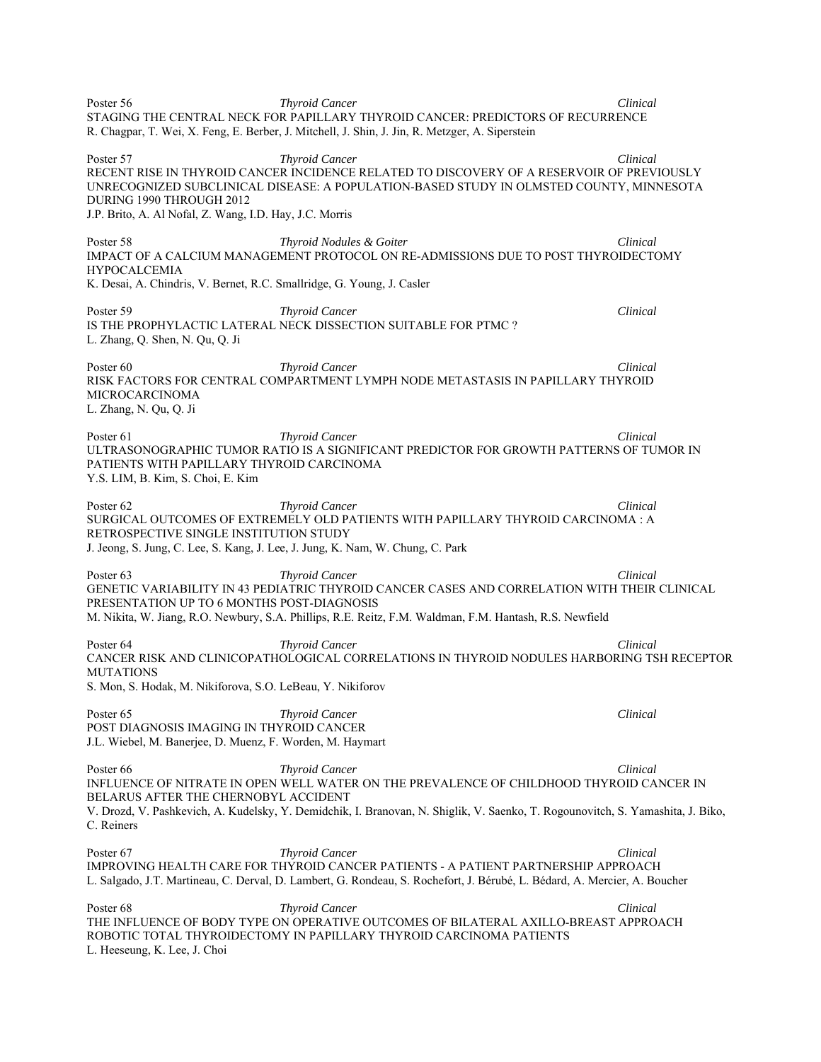Poster 56 *Thyroid Cancer* *Clinical*
STAGING THE CENTRAL NECK FOR PAPILLARY THYROID CANCER: PREDICTORS OF RECURRENCE
R. Chagpar, T. Wei, X. Feng, E. Berber, J. Mitchell, J. Shin, J. Jin, R. Metzger, A. Siperstein

Poster 57 *Thyroid Cancer* *Clinical*
RECENT RISE IN THYROID CANCER INCIDENCE RELATED TO DISCOVERY OF A RESERVOIR OF PREVIOUSLY UNRECOGNIZED SUBCLINICAL DISEASE: A POPULATION-BASED STUDY IN OLMSTED COUNTY, MINNESOTA DURING 1990 THROUGH 2012
J.P. Brito, A. Al Nofal, Z. Wang, I.D. Hay, J.C. Morris

Poster 58 *Thyroid Nodules & Goiter* *Clinical*
IMPACT OF A CALCIUM MANAGEMENT PROTOCOL ON RE-ADMISSIONS DUE TO POST THYROIDECTOMY HYPOCALCEMIA
K. Desai, A. Chindris, V. Bernet, R.C. Smallridge, G. Young, J. Casler

Poster 59 *Thyroid Cancer* *Clinical*
IS THE PROPHYLACTIC LATERAL NECK DISSECTION SUITABLE FOR PTMC ?
L. Zhang, Q. Shen, N. Qu, Q. Ji

Poster 60 *Thyroid Cancer* *Clinical*
RISK FACTORS FOR CENTRAL COMPARTMENT LYMPH NODE METASTASIS IN PAPILLARY THYROID MICROCARCINOMA
L. Zhang, N. Qu, Q. Ji

Poster 61 *Thyroid Cancer* *Clinical*
ULTRASONOGRAPHIC TUMOR RATIO IS A SIGNIFICANT PREDICTOR FOR GROWTH PATTERNS OF TUMOR IN PATIENTS WITH PAPILLARY THYROID CARCINOMA
Y.S. LIM, B. Kim, S. Choi, E. Kim

Poster 62 *Thyroid Cancer* *Clinical*
SURGICAL OUTCOMES OF EXTREMELY OLD PATIENTS WITH PAPILLARY THYROID CARCINOMA : A RETROSPECTIVE SINGLE INSTITUTION STUDY
J. Jeong, S. Jung, C. Lee, S. Kang, J. Lee, J. Jung, K. Nam, W. Chung, C. Park

Poster 63 *Thyroid Cancer* *Clinical*
GENETIC VARIABILITY IN 43 PEDIATRIC THYROID CANCER CASES AND CORRELATION WITH THEIR CLINICAL PRESENTATION UP TO 6 MONTHS POST-DIAGNOSIS
M. Nikita, W. Jiang, R.O. Newbury, S.A. Phillips, R.E. Reitz, F.M. Waldman, F.M. Hantash, R.S. Newfield

Poster 64 *Thyroid Cancer* *Clinical*
CANCER RISK AND CLINICOPATHOLOGICAL CORRELATIONS IN THYROID NODULES HARBORING TSH RECEPTOR MUTATIONS
S. Mon, S. Hodak, M. Nikiforova, S.O. LeBeau, Y. Nikiforov

Poster 65 *Thyroid Cancer* *Clinical*
POST DIAGNOSIS IMAGING IN THYROID CANCER
J.L. Wiebel, M. Banerjee, D. Muenz, F. Worden, M. Haymart

Poster 66 *Thyroid Cancer* *Clinical*
INFLUENCE OF NITRATE IN OPEN WELL WATER ON THE PREVALENCE OF CHILDHOOD THYROID CANCER IN BELARUS AFTER THE CHERNOBYL ACCIDENT
V. Drozd, V. Pashkevich, A. Kudelsky, Y. Demidchik, I. Branovan, N. Shiglik, V. Saenko, T. Rogounovitch, S. Yamashita, J. Biko, C. Reiners

Poster 67 *Thyroid Cancer* *Clinical*
IMPROVING HEALTH CARE FOR THYROID CANCER PATIENTS - A PATIENT PARTNERSHIP APPROACH
L. Salgado, J.T. Martineau, C. Derval, D. Lambert, G. Rondeau, S. Rochefort, J. Bérubé, L. Bédard, A. Mercier, A. Boucher

Poster 68 *Thyroid Cancer* *Clinical*
THE INFLUENCE OF BODY TYPE ON OPERATIVE OUTCOMES OF BILATERAL AXILLO-BREAST APPROACH ROBOTIC TOTAL THYROIDECTOMY IN PAPILLARY THYROID CARCINOMA PATIENTS
L. Heeseung, K. Lee, J. Choi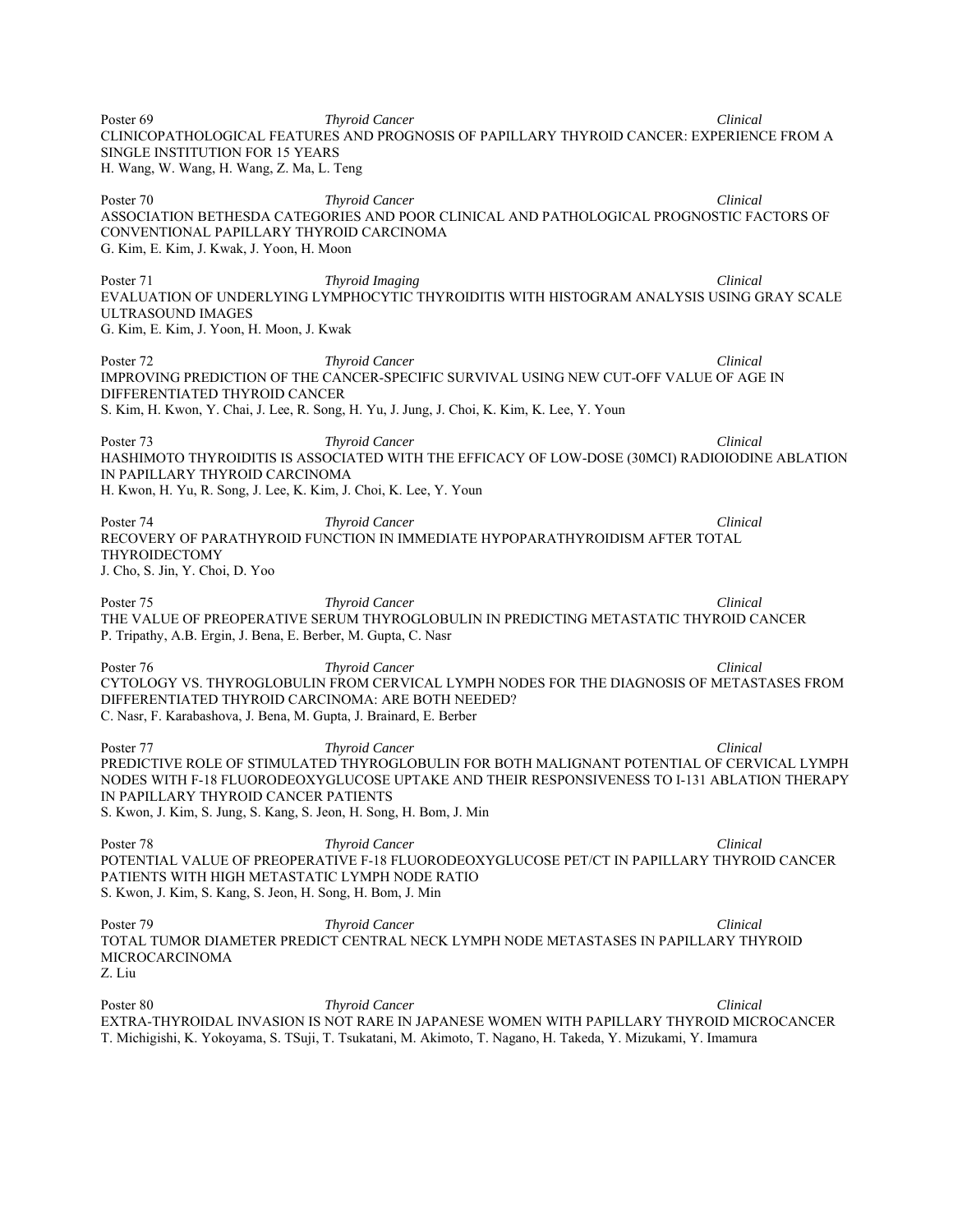Poster 69 *Thyroid Cancer* *Clinical*
CLINICOPATHOLOGICAL FEATURES AND PROGNOSIS OF PAPILLARY THYROID CANCER: EXPERIENCE FROM A SINGLE INSTITUTION FOR 15 YEARS
H. Wang, W. Wang, H. Wang, Z. Ma, L. Teng

Poster 70 *Thyroid Cancer* *Clinical*
ASSOCIATION BETHESDA CATEGORIES AND POOR CLINICAL AND PATHOLOGICAL PROGNOSTIC FACTORS OF CONVENTIONAL PAPILLARY THYROID CARCINOMA
G. Kim, E. Kim, J. Kwak, J. Yoon, H. Moon

Poster 71 *Thyroid Imaging* *Clinical*
EVALUATION OF UNDERLYING LYMPHOCYTIC THYROIDITIS WITH HISTOGRAM ANALYSIS USING GRAY SCALE ULTRASOUND IMAGES
G. Kim, E. Kim, J. Yoon, H. Moon, J. Kwak

Poster 72 *Thyroid Cancer* *Clinical*
IMPROVING PREDICTION OF THE CANCER-SPECIFIC SURVIVAL USING NEW CUT-OFF VALUE OF AGE IN DIFFERENTIATED THYROID CANCER
S. Kim, H. Kwon, Y. Chai, J. Lee, R. Song, H. Yu, J. Jung, J. Choi, K. Kim, K. Lee, Y. Youn

Poster 73 *Thyroid Cancer* *Clinical*
HASHIMOTO THYROIDITIS IS ASSOCIATED WITH THE EFFICACY OF LOW-DOSE (30MCI) RADIOIODINE ABLATION IN PAPILLARY THYROID CARCINOMA
H. Kwon, H. Yu, R. Song, J. Lee, K. Kim, J. Choi, K. Lee, Y. Youn

Poster 74 *Thyroid Cancer* *Clinical*
RECOVERY OF PARATHYROID FUNCTION IN IMMEDIATE HYPOPARATHYROIDISM AFTER TOTAL THYROIDECTOMY
J. Cho, S. Jin, Y. Choi, D. Yoo

Poster 75 *Thyroid Cancer* *Clinical*
THE VALUE OF PREOPERATIVE SERUM THYROGLOBULIN IN PREDICTING METASTATIC THYROID CANCER
P. Tripathy, A.B. Ergin, J. Bena, E. Berber, M. Gupta, C. Nasr

Poster 76 *Thyroid Cancer* *Clinical*
CYTOLOGY VS. THYROGLOBULIN FROM CERVICAL LYMPH NODES FOR THE DIAGNOSIS OF METASTASES FROM DIFFERENTIATED THYROID CARCINOMA: ARE BOTH NEEDED?
C. Nasr, F. Karabashova, J. Bena, M. Gupta, J. Brainard, E. Berber

Poster 77 *Thyroid Cancer* *Clinical*
PREDICTIVE ROLE OF STIMULATED THYROGLOBULIN FOR BOTH MALIGNANT POTENTIAL OF CERVICAL LYMPH NODES WITH F-18 FLUORODEOXYGLUCOSE UPTAKE AND THEIR RESPONSIVENESS TO I-131 ABLATION THERAPY IN PAPILLARY THYROID CANCER PATIENTS
S. Kwon, J. Kim, S. Jung, S. Kang, S. Jeon, H. Song, H. Bom, J. Min

Poster 78 *Thyroid Cancer* *Clinical*
POTENTIAL VALUE OF PREOPERATIVE F-18 FLUORODEOXYGLUCOSE PET/CT IN PAPILLARY THYROID CANCER PATIENTS WITH HIGH METASTATIC LYMPH NODE RATIO
S. Kwon, J. Kim, S. Kang, S. Jeon, H. Song, H. Bom, J. Min

Poster 79 *Thyroid Cancer* *Clinical*
TOTAL TUMOR DIAMETER PREDICT CENTRAL NECK LYMPH NODE METASTASES IN PAPILLARY THYROID MICROCARCINOMA
Z. Liu

Poster 80 *Thyroid Cancer* *Clinical*
EXTRA-THYROIDAL INVASION IS NOT RARE IN JAPANESE WOMEN WITH PAPILLARY THYROID MICROCANCER
T. Michigishi, K. Yokoyama, S. TSuji, T. Tsukatani, M. Akimoto, T. Nagano, H. Takeda, Y. Mizukami, Y. Imamura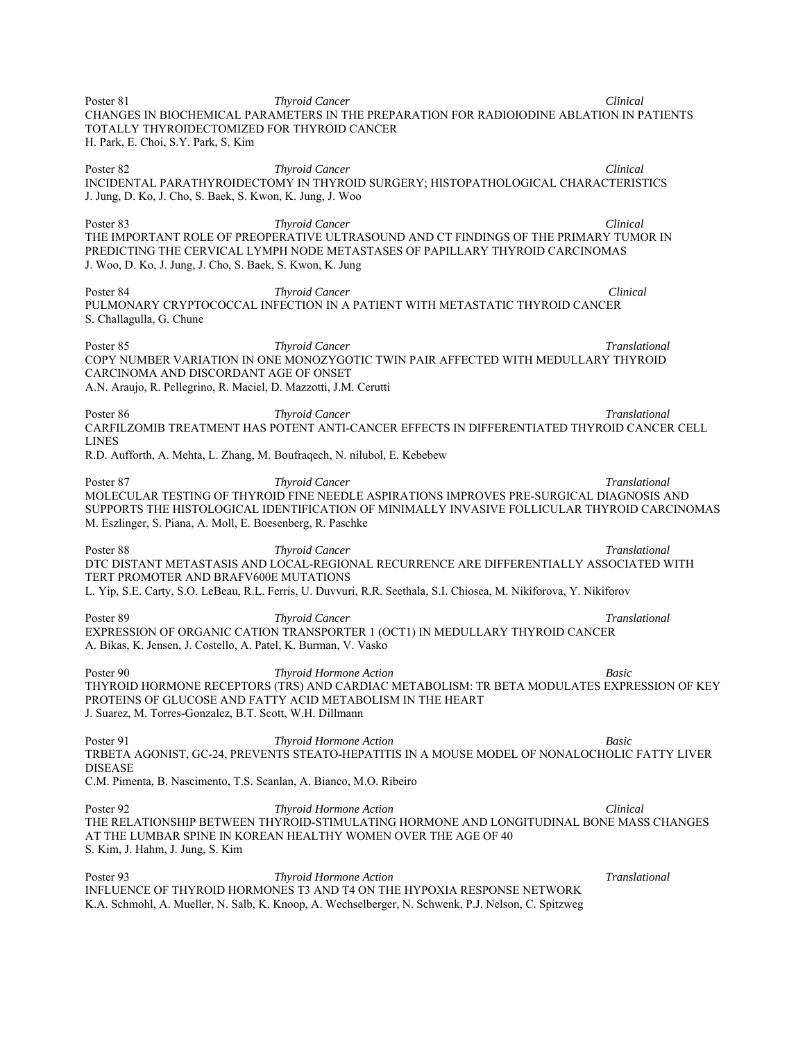Poster 81 *Thyroid Cancer* *Clinical*
CHANGES IN BIOCHEMICAL PARAMETERS IN THE PREPARATION FOR RADIOIODINE ABLATION IN PATIENTS TOTALLY THYROIDECTOMIZED FOR THYROID CANCER
H. Park, E. Choi, S.Y. Park, S. Kim

Poster 82 *Thyroid Cancer* *Clinical*
INCIDENTAL PARATHYROIDECTOMY IN THYROID SURGERY; HISTOPATHOLOGICAL CHARACTERISTICS
J. Jung, D. Ko, J. Cho, S. Baek, S. Kwon, K. Jung, J. Woo

Poster 83 *Thyroid Cancer* *Clinical*
THE IMPORTANT ROLE OF PREOPERATIVE ULTRASOUND AND CT FINDINGS OF THE PRIMARY TUMOR IN PREDICTING THE CERVICAL LYMPH NODE METASTASES OF PAPILLARY THYROID CARCINOMAS
J. Woo, D. Ko, J. Jung, J. Cho, S. Baek, S. Kwon, K. Jung

Poster 84 *Thyroid Cancer* *Clinical*
PULMONARY CRYPTOCOCCAL INFECTION IN A PATIENT WITH METASTATIC THYROID CANCER
S. Challagulla, G. Chune

Poster 85 *Thyroid Cancer* *Translational*
COPY NUMBER VARIATION IN ONE MONOZYGOTIC TWIN PAIR AFFECTED WITH MEDULLARY THYROID CARCINOMA AND DISCORDANT AGE OF ONSET
A.N. Araujo, R. Pellegrino, R. Maciel, D. Mazzotti, J.M. Cerutti

Poster 86 *Thyroid Cancer* *Translational*
CARFILZOMIB TREATMENT HAS POTENT ANTI-CANCER EFFECTS IN DIFFERENTIATED THYROID CANCER CELL LINES
R.D. Aufforth, A. Mehta, L. Zhang, M. Boufraqech, N. nilubol, E. Kebebew

Poster 87 *Thyroid Cancer* *Translational*
MOLECULAR TESTING OF THYROID FINE NEEDLE ASPIRATIONS IMPROVES PRE-SURGICAL DIAGNOSIS AND SUPPORTS THE HISTOLOGICAL IDENTIFICATION OF MINIMALLY INVASIVE FOLLICULAR THYROID CARCINOMAS
M. Eszlinger, S. Piana, A. Moll, E. Boesenberg, R. Paschke

Poster 88 *Thyroid Cancer* *Translational*
DTC DISTANT METASTASIS AND LOCAL-REGIONAL RECURRENCE ARE DIFFERENTIALLY ASSOCIATED WITH TERT PROMOTER AND BRAFV600E MUTATIONS
L. Yip, S.E. Carty, S.O. LeBeau, R.L. Ferris, U. Duvvuri, R.R. Seethala, S.I. Chiosea, M. Nikiforova, Y. Nikiforov

Poster 89 *Thyroid Cancer* *Translational*
EXPRESSION OF ORGANIC CATION TRANSPORTER 1 (OCT1) IN MEDULLARY THYROID CANCER
A. Bikas, K. Jensen, J. Costello, A. Patel, K. Burman, V. Vasko

Poster 90 *Thyroid Hormone Action* *Basic*
THYROID HORMONE RECEPTORS (TRS) AND CARDIAC METABOLISM: TR BETA MODULATES EXPRESSION OF KEY PROTEINS OF GLUCOSE AND FATTY ACID METABOLISM IN THE HEART
J. Suarez, M. Torres-Gonzalez, B.T. Scott, W.H. Dillmann

Poster 91 *Thyroid Hormone Action* *Basic*
TRBETA AGONIST, GC-24, PREVENTS STEATO-HEPATITIS IN A MOUSE MODEL OF NONALOCHOLIC FATTY LIVER DISEASE
C.M. Pimenta, B. Nascimento, T.S. Scanlan, A. Bianco, M.O. Ribeiro

Poster 92 *Thyroid Hormone Action* *Clinical*
THE RELATIONSHIP BETWEEN THYROID-STIMULATING HORMONE AND LONGITUDINAL BONE MASS CHANGES AT THE LUMBAR SPINE IN KOREAN HEALTHY WOMEN OVER THE AGE OF 40
S. Kim, J. Hahm, J. Jung, S. Kim

Poster 93 *Thyroid Hormone Action* *Translational*
INFLUENCE OF THYROID HORMONES T3 AND T4 ON THE HYPOXIA RESPONSE NETWORK
K.A. Schmohl, A. Mueller, N. Salb, K. Knoop, A. Wechselberger, N. Schwenk, P.J. Nelson, C. Spitzweg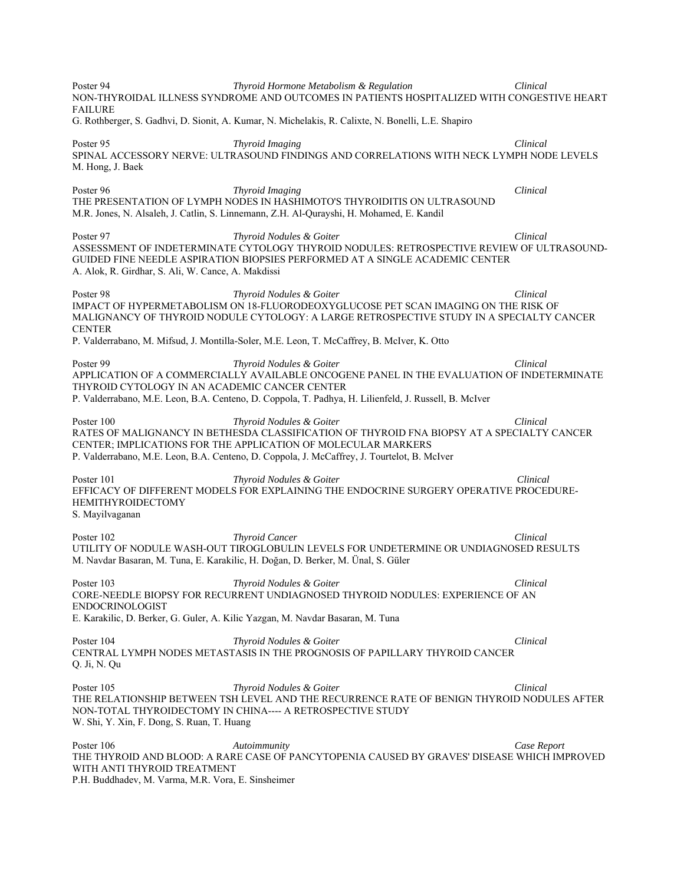Poster 94 *Thyroid Hormone Metabolism & Regulation* *Clinical*
NON-THYROIDAL ILLNESS SYNDROME AND OUTCOMES IN PATIENTS HOSPITALIZED WITH CONGESTIVE HEART FAILURE
G. Rothberger, S. Gadhvi, D. Sionit, A. Kumar, N. Michelakis, R. Calixte, N. Bonelli, L.E. Shapiro

Poster 95 *Thyroid Imaging* *Clinical*
SPINAL ACCESSORY NERVE: ULTRASOUND FINDINGS AND CORRELATIONS WITH NECK LYMPH NODE LEVELS
M. Hong, J. Baek

Poster 96 *Thyroid Imaging* *Clinical*
THE PRESENTATION OF LYMPH NODES IN HASHIMOTO'S THYROIDITIS ON ULTRASOUND
M.R. Jones, N. Alsaleh, J. Catlin, S. Linnemann, Z.H. Al-Qurayshi, H. Mohamed, E. Kandil

Poster 97 *Thyroid Nodules & Goiter* *Clinical*
ASSESSMENT OF INDETERMINATE CYTOLOGY THYROID NODULES: RETROSPECTIVE REVIEW OF ULTRASOUND-GUIDED FINE NEEDLE ASPIRATION BIOPSIES PERFORMED AT A SINGLE ACADEMIC CENTER
A. Alok, R. Girdhar, S. Ali, W. Cance, A. Makdissi

Poster 98 *Thyroid Nodules & Goiter* *Clinical*
IMPACT OF HYPERMETABOLISM ON 18-FLUORODEOXYGLUCOSE PET SCAN IMAGING ON THE RISK OF MALIGNANCY OF THYROID NODULE CYTOLOGY: A LARGE RETROSPECTIVE STUDY IN A SPECIALTY CANCER CENTER
P. Valderrabano, M. Mifsud, J. Montilla-Soler, M.E. Leon, T. McCaffrey, B. McIver, K. Otto

Poster 99 *Thyroid Nodules & Goiter* *Clinical*
APPLICATION OF A COMMERCIALLY AVAILABLE ONCOGENE PANEL IN THE EVALUATION OF INDETERMINATE THYROID CYTOLOGY IN AN ACADEMIC CANCER CENTER
P. Valderrabano, M.E. Leon, B.A. Centeno, D. Coppola, T. Padhya, H. Lilienfeld, J. Russell, B. McIver

Poster 100 *Thyroid Nodules & Goiter* *Clinical*
RATES OF MALIGNANCY IN BETHESDA CLASSIFICATION OF THYROID FNA BIOPSY AT A SPECIALTY CANCER CENTER; IMPLICATIONS FOR THE APPLICATION OF MOLECULAR MARKERS
P. Valderrabano, M.E. Leon, B.A. Centeno, D. Coppola, J. McCaffrey, J. Tourtelot, B. McIver

Poster 101 *Thyroid Nodules & Goiter* *Clinical*
EFFICACY OF DIFFERENT MODELS FOR EXPLAINING THE ENDOCRINE SURGERY OPERATIVE PROCEDURE-HEMITHYROIDECTOMY
S. Mayilvaganan

Poster 102 *Thyroid Cancer* *Clinical*
UTILITY OF NODULE WASH-OUT TIROGLOBULIN LEVELS FOR UNDETERMINE OR UNDIAGNOSED RESULTS
M. Navdar Basaran, M. Tuna, E. Karakilic, H. Doğan, D. Berker, M. Ünal, S. Güler

Poster 103 *Thyroid Nodules & Goiter* *Clinical*
CORE-NEEDLE BIOPSY FOR RECURRENT UNDIAGNOSED THYROID NODULES: EXPERIENCE OF AN ENDOCRINOLOGIST
E. Karakilic, D. Berker, G. Guler, A. Kilic Yazgan, M. Navdar Basaran, M. Tuna

Poster 104 *Thyroid Nodules & Goiter* *Clinical*
CENTRAL LYMPH NODES METASTASIS IN THE PROGNOSIS OF PAPILLARY THYROID CANCER
Q. Ji, N. Qu

Poster 105 *Thyroid Nodules & Goiter* *Clinical*
THE RELATIONSHIP BETWEEN TSH LEVEL AND THE RECURRENCE RATE OF BENIGN THYROID NODULES AFTER NON-TOTAL THYROIDECTOMY IN CHINA---- A RETROSPECTIVE STUDY
W. Shi, Y. Xin, F. Dong, S. Ruan, T. Huang

Poster 106 *Autoimmunity* *Case Report*
THE THYROID AND BLOOD: A RARE CASE OF PANCYTOPENIA CAUSED BY GRAVES' DISEASE WHICH IMPROVED WITH ANTI THYROID TREATMENT
P.H. Buddhadev, M. Varma, M.R. Vora, E. Sinsheimer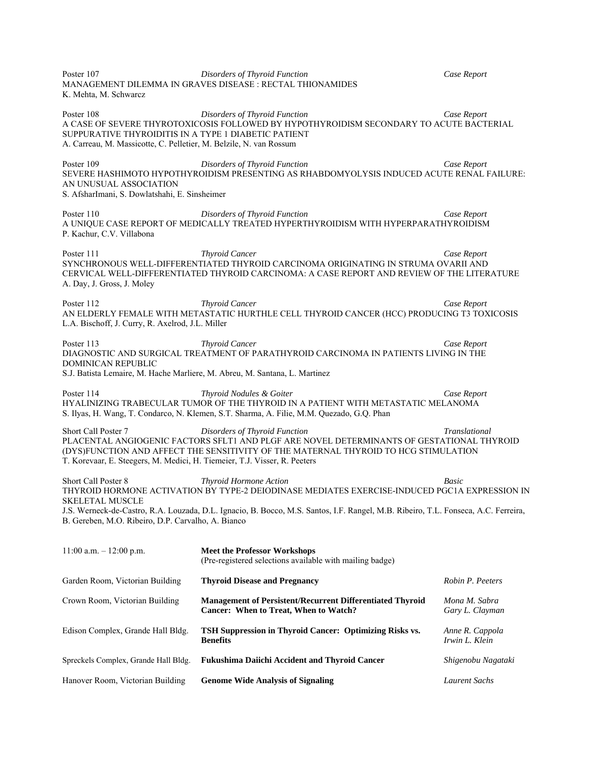Poster 107 *Disorders of Thyroid Function* *Case Report*
MANAGEMENT DILEMMA IN GRAVES DISEASE : RECTAL THIONAMIDES
K. Mehta, M. Schwarcz

Poster 108 *Disorders of Thyroid Function* *Case Report*
A CASE OF SEVERE THYROTOXICOSIS FOLLOWED BY HYPOTHYROIDISM SECONDARY TO ACUTE BACTERIAL SUPPURATIVE THYROIDITIS IN A TYPE 1 DIABETIC PATIENT
A. Carreau, M. Massicotte, C. Pelletier, M. Belzile, N. van Rossum

Poster 109 *Disorders of Thyroid Function* *Case Report*
SEVERE HASHIMOTO HYPOTHYROIDISM PRESENTING AS RHABDOMYOLYSIS INDUCED ACUTE RENAL FAILURE: AN UNUSUAL ASSOCIATION
S. AfsharImani, S. Dowlatshahi, E. Sinsheimer

Poster 110 *Disorders of Thyroid Function* *Case Report*
A UNIQUE CASE REPORT OF MEDICALLY TREATED HYPERTHYROIDISM WITH HYPERPARATHYROIDISM
P. Kachur, C.V. Villabona

Poster 111 *Thyroid Cancer* *Case Report*
SYNCHRONOUS WELL-DIFFERENTIATED THYROID CARCINOMA ORIGINATING IN STRUMA OVARII AND CERVICAL WELL-DIFFERENTIATED THYROID CARCINOMA: A CASE REPORT AND REVIEW OF THE LITERATURE
A. Day, J. Gross, J. Moley

Poster 112 *Thyroid Cancer* *Case Report*
AN ELDERLY FEMALE WITH METASTATIC HURTHLE CELL THYROID CANCER (HCC) PRODUCING T3 TOXICOSIS
L.A. Bischoff, J. Curry, R. Axelrod, J.L. Miller

Poster 113 *Thyroid Cancer* *Case Report*
DIAGNOSTIC AND SURGICAL TREATMENT OF PARATHYROID CARCINOMA IN PATIENTS LIVING IN THE DOMINICAN REPUBLIC
S.J. Batista Lemaire, M. Hache Marliere, M. Abreu, M. Santana, L. Martinez

Poster 114 *Thyroid Nodules & Goiter* *Case Report*
HYALINIZING TRABECULAR TUMOR OF THE THYROID IN A PATIENT WITH METASTATIC MELANOMA
S. Ilyas, H. Wang, T. Condarco, N. Klemen, S.T. Sharma, A. Filie, M.M. Quezado, G.Q. Phan

Short Call Poster 7 *Disorders of Thyroid Function* *Translational*
PLACENTAL ANGIOGENIC FACTORS SFLT1 AND PLGF ARE NOVEL DETERMINANTS OF GESTATIONAL THYROID (DYS)FUNCTION AND AFFECT THE SENSITIVITY OF THE MATERNAL THYROID TO HCG STIMULATION
T. Korevaar, E. Steegers, M. Medici, H. Tiemeier, T.J. Visser, R. Peeters

Short Call Poster 8 *Thyroid Hormone Action* *Basic*
THYROID HORMONE ACTIVATION BY TYPE-2 DEIODINASE MEDIATES EXERCISE-INDUCED PGC1A EXPRESSION IN SKELETAL MUSCLE
J.S. Werneck-de-Castro, R.A. Louzada, D.L. Ignacio, B. Bocco, M.S. Santos, I.F. Rangel, M.B. Ribeiro, T.L. Fonseca, A.C. Ferreira, B. Gereben, M.O. Ribeiro, D.P. Carvalho, A. Bianco

| 11:00 a.m. – 12:00 p.m. | **Meet the Professor Workshops** (Pre-registered selections available with mailing badge) | |
|---|---|---|
| Garden Room, Victorian Building | **Thyroid Disease and Pregnancy** | *Robin P. Peeters* |
| Crown Room, Victorian Building | **Management of Persistent/Recurrent Differentiated Thyroid Cancer: When to Treat, When to Watch?** | *Mona M. Sabra*<br>*Gary L. Clayman* |
| Edison Complex, Grande Hall Bldg. | **TSH Suppression in Thyroid Cancer: Optimizing Risks vs. Benefits** | *Anne R. Cappola*<br>*Irwin L. Klein* |
| Spreckels Complex, Grande Hall Bldg. | **Fukushima Daiichi Accident and Thyroid Cancer** | *Shigenobu Nagataki* |
| Hanover Room, Victorian Building | **Genome Wide Analysis of Signaling** | *Laurent Sachs* |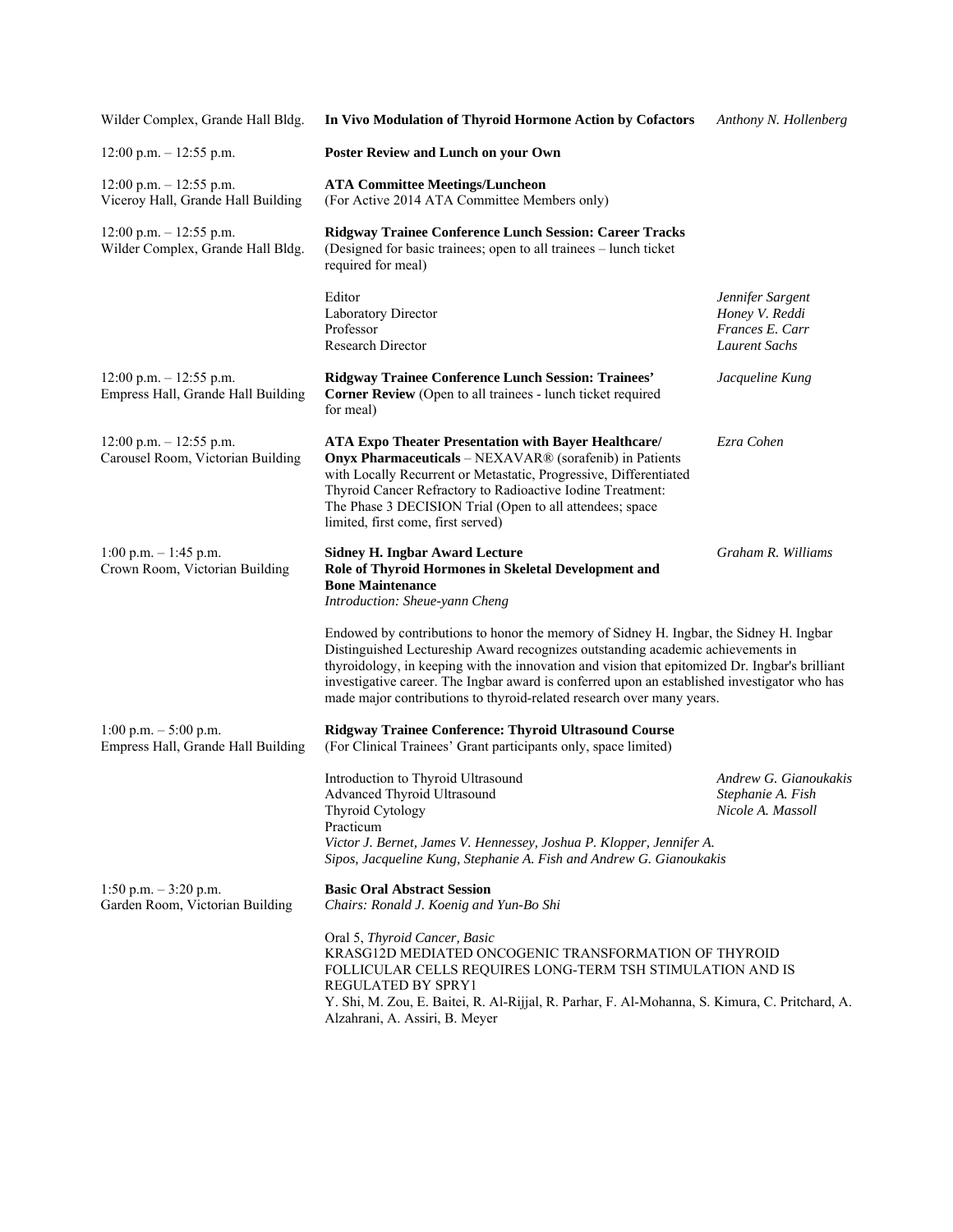Wilder Complex, Grande Hall Bldg. — **In Vivo Modulation of Thyroid Hormone Action by Cofactors** — *Anthony N. Hollenberg*

12:00 p.m. – 12:55 p.m.
**Poster Review and Lunch on your Own**

12:00 p.m. – 12:55 p.m.
Viceroy Hall, Grande Hall Building
**ATA Committee Meetings/Luncheon**
(For Active 2014 ATA Committee Members only)

12:00 p.m. – 12:55 p.m.
Wilder Complex, Grande Hall Bldg.
**Ridgway Trainee Conference Lunch Session: Career Tracks**
(Designed for basic trainees; open to all trainees – lunch ticket required for meal)

Editor — *Jennifer Sargent*
Laboratory Director — *Honey V. Reddi*
Professor — *Frances E. Carr*
Research Director — *Laurent Sachs*

12:00 p.m. – 12:55 p.m.
Empress Hall, Grande Hall Building
**Ridgway Trainee Conference Lunch Session: Trainees' Corner Review** (Open to all trainees - lunch ticket required for meal) — *Jacqueline Kung*

12:00 p.m. – 12:55 p.m.
Carousel Room, Victorian Building
**ATA Expo Theater Presentation with Bayer Healthcare/ Onyx Pharmaceuticals** – NEXAVAR® (sorafenib) in Patients with Locally Recurrent or Metastatic, Progressive, Differentiated Thyroid Cancer Refractory to Radioactive Iodine Treatment: The Phase 3 DECISION Trial (Open to all attendees; space limited, first come, first served) — *Ezra Cohen*

1:00 p.m. – 1:45 p.m.
Crown Room, Victorian Building
**Sidney H. Ingbar Award Lecture**
**Role of Thyroid Hormones in Skeletal Development and Bone Maintenance** — *Graham R. Williams*
*Introduction: Sheue-yann Cheng*

Endowed by contributions to honor the memory of Sidney H. Ingbar, the Sidney H. Ingbar Distinguished Lectureship Award recognizes outstanding academic achievements in thyroidology, in keeping with the innovation and vision that epitomized Dr. Ingbar's brilliant investigative career. The Ingbar award is conferred upon an established investigator who has made major contributions to thyroid-related research over many years.

1:00 p.m. – 5:00 p.m.
Empress Hall, Grande Hall Building
**Ridgway Trainee Conference: Thyroid Ultrasound Course**
(For Clinical Trainees' Grant participants only, space limited)

Introduction to Thyroid Ultrasound — *Andrew G. Gianoukakis*
Advanced Thyroid Ultrasound — *Stephanie A. Fish*
Thyroid Cytology — *Nicole A. Massoll*
Practicum
*Victor J. Bernet, James V. Hennessey, Joshua P. Klopper, Jennifer A. Sipos, Jacqueline Kung, Stephanie A. Fish and Andrew G. Gianoukakis*

1:50 p.m. – 3:20 p.m.
Garden Room, Victorian Building
**Basic Oral Abstract Session**
*Chairs: Ronald J. Koenig and Yun-Bo Shi*

Oral 5, *Thyroid Cancer, Basic*
KRASG12D MEDIATED ONCOGENIC TRANSFORMATION OF THYROID FOLLICULAR CELLS REQUIRES LONG-TERM TSH STIMULATION AND IS REGULATED BY SPRY1
Y. Shi, M. Zou, E. Baitei, R. Al-Rijjal, R. Parhar, F. Al-Mohanna, S. Kimura, C. Pritchard, A. Alzahrani, A. Assiri, B. Meyer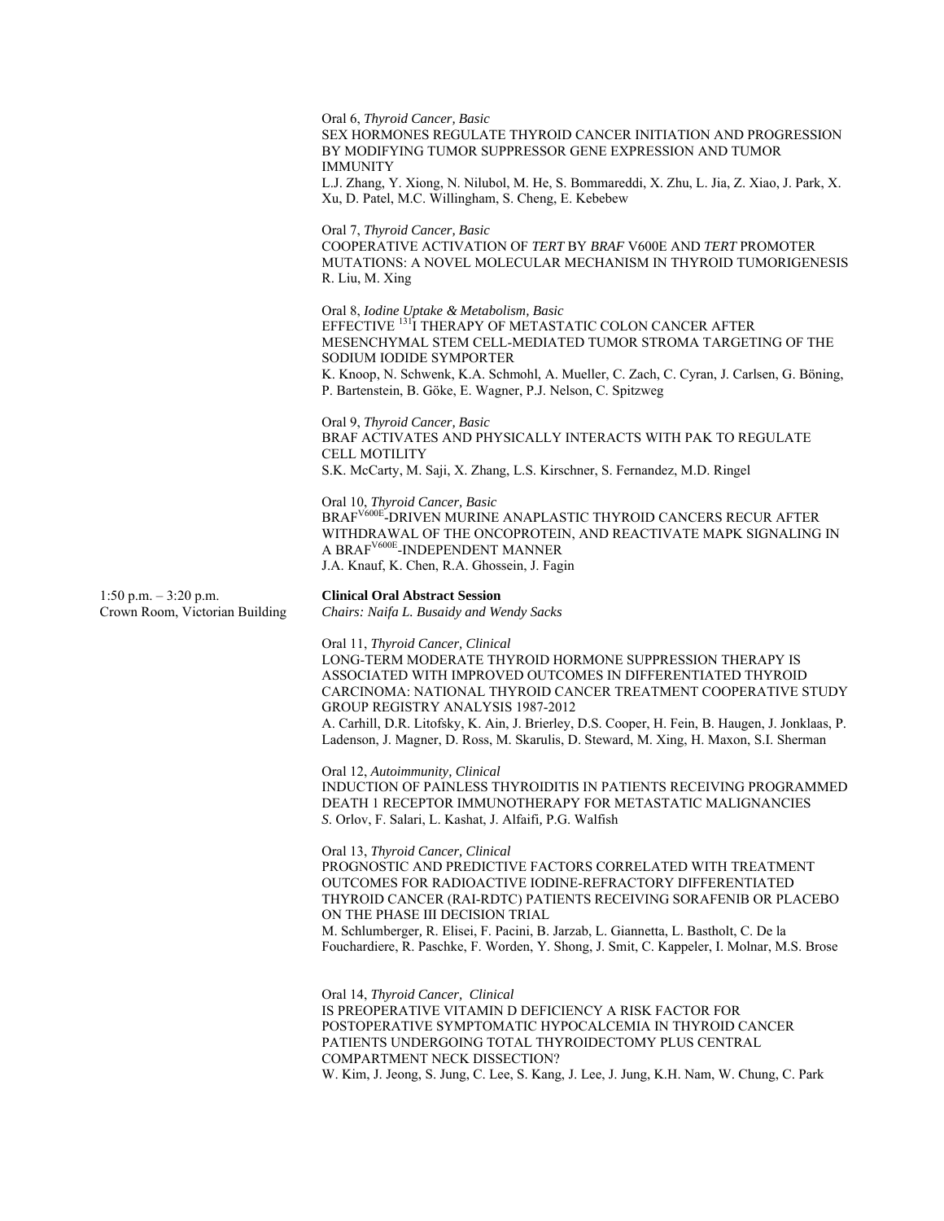Oral 6, *Thyroid Cancer, Basic*
SEX HORMONES REGULATE THYROID CANCER INITIATION AND PROGRESSION BY MODIFYING TUMOR SUPPRESSOR GENE EXPRESSION AND TUMOR IMMUNITY
L.J. Zhang, Y. Xiong, N. Nilubol, M. He, S. Bommareddi, X. Zhu, L. Jia, Z. Xiao, J. Park, X. Xu, D. Patel, M.C. Willingham, S. Cheng, E. Kebebew

Oral 7, *Thyroid Cancer, Basic*
COOPERATIVE ACTIVATION OF *TERT* BY *BRAF* V600E AND *TERT* PROMOTER MUTATIONS: A NOVEL MOLECULAR MECHANISM IN THYROID TUMORIGENESIS
R. Liu, M. Xing

Oral 8, *Iodine Uptake & Metabolism, Basic*
EFFECTIVE $^{131}$I THERAPY OF METASTATIC COLON CANCER AFTER MESENCHYMAL STEM CELL-MEDIATED TUMOR STROMA TARGETING OF THE SODIUM IODIDE SYMPORTER
K. Knoop, N. Schwenk, K.A. Schmohl, A. Mueller, C. Zach, C. Cyran, J. Carlsen, G. Böning, P. Bartenstein, B. Göke, E. Wagner, P.J. Nelson, C. Spitzweg

Oral 9, *Thyroid Cancer, Basic*
BRAF ACTIVATES AND PHYSICALLY INTERACTS WITH PAK TO REGULATE CELL MOTILITY
S.K. McCarty, M. Saji, X. Zhang, L.S. Kirschner, S. Fernandez, M.D. Ringel

Oral 10, *Thyroid Cancer, Basic*
BRAF$^{V600E}$-DRIVEN MURINE ANAPLASTIC THYROID CANCERS RECUR AFTER WITHDRAWAL OF THE ONCOPROTEIN, AND REACTIVATE MAPK SIGNALING IN A BRAF$^{V600E}$-INDEPENDENT MANNER
J.A. Knauf, K. Chen, R.A. Ghossein, J. Fagin

1:50 p.m. – 3:20 p.m.
Crown Room, Victorian Building

**Clinical Oral Abstract Session**
*Chairs: Naifa L. Busaidy and Wendy Sacks*

Oral 11, *Thyroid Cancer, Clinical*
LONG-TERM MODERATE THYROID HORMONE SUPPRESSION THERAPY IS ASSOCIATED WITH IMPROVED OUTCOMES IN DIFFERENTIATED THYROID CARCINOMA: NATIONAL THYROID CANCER TREATMENT COOPERATIVE STUDY GROUP REGISTRY ANALYSIS 1987-2012
A. Carhill, D.R. Litofsky, K. Ain, J. Brierley, D.S. Cooper, H. Fein, B. Haugen, J. Jonklaas, P. Ladenson, J. Magner, D. Ross, M. Skarulis, D. Steward, M. Xing, H. Maxon, S.I. Sherman

Oral 12, *Autoimmunity, Clinical*
INDUCTION OF PAINLESS THYROIDITIS IN PATIENTS RECEIVING PROGRAMMED DEATH 1 RECEPTOR IMMUNOTHERAPY FOR METASTATIC MALIGNANCIES
S. Orlov, F. Salari, L. Kashat, J. Alfaifi, P.G. Walfish

Oral 13, *Thyroid Cancer, Clinical*
PROGNOSTIC AND PREDICTIVE FACTORS CORRELATED WITH TREATMENT OUTCOMES FOR RADIOACTIVE IODINE-REFRACTORY DIFFERENTIATED THYROID CANCER (RAI-RDTC) PATIENTS RECEIVING SORAFENIB OR PLACEBO ON THE PHASE III DECISION TRIAL
M. Schlumberger, R. Elisei, F. Pacini, B. Jarzab, L. Giannetta, L. Bastholt, C. De la Fouchardiere, R. Paschke, F. Worden, Y. Shong, J. Smit, C. Kappeler, I. Molnar, M.S. Brose

Oral 14, *Thyroid Cancer, Clinical*
IS PREOPERATIVE VITAMIN D DEFICIENCY A RISK FACTOR FOR POSTOPERATIVE SYMPTOMATIC HYPOCALCEMIA IN THYROID CANCER PATIENTS UNDERGOING TOTAL THYROIDECTOMY PLUS CENTRAL COMPARTMENT NECK DISSECTION?
W. Kim, J. Jeong, S. Jung, C. Lee, S. Kang, J. Lee, J. Jung, K.H. Nam, W. Chung, C. Park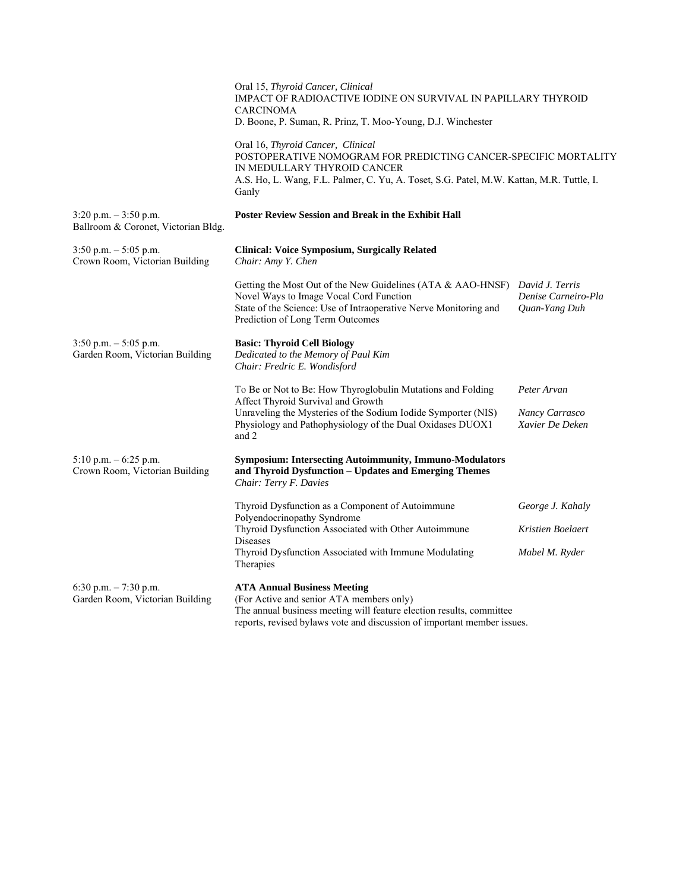Oral 15, *Thyroid Cancer, Clinical*
IMPACT OF RADIOACTIVE IODINE ON SURVIVAL IN PAPILLARY THYROID CARCINOMA
D. Boone, P. Suman, R. Prinz, T. Moo-Young, D.J. Winchester

Oral 16, *Thyroid Cancer, Clinical*
POSTOPERATIVE NOMOGRAM FOR PREDICTING CANCER-SPECIFIC MORTALITY IN MEDULLARY THYROID CANCER
A.S. Ho, L. Wang, F.L. Palmer, C. Yu, A. Toset, S.G. Patel, M.W. Kattan, M.R. Tuttle, I. Ganly

3:20 p.m. – 3:50 p.m.
Ballroom & Coronet, Victorian Bldg.

**Poster Review Session and Break in the Exhibit Hall**

3:50 p.m. – 5:05 p.m.
Crown Room, Victorian Building

**Clinical: Voice Symposium, Surgically Related**
*Chair: Amy Y. Chen*

| | |
|---|---|
| Getting the Most Out of the New Guidelines (ATA & AAO-HNSF) | *David J. Terris* |
| Novel Ways to Image Vocal Cord Function | *Denise Carneiro-Pla* |
| State of the Science: Use of Intraoperative Nerve Monitoring and Prediction of Long Term Outcomes | *Quan-Yang Duh* |

3:50 p.m. – 5:05 p.m.
Garden Room, Victorian Building

**Basic: Thyroid Cell Biology**
*Dedicated to the Memory of Paul Kim*
*Chair: Fredric E. Wondisford*

| | |
|---|---|
| To Be or Not to Be: How Thyroglobulin Mutations and Folding Affect Thyroid Survival and Growth | *Peter Arvan* |
| Unraveling the Mysteries of the Sodium Iodide Symporter (NIS) | *Nancy Carrasco* |
| Physiology and Pathophysiology of the Dual Oxidases DUOX1 and 2 | *Xavier De Deken* |

5:10 p.m. – 6:25 p.m.
Crown Room, Victorian Building

**Symposium: Intersecting Autoimmunity, Immuno-Modulators and Thyroid Dysfunction – Updates and Emerging Themes**
*Chair: Terry F. Davies*

| | |
|---|---|
| Thyroid Dysfunction as a Component of Autoimmune Polyendocrinopathy Syndrome | *George J. Kahaly* |
| Thyroid Dysfunction Associated with Other Autoimmune Diseases | *Kristien Boelaert* |
| Thyroid Dysfunction Associated with Immune Modulating Therapies | *Mabel M. Ryder* |

6:30 p.m. – 7:30 p.m.
Garden Room, Victorian Building

**ATA Annual Business Meeting**
(For Active and senior ATA members only)
The annual business meeting will feature election results, committee reports, revised bylaws vote and discussion of important member issues.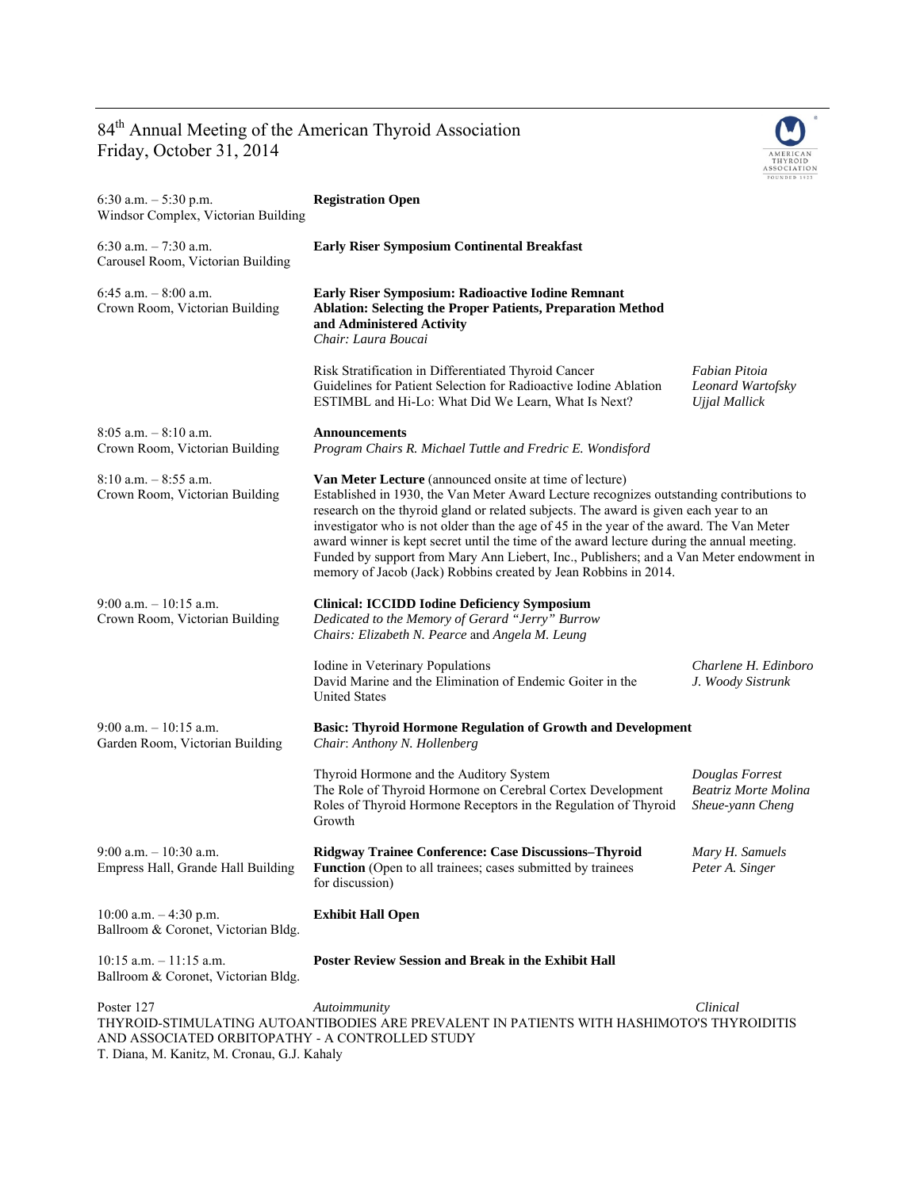# 84th Annual Meeting of the American Thyroid Association
## Friday, October 31, 2014

**6:30 a.m. – 5:30 p.m.**
Windsor Complex, Victorian Building

**Registration Open**

**6:30 a.m. – 7:30 a.m.**
Carousel Room, Victorian Building

**Early Riser Symposium Continental Breakfast**

**6:45 a.m. – 8:00 a.m.**
Crown Room, Victorian Building

**Early Riser Symposium: Radioactive Iodine Remnant Ablation: Selecting the Proper Patients, Preparation Method and Administered Activity**
*Chair: Laura Boucai*

| Topic | Speaker |
|---|---|
| Risk Stratification in Differentiated Thyroid Cancer | *Fabian Pitoia* |
| Guidelines for Patient Selection for Radioactive Iodine Ablation | *Leonard Wartofsky* |
| ESTIMBL and Hi-Lo: What Did We Learn, What Is Next? | *Ujjal Mallick* |

**8:05 a.m. – 8:10 a.m.**
Crown Room, Victorian Building

**Announcements**
*Program Chairs R. Michael Tuttle and Fredric E. Wondisford*

**8:10 a.m. – 8:55 a.m.**
Crown Room, Victorian Building

**Van Meter Lecture** (announced onsite at time of lecture)
Established in 1930, the Van Meter Award Lecture recognizes outstanding contributions to research on the thyroid gland or related subjects. The award is given each year to an investigator who is not older than the age of 45 in the year of the award. The Van Meter award winner is kept secret until the time of the award lecture during the annual meeting. Funded by support from Mary Ann Liebert, Inc., Publishers; and a Van Meter endowment in memory of Jacob (Jack) Robbins created by Jean Robbins in 2014.

**9:00 a.m. – 10:15 a.m.**
Crown Room, Victorian Building

**Clinical: ICCIDD Iodine Deficiency Symposium**
*Dedicated to the Memory of Gerard "Jerry" Burrow*
*Chairs: Elizabeth N. Pearce and Angela M. Leung*

| Topic | Speaker |
|---|---|
| Iodine in Veterinary Populations | *Charlene H. Edinboro* |
| David Marine and the Elimination of Endemic Goiter in the United States | *J. Woody Sistrunk* |

**9:00 a.m. – 10:15 a.m.**
Garden Room, Victorian Building

**Basic: Thyroid Hormone Regulation of Growth and Development**
*Chair: Anthony N. Hollenberg*

| Topic | Speaker |
|---|---|
| Thyroid Hormone and the Auditory System | *Douglas Forrest* |
| The Role of Thyroid Hormone on Cerebral Cortex Development | *Beatriz Morte Molina* |
| Roles of Thyroid Hormone Receptors in the Regulation of Thyroid Growth | *Sheue-yann Cheng* |

**9:00 a.m. – 10:30 a.m.**
Empress Hall, Grande Hall Building

**Ridgway Trainee Conference: Case Discussions–Thyroid Function** (Open to all trainees; cases submitted by trainees for discussion)
*Mary H. Samuels*
*Peter A. Singer*

**10:00 a.m. – 4:30 p.m.**
Ballroom & Coronet, Victorian Bldg.

**Exhibit Hall Open**

**10:15 a.m. – 11:15 a.m.**
Ballroom & Coronet, Victorian Bldg.

**Poster Review Session and Break in the Exhibit Hall**

Poster 127 — *Autoimmunity* — *Clinical*
THYROID-STIMULATING AUTOANTIBODIES ARE PREVALENT IN PATIENTS WITH HASHIMOTO'S THYROIDITIS AND ASSOCIATED ORBITOPATHY - A CONTROLLED STUDY
T. Diana, M. Kanitz, M. Cronau, G.J. Kahaly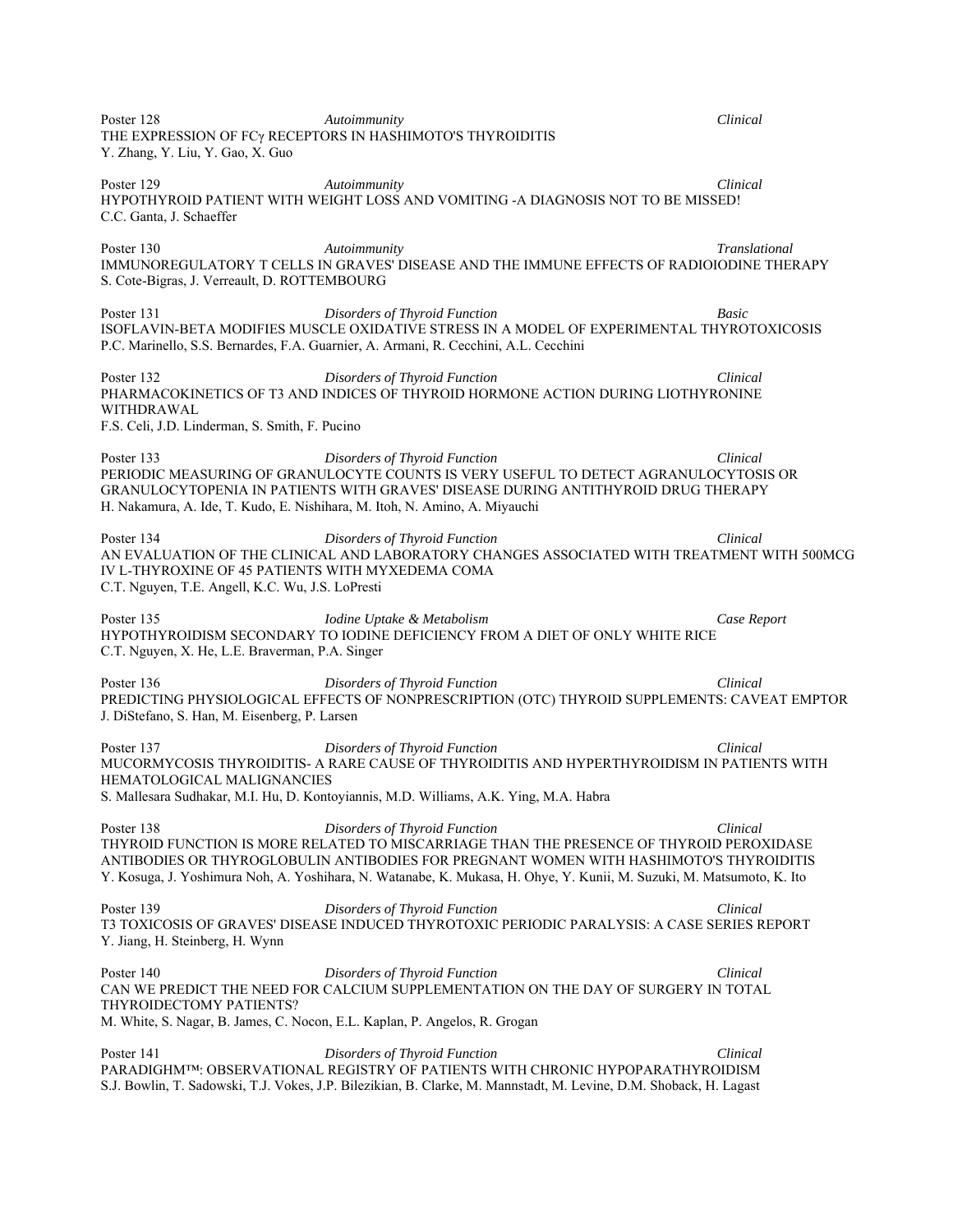Poster 128 *Autoimmunity* *Clinical*
THE EXPRESSION OF FCγ RECEPTORS IN HASHIMOTO'S THYROIDITIS
Y. Zhang, Y. Liu, Y. Gao, X. Guo

Poster 129 *Autoimmunity* *Clinical*
HYPOTHYROID PATIENT WITH WEIGHT LOSS AND VOMITING -A DIAGNOSIS NOT TO BE MISSED!
C.C. Ganta, J. Schaeffer

Poster 130 *Autoimmunity* *Translational*
IMMUNOREGULATORY T CELLS IN GRAVES' DISEASE AND THE IMMUNE EFFECTS OF RADIOIODINE THERAPY
S. Cote-Bigras, J. Verreault, D. ROTTEMBOURG

Poster 131 *Disorders of Thyroid Function* *Basic*
ISOFLAVIN-BETA MODIFIES MUSCLE OXIDATIVE STRESS IN A MODEL OF EXPERIMENTAL THYROTOXICOSIS
P.C. Marinello, S.S. Bernardes, F.A. Guarnier, A. Armani, R. Cecchini, A.L. Cecchini

Poster 132 *Disorders of Thyroid Function* *Clinical*
PHARMACOKINETICS OF T3 AND INDICES OF THYROID HORMONE ACTION DURING LIOTHYRONINE WITHDRAWAL
F.S. Celi, J.D. Linderman, S. Smith, F. Pucino

Poster 133 *Disorders of Thyroid Function* *Clinical*
PERIODIC MEASURING OF GRANULOCYTE COUNTS IS VERY USEFUL TO DETECT AGRANULOCYTOSIS OR GRANULOCYTOPENIA IN PATIENTS WITH GRAVES' DISEASE DURING ANTITHYROID DRUG THERAPY
H. Nakamura, A. Ide, T. Kudo, E. Nishihara, M. Itoh, N. Amino, A. Miyauchi

Poster 134 *Disorders of Thyroid Function* *Clinical*
AN EVALUATION OF THE CLINICAL AND LABORATORY CHANGES ASSOCIATED WITH TREATMENT WITH 500MCG IV L-THYROXINE OF 45 PATIENTS WITH MYXEDEMA COMA
C.T. Nguyen, T.E. Angell, K.C. Wu, J.S. LoPresti

Poster 135 *Iodine Uptake & Metabolism* *Case Report*
HYPOTHYROIDISM SECONDARY TO IODINE DEFICIENCY FROM A DIET OF ONLY WHITE RICE
C.T. Nguyen, X. He, L.E. Braverman, P.A. Singer

Poster 136 *Disorders of Thyroid Function* *Clinical*
PREDICTING PHYSIOLOGICAL EFFECTS OF NONPRESCRIPTION (OTC) THYROID SUPPLEMENTS: CAVEAT EMPTOR
J. DiStefano, S. Han, M. Eisenberg, P. Larsen

Poster 137 *Disorders of Thyroid Function* *Clinical*
MUCORMYCOSIS THYROIDITIS- A RARE CAUSE OF THYROIDITIS AND HYPERTHYROIDISM IN PATIENTS WITH HEMATOLOGICAL MALIGNANCIES
S. Mallesara Sudhakar, M.I. Hu, D. Kontoyiannis, M.D. Williams, A.K. Ying, M.A. Habra

Poster 138 *Disorders of Thyroid Function* *Clinical*
THYROID FUNCTION IS MORE RELATED TO MISCARRIAGE THAN THE PRESENCE OF THYROID PEROXIDASE ANTIBODIES OR THYROGLOBULIN ANTIBODIES FOR PREGNANT WOMEN WITH HASHIMOTO'S THYROIDITIS
Y. Kosuga, J. Yoshimura Noh, A. Yoshihara, N. Watanabe, K. Mukasa, H. Ohye, Y. Kunii, M. Suzuki, M. Matsumoto, K. Ito

Poster 139 *Disorders of Thyroid Function* *Clinical*
T3 TOXICOSIS OF GRAVES' DISEASE INDUCED THYROTOXIC PERIODIC PARALYSIS: A CASE SERIES REPORT
Y. Jiang, H. Steinberg, H. Wynn

Poster 140 *Disorders of Thyroid Function* *Clinical*
CAN WE PREDICT THE NEED FOR CALCIUM SUPPLEMENTATION ON THE DAY OF SURGERY IN TOTAL THYROIDECTOMY PATIENTS?
M. White, S. Nagar, B. James, C. Nocon, E.L. Kaplan, P. Angelos, R. Grogan

Poster 141 *Disorders of Thyroid Function* *Clinical*
PARADIGHM™: OBSERVATIONAL REGISTRY OF PATIENTS WITH CHRONIC HYPOPARATHYROIDISM
S.J. Bowlin, T. Sadowski, T.J. Vokes, J.P. Bilezikian, B. Clarke, M. Mannstadt, M. Levine, D.M. Shoback, H. Lagast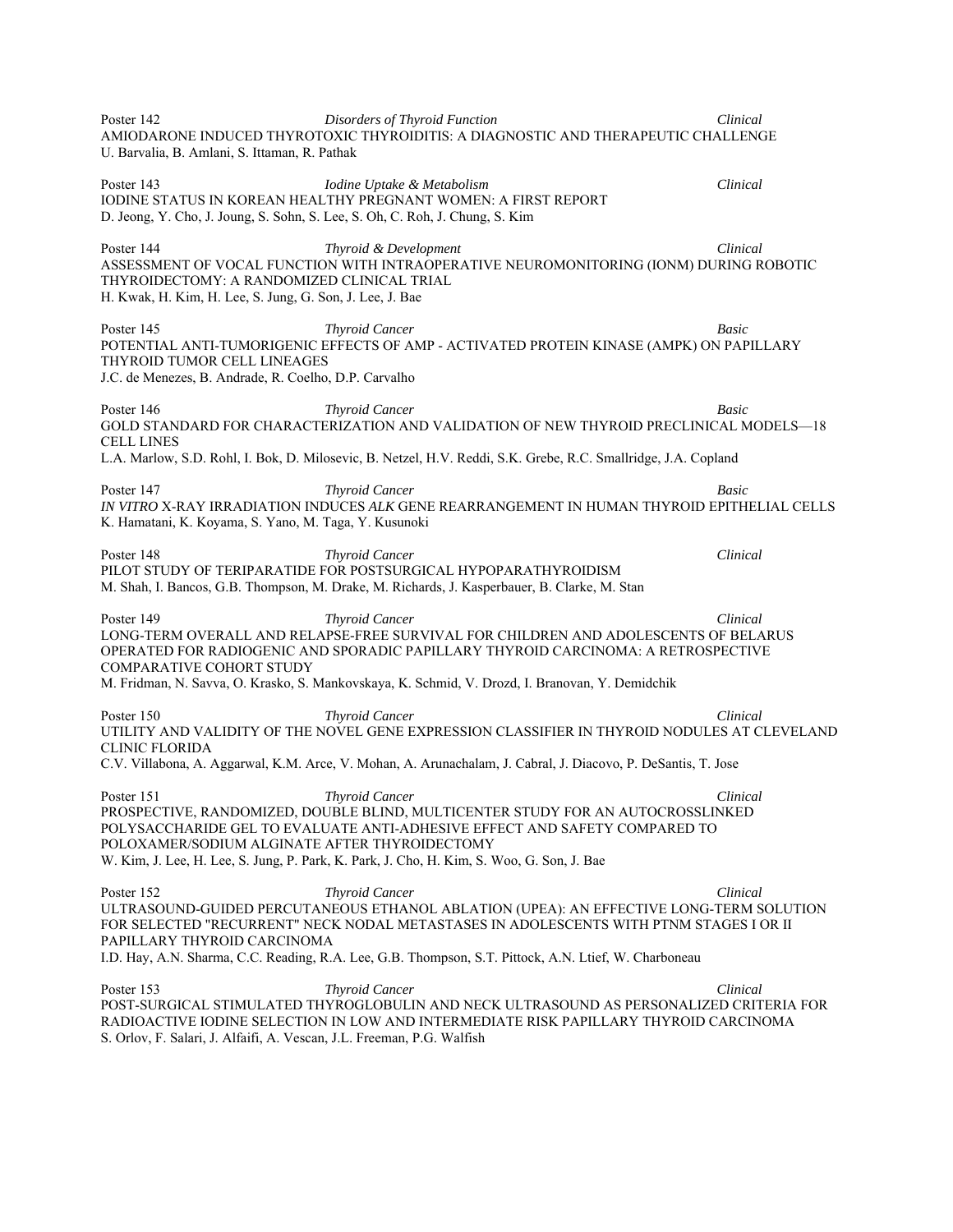Poster 142 *Disorders of Thyroid Function* *Clinical*
AMIODARONE INDUCED THYROTOXIC THYROIDITIS: A DIAGNOSTIC AND THERAPEUTIC CHALLENGE
U. Barvalia, B. Amlani, S. Ittaman, R. Pathak

Poster 143 *Iodine Uptake & Metabolism* *Clinical*
IODINE STATUS IN KOREAN HEALTHY PREGNANT WOMEN: A FIRST REPORT
D. Jeong, Y. Cho, J. Joung, S. Sohn, S. Lee, S. Oh, C. Roh, J. Chung, S. Kim

Poster 144 *Thyroid & Development* *Clinical*
ASSESSMENT OF VOCAL FUNCTION WITH INTRAOPERATIVE NEUROMONITORING (IONM) DURING ROBOTIC THYROIDECTOMY: A RANDOMIZED CLINICAL TRIAL
H. Kwak, H. Kim, H. Lee, S. Jung, G. Son, J. Lee, J. Bae

Poster 145 *Thyroid Cancer* *Basic*
POTENTIAL ANTI-TUMORIGENIC EFFECTS OF AMP - ACTIVATED PROTEIN KINASE (AMPK) ON PAPILLARY THYROID TUMOR CELL LINEAGES
J.C. de Menezes, B. Andrade, R. Coelho, D.P. Carvalho

Poster 146 *Thyroid Cancer* *Basic*
GOLD STANDARD FOR CHARACTERIZATION AND VALIDATION OF NEW THYROID PRECLINICAL MODELS—18 CELL LINES
L.A. Marlow, S.D. Rohl, I. Bok, D. Milosevic, B. Netzel, H.V. Reddi, S.K. Grebe, R.C. Smallridge, J.A. Copland

Poster 147 *Thyroid Cancer* *Basic*
*IN VITRO* X-RAY IRRADIATION INDUCES *ALK* GENE REARRANGEMENT IN HUMAN THYROID EPITHELIAL CELLS
K. Hamatani, K. Koyama, S. Yano, M. Taga, Y. Kusunoki

Poster 148 *Thyroid Cancer* *Clinical*
PILOT STUDY OF TERIPARATIDE FOR POSTSURGICAL HYPOPARATHYROIDISM
M. Shah, I. Bancos, G.B. Thompson, M. Drake, M. Richards, J. Kasperbauer, B. Clarke, M. Stan

Poster 149 *Thyroid Cancer* *Clinical*
LONG-TERM OVERALL AND RELAPSE-FREE SURVIVAL FOR CHILDREN AND ADOLESCENTS OF BELARUS OPERATED FOR RADIOGENIC AND SPORADIC PAPILLARY THYROID CARCINOMA: A RETROSPECTIVE COMPARATIVE COHORT STUDY
M. Fridman, N. Savva, O. Krasko, S. Mankovskaya, K. Schmid, V. Drozd, I. Branovan, Y. Demidchik

Poster 150 *Thyroid Cancer* *Clinical*
UTILITY AND VALIDITY OF THE NOVEL GENE EXPRESSION CLASSIFIER IN THYROID NODULES AT CLEVELAND CLINIC FLORIDA
C.V. Villabona, A. Aggarwal, K.M. Arce, V. Mohan, A. Arunachalam, J. Cabral, J. Diacovo, P. DeSantis, T. Jose

Poster 151 *Thyroid Cancer* *Clinical*
PROSPECTIVE, RANDOMIZED, DOUBLE BLIND, MULTICENTER STUDY FOR AN AUTOCROSSLINKED POLYSACCHARIDE GEL TO EVALUATE ANTI-ADHESIVE EFFECT AND SAFETY COMPARED TO POLOXAMER/SODIUM ALGINATE AFTER THYROIDECTOMY
W. Kim, J. Lee, H. Lee, S. Jung, P. Park, K. Park, J. Cho, H. Kim, S. Woo, G. Son, J. Bae

Poster 152 *Thyroid Cancer* *Clinical*
ULTRASOUND-GUIDED PERCUTANEOUS ETHANOL ABLATION (UPEA): AN EFFECTIVE LONG-TERM SOLUTION FOR SELECTED "RECURRENT" NECK NODAL METASTASES IN ADOLESCENTS WITH PTNM STAGES I OR II PAPILLARY THYROID CARCINOMA
I.D. Hay, A.N. Sharma, C.C. Reading, R.A. Lee, G.B. Thompson, S.T. Pittock, A.N. Ltief, W. Charboneau

Poster 153 *Thyroid Cancer* *Clinical*
POST-SURGICAL STIMULATED THYROGLOBULIN AND NECK ULTRASOUND AS PERSONALIZED CRITERIA FOR RADIOACTIVE IODINE SELECTION IN LOW AND INTERMEDIATE RISK PAPILLARY THYROID CARCINOMA
S. Orlov, F. Salari, J. Alfaifi, A. Vescan, J.L. Freeman, P.G. Walfish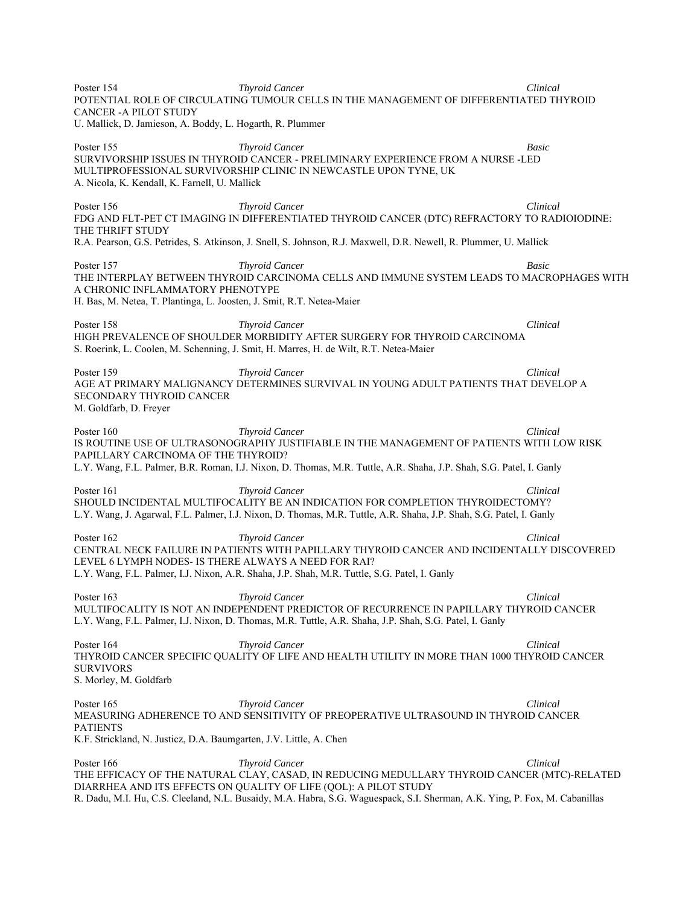Poster 154 *Thyroid Cancer* *Clinical*
POTENTIAL ROLE OF CIRCULATING TUMOUR CELLS IN THE MANAGEMENT OF DIFFERENTIATED THYROID CANCER -A PILOT STUDY
U. Mallick, D. Jamieson, A. Boddy, L. Hogarth, R. Plummer

Poster 155 *Thyroid Cancer* *Basic*
SURVIVORSHIP ISSUES IN THYROID CANCER - PRELIMINARY EXPERIENCE FROM A NURSE -LED MULTIPROFESSIONAL SURVIVORSHIP CLINIC IN NEWCASTLE UPON TYNE, UK
A. Nicola, K. Kendall, K. Farnell, U. Mallick

Poster 156 *Thyroid Cancer* *Clinical*
FDG AND FLT-PET CT IMAGING IN DIFFERENTIATED THYROID CANCER (DTC) REFRACTORY TO RADIOIODINE: THE THRIFT STUDY
R.A. Pearson, G.S. Petrides, S. Atkinson, J. Snell, S. Johnson, R.J. Maxwell, D.R. Newell, R. Plummer, U. Mallick

Poster 157 *Thyroid Cancer* *Basic*
THE INTERPLAY BETWEEN THYROID CARCINOMA CELLS AND IMMUNE SYSTEM LEADS TO MACROPHAGES WITH A CHRONIC INFLAMMATORY PHENOTYPE
H. Bas, M. Netea, T. Plantinga, L. Joosten, J. Smit, R.T. Netea-Maier

Poster 158 *Thyroid Cancer* *Clinical*
HIGH PREVALENCE OF SHOULDER MORBIDITY AFTER SURGERY FOR THYROID CARCINOMA
S. Roerink, L. Coolen, M. Schenning, J. Smit, H. Marres, H. de Wilt, R.T. Netea-Maier

Poster 159 *Thyroid Cancer* *Clinical*
AGE AT PRIMARY MALIGNANCY DETERMINES SURVIVAL IN YOUNG ADULT PATIENTS THAT DEVELOP A SECONDARY THYROID CANCER
M. Goldfarb, D. Freyer

Poster 160 *Thyroid Cancer* *Clinical*
IS ROUTINE USE OF ULTRASONOGRAPHY JUSTIFIABLE IN THE MANAGEMENT OF PATIENTS WITH LOW RISK PAPILLARY CARCINOMA OF THE THYROID?
L.Y. Wang, F.L. Palmer, B.R. Roman, I.J. Nixon, D. Thomas, M.R. Tuttle, A.R. Shaha, J.P. Shah, S.G. Patel, I. Ganly

Poster 161 *Thyroid Cancer* *Clinical*
SHOULD INCIDENTAL MULTIFOCALITY BE AN INDICATION FOR COMPLETION THYROIDECTOMY?
L.Y. Wang, J. Agarwal, F.L. Palmer, I.J. Nixon, D. Thomas, M.R. Tuttle, A.R. Shaha, J.P. Shah, S.G. Patel, I. Ganly

Poster 162 *Thyroid Cancer* *Clinical*
CENTRAL NECK FAILURE IN PATIENTS WITH PAPILLARY THYROID CANCER AND INCIDENTALLY DISCOVERED LEVEL 6 LYMPH NODES- IS THERE ALWAYS A NEED FOR RAI?
L.Y. Wang, F.L. Palmer, I.J. Nixon, A.R. Shaha, J.P. Shah, M.R. Tuttle, S.G. Patel, I. Ganly

Poster 163 *Thyroid Cancer* *Clinical*
MULTIFOCALITY IS NOT AN INDEPENDENT PREDICTOR OF RECURRENCE IN PAPILLARY THYROID CANCER
L.Y. Wang, F.L. Palmer, I.J. Nixon, D. Thomas, M.R. Tuttle, A.R. Shaha, J.P. Shah, S.G. Patel, I. Ganly

Poster 164 *Thyroid Cancer* *Clinical*
THYROID CANCER SPECIFIC QUALITY OF LIFE AND HEALTH UTILITY IN MORE THAN 1000 THYROID CANCER SURVIVORS
S. Morley, M. Goldfarb

Poster 165 *Thyroid Cancer* *Clinical*
MEASURING ADHERENCE TO AND SENSITIVITY OF PREOPERATIVE ULTRASOUND IN THYROID CANCER PATIENTS
K.F. Strickland, N. Justicz, D.A. Baumgarten, J.V. Little, A. Chen

Poster 166 *Thyroid Cancer* *Clinical*
THE EFFICACY OF THE NATURAL CLAY, CASAD, IN REDUCING MEDULLARY THYROID CANCER (MTC)-RELATED DIARRHEA AND ITS EFFECTS ON QUALITY OF LIFE (QOL): A PILOT STUDY
R. Dadu, M.I. Hu, C.S. Cleeland, N.L. Busaidy, M.A. Habra, S.G. Waguespack, S.I. Sherman, A.K. Ying, P. Fox, M. Cabanillas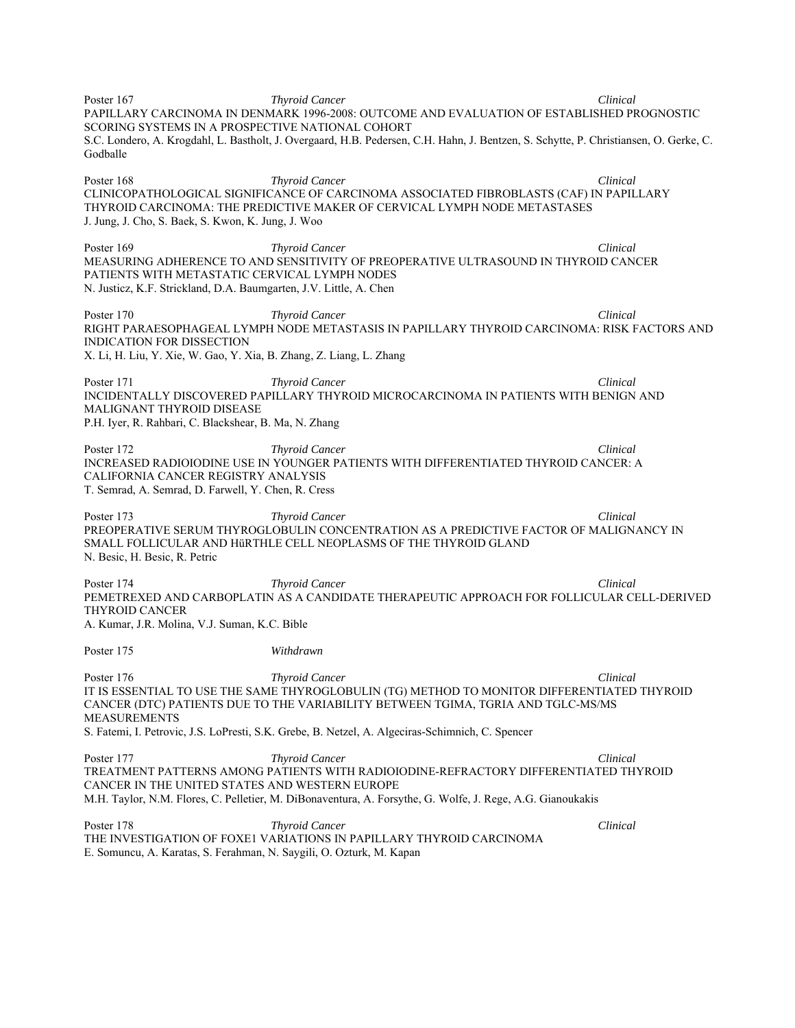Poster 167 *Thyroid Cancer* *Clinical*
PAPILLARY CARCINOMA IN DENMARK 1996-2008: OUTCOME AND EVALUATION OF ESTABLISHED PROGNOSTIC SCORING SYSTEMS IN A PROSPECTIVE NATIONAL COHORT
S.C. Londero, A. Krogdahl, L. Bastholt, J. Overgaard, H.B. Pedersen, C.H. Hahn, J. Bentzen, S. Schytte, P. Christiansen, O. Gerke, C. Godballe

Poster 168 *Thyroid Cancer* *Clinical*
CLINICOPATHOLOGICAL SIGNIFICANCE OF CARCINOMA ASSOCIATED FIBROBLASTS (CAF) IN PAPILLARY THYROID CARCINOMA: THE PREDICTIVE MAKER OF CERVICAL LYMPH NODE METASTASES
J. Jung, J. Cho, S. Baek, S. Kwon, K. Jung, J. Woo

Poster 169 *Thyroid Cancer* *Clinical*
MEASURING ADHERENCE TO AND SENSITIVITY OF PREOPERATIVE ULTRASOUND IN THYROID CANCER PATIENTS WITH METASTATIC CERVICAL LYMPH NODES
N. Justicz, K.F. Strickland, D.A. Baumgarten, J.V. Little, A. Chen

Poster 170 *Thyroid Cancer* *Clinical*
RIGHT PARAESOPHAGEAL LYMPH NODE METASTASIS IN PAPILLARY THYROID CARCINOMA: RISK FACTORS AND INDICATION FOR DISSECTION
X. Li, H. Liu, Y. Xie, W. Gao, Y. Xia, B. Zhang, Z. Liang, L. Zhang

Poster 171 *Thyroid Cancer* *Clinical*
INCIDENTALLY DISCOVERED PAPILLARY THYROID MICROCARCINOMA IN PATIENTS WITH BENIGN AND MALIGNANT THYROID DISEASE
P.H. Iyer, R. Rahbari, C. Blackshear, B. Ma, N. Zhang

Poster 172 *Thyroid Cancer* *Clinical*
INCREASED RADIOIODINE USE IN YOUNGER PATIENTS WITH DIFFERENTIATED THYROID CANCER: A CALIFORNIA CANCER REGISTRY ANALYSIS
T. Semrad, A. Semrad, D. Farwell, Y. Chen, R. Cress

Poster 173 *Thyroid Cancer* *Clinical*
PREOPERATIVE SERUM THYROGLOBULIN CONCENTRATION AS A PREDICTIVE FACTOR OF MALIGNANCY IN SMALL FOLLICULAR AND HüRTHLE CELL NEOPLASMS OF THE THYROID GLAND
N. Besic, H. Besic, R. Petric

Poster 174 *Thyroid Cancer* *Clinical*
PEMETREXED AND CARBOPLATIN AS A CANDIDATE THERAPEUTIC APPROACH FOR FOLLICULAR CELL-DERIVED THYROID CANCER
A. Kumar, J.R. Molina, V.J. Suman, K.C. Bible

Poster 175 *Withdrawn*

Poster 176 *Thyroid Cancer* *Clinical*
IT IS ESSENTIAL TO USE THE SAME THYROGLOBULIN (TG) METHOD TO MONITOR DIFFERENTIATED THYROID CANCER (DTC) PATIENTS DUE TO THE VARIABILITY BETWEEN TGIMA, TGRIA AND TGLC-MS/MS MEASUREMENTS
S. Fatemi, I. Petrovic, J.S. LoPresti, S.K. Grebe, B. Netzel, A. Algeciras-Schimnich, C. Spencer

Poster 177 *Thyroid Cancer* *Clinical*
TREATMENT PATTERNS AMONG PATIENTS WITH RADIOIODINE-REFRACTORY DIFFERENTIATED THYROID CANCER IN THE UNITED STATES AND WESTERN EUROPE
M.H. Taylor, N.M. Flores, C. Pelletier, M. DiBonaventura, A. Forsythe, G. Wolfe, J. Rege, A.G. Gianoukakis

Poster 178 *Thyroid Cancer* *Clinical*
THE INVESTIGATION OF FOXE1 VARIATIONS IN PAPILLARY THYROID CARCINOMA
E. Somuncu, A. Karatas, S. Ferahman, N. Saygili, O. Ozturk, M. Kapan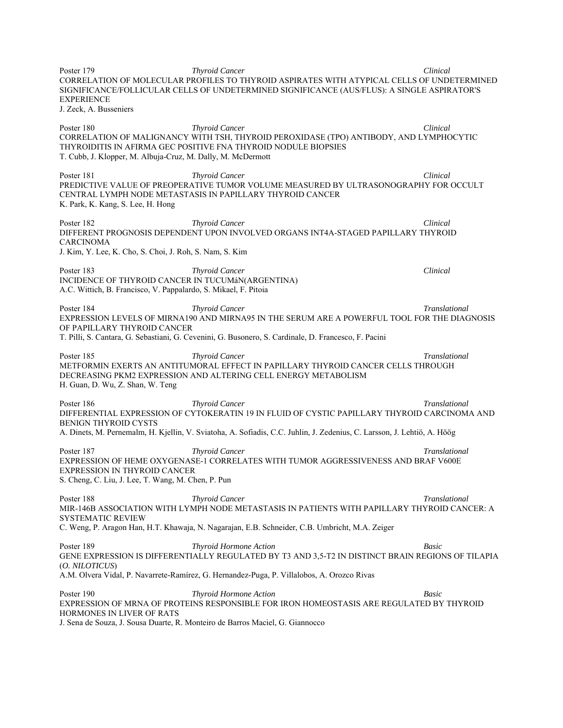Poster 179 *Thyroid Cancer* *Clinical*
CORRELATION OF MOLECULAR PROFILES TO THYROID ASPIRATES WITH ATYPICAL CELLS OF UNDETERMINED SIGNIFICANCE/FOLLICULAR CELLS OF UNDETERMINED SIGNIFICANCE (AUS/FLUS): A SINGLE ASPIRATOR'S EXPERIENCE
J. Zeck, A. Busseniers

Poster 180 *Thyroid Cancer* *Clinical*
CORRELATION OF MALIGNANCY WITH TSH, THYROID PEROXIDASE (TPO) ANTIBODY, AND LYMPHOCYTIC THYROIDITIS IN AFIRMA GEC POSITIVE FNA THYROID NODULE BIOPSIES
T. Cubb, J. Klopper, M. Albuja-Cruz, M. Dally, M. McDermott

Poster 181 *Thyroid Cancer* *Clinical*
PREDICTIVE VALUE OF PREOPERATIVE TUMOR VOLUME MEASURED BY ULTRASONOGRAPHY FOR OCCULT CENTRAL LYMPH NODE METASTASIS IN PAPILLARY THYROID CANCER
K. Park, K. Kang, S. Lee, H. Hong

Poster 182 *Thyroid Cancer* *Clinical*
DIFFERENT PROGNOSIS DEPENDENT UPON INVOLVED ORGANS INT4A-STAGED PAPILLARY THYROID CARCINOMA
J. Kim, Y. Lee, K. Cho, S. Choi, J. Roh, S. Nam, S. Kim

Poster 183 *Thyroid Cancer* *Clinical*
INCIDENCE OF THYROID CANCER IN TUCUMáN(ARGENTINA)
A.C. Wittich, B. Francisco, V. Pappalardo, S. Mikael, F. Pitoia

Poster 184 *Thyroid Cancer* *Translational*
EXPRESSION LEVELS OF MIRNA190 AND MIRNA95 IN THE SERUM ARE A POWERFUL TOOL FOR THE DIAGNOSIS OF PAPILLARY THYROID CANCER
T. Pilli, S. Cantara, G. Sebastiani, G. Cevenini, G. Busonero, S. Cardinale, D. Francesco, F. Pacini

Poster 185 *Thyroid Cancer* *Translational*
METFORMIN EXERTS AN ANTITUMORAL EFFECT IN PAPILLARY THYROID CANCER CELLS THROUGH DECREASING PKM2 EXPRESSION AND ALTERING CELL ENERGY METABOLISM
H. Guan, D. Wu, Z. Shan, W. Teng

Poster 186 *Thyroid Cancer* *Translational*
DIFFERENTIAL EXPRESSION OF CYTOKERATIN 19 IN FLUID OF CYSTIC PAPILLARY THYROID CARCINOMA AND BENIGN THYROID CYSTS
A. Dinets, M. Pernemalm, H. Kjellin, V. Sviatoha, A. Sofiadis, C.C. Juhlin, J. Zedenius, C. Larsson, J. Lehtiö, A. Höög

Poster 187 *Thyroid Cancer* *Translational*
EXPRESSION OF HEME OXYGENASE-1 CORRELATES WITH TUMOR AGGRESSIVENESS AND BRAF V600E EXPRESSION IN THYROID CANCER
S. Cheng, C. Liu, J. Lee, T. Wang, M. Chen, P. Pun

Poster 188 *Thyroid Cancer* *Translational*
MIR-146B ASSOCIATION WITH LYMPH NODE METASTASIS IN PATIENTS WITH PAPILLARY THYROID CANCER: A SYSTEMATIC REVIEW
C. Weng, P. Aragon Han, H.T. Khawaja, N. Nagarajan, E.B. Schneider, C.B. Umbricht, M.A. Zeiger

Poster 189 *Thyroid Hormone Action* *Basic*
GENE EXPRESSION IS DIFFERENTIALLY REGULATED BY T3 AND 3,5-T2 IN DISTINCT BRAIN REGIONS OF TILAPIA (*O. NILOTICUS*)
A.M. Olvera Vidal, P. Navarrete-Ramírez, G. Hernandez-Puga, P. Villalobos, A. Orozco Rivas

Poster 190 *Thyroid Hormone Action* *Basic*
EXPRESSION OF MRNA OF PROTEINS RESPONSIBLE FOR IRON HOMEOSTASIS ARE REGULATED BY THYROID HORMONES IN LIVER OF RATS
J. Sena de Souza, J. Sousa Duarte, R. Monteiro de Barros Maciel, G. Giannocco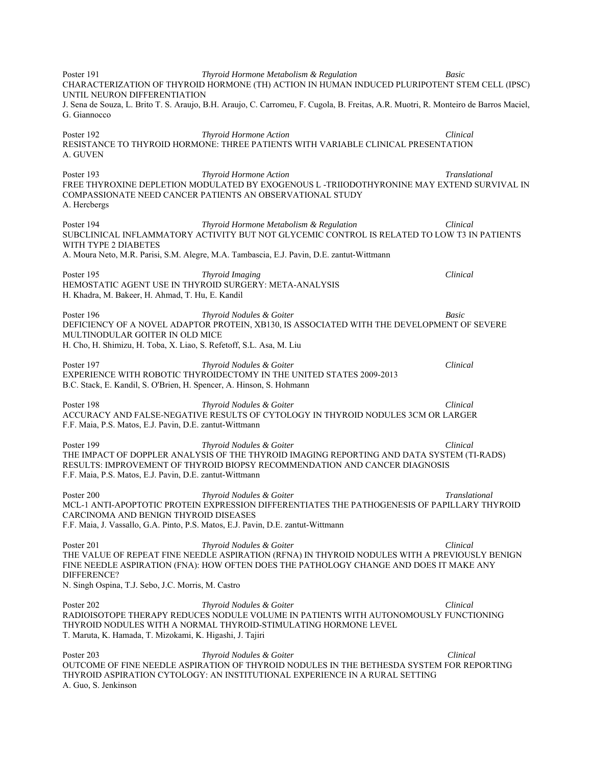Poster 191 *Thyroid Hormone Metabolism & Regulation* *Basic*
CHARACTERIZATION OF THYROID HORMONE (TH) ACTION IN HUMAN INDUCED PLURIPOTENT STEM CELL (IPSC) UNTIL NEURON DIFFERENTIATION
J. Sena de Souza, L. Brito T. S. Araujo, B.H. Araujo, C. Carromeu, F. Cugola, B. Freitas, A.R. Muotri, R. Monteiro de Barros Maciel, G. Giannocco

Poster 192 *Thyroid Hormone Action* *Clinical*
RESISTANCE TO THYROID HORMONE: THREE PATIENTS WITH VARIABLE CLINICAL PRESENTATION
A. GUVEN

Poster 193 *Thyroid Hormone Action* *Translational*
FREE THYROXINE DEPLETION MODULATED BY EXOGENOUS L -TRIIODOTHYRONINE MAY EXTEND SURVIVAL IN COMPASSIONATE NEED CANCER PATIENTS AN OBSERVATIONAL STUDY
A. Hercbergs

Poster 194 *Thyroid Hormone Metabolism & Regulation* *Clinical*
SUBCLINICAL INFLAMMATORY ACTIVITY BUT NOT GLYCEMIC CONTROL IS RELATED TO LOW T3 IN PATIENTS WITH TYPE 2 DIABETES
A. Moura Neto, M.R. Parisi, S.M. Alegre, M.A. Tambascia, E.J. Pavin, D.E. zantut-Wittmann

Poster 195 *Thyroid Imaging* *Clinical*
HEMOSTATIC AGENT USE IN THYROID SURGERY: META-ANALYSIS
H. Khadra, M. Bakeer, H. Ahmad, T. Hu, E. Kandil

Poster 196 *Thyroid Nodules & Goiter* *Basic*
DEFICIENCY OF A NOVEL ADAPTOR PROTEIN, XB130, IS ASSOCIATED WITH THE DEVELOPMENT OF SEVERE MULTINODULAR GOITER IN OLD MICE
H. Cho, H. Shimizu, H. Toba, X. Liao, S. Refetoff, S.L. Asa, M. Liu

Poster 197 *Thyroid Nodules & Goiter* *Clinical*
EXPERIENCE WITH ROBOTIC THYROIDECTOMY IN THE UNITED STATES 2009-2013
B.C. Stack, E. Kandil, S. O'Brien, H. Spencer, A. Hinson, S. Hohmann

Poster 198 *Thyroid Nodules & Goiter* *Clinical*
ACCURACY AND FALSE-NEGATIVE RESULTS OF CYTOLOGY IN THYROID NODULES 3CM OR LARGER
F.F. Maia, P.S. Matos, E.J. Pavin, D.E. zantut-Wittmann

Poster 199 *Thyroid Nodules & Goiter* *Clinical*
THE IMPACT OF DOPPLER ANALYSIS OF THE THYROID IMAGING REPORTING AND DATA SYSTEM (TI-RADS) RESULTS: IMPROVEMENT OF THYROID BIOPSY RECOMMENDATION AND CANCER DIAGNOSIS
F.F. Maia, P.S. Matos, E.J. Pavin, D.E. zantut-Wittmann

Poster 200 *Thyroid Nodules & Goiter* *Translational*
MCL-1 ANTI-APOPTOTIC PROTEIN EXPRESSION DIFFERENTIATES THE PATHOGENESIS OF PAPILLARY THYROID CARCINOMA AND BENIGN THYROID DISEASES
F.F. Maia, J. Vassallo, G.A. Pinto, P.S. Matos, E.J. Pavin, D.E. zantut-Wittmann

Poster 201 *Thyroid Nodules & Goiter* *Clinical*
THE VALUE OF REPEAT FINE NEEDLE ASPIRATION (RFNA) IN THYROID NODULES WITH A PREVIOUSLY BENIGN FINE NEEDLE ASPIRATION (FNA): HOW OFTEN DOES THE PATHOLOGY CHANGE AND DOES IT MAKE ANY DIFFERENCE?
N. Singh Ospina, T.J. Sebo, J.C. Morris, M. Castro

Poster 202 *Thyroid Nodules & Goiter* *Clinical*
RADIOISOTOPE THERAPY REDUCES NODULE VOLUME IN PATIENTS WITH AUTONOMOUSLY FUNCTIONING THYROID NODULES WITH A NORMAL THYROID-STIMULATING HORMONE LEVEL
T. Maruta, K. Hamada, T. Mizokami, K. Higashi, J. Tajiri

Poster 203 *Thyroid Nodules & Goiter* *Clinical*
OUTCOME OF FINE NEEDLE ASPIRATION OF THYROID NODULES IN THE BETHESDA SYSTEM FOR REPORTING THYROID ASPIRATION CYTOLOGY: AN INSTITUTIONAL EXPERIENCE IN A RURAL SETTING
A. Guo, S. Jenkinson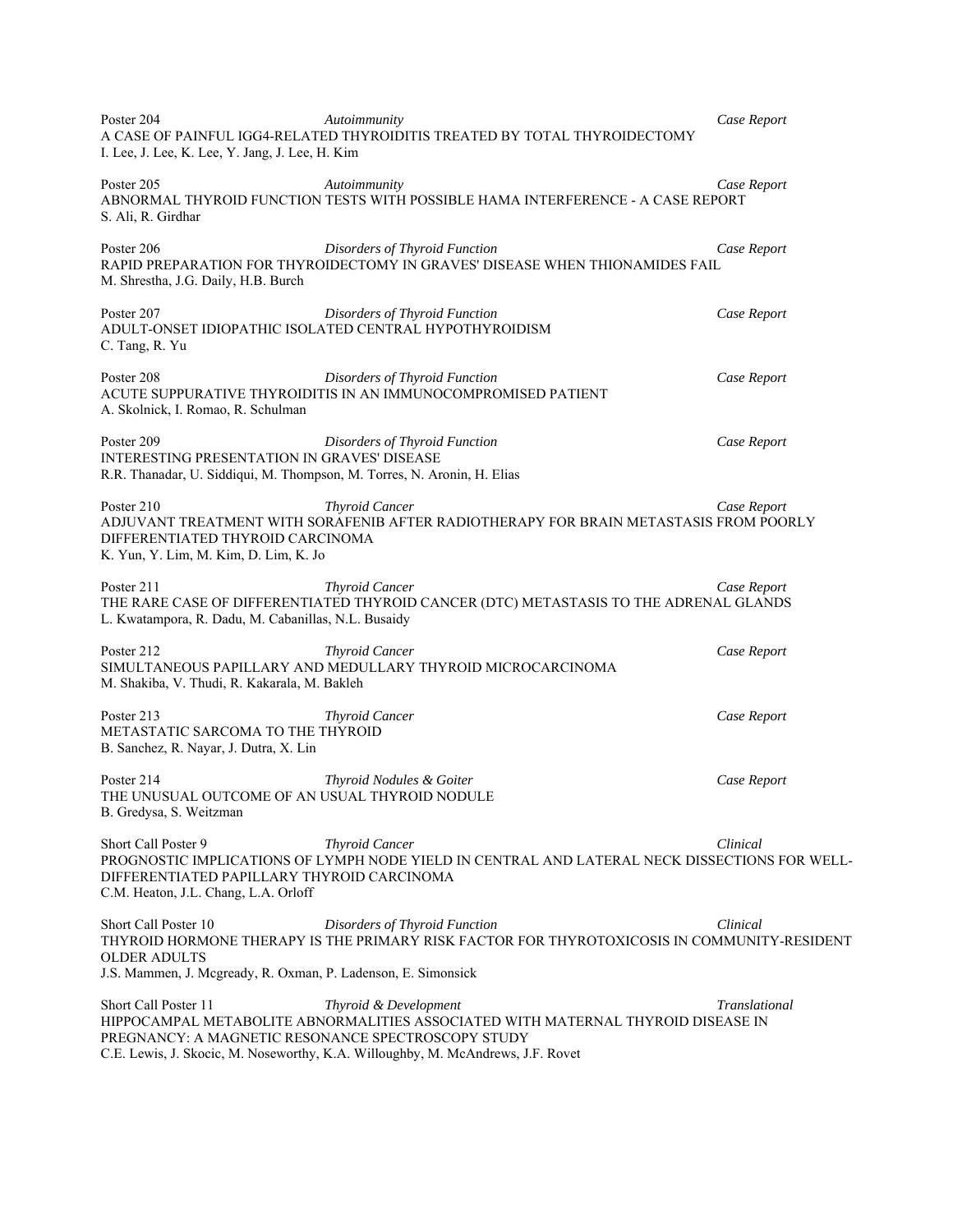Poster 204 *Autoimmunity* *Case Report*
A CASE OF PAINFUL IGG4-RELATED THYROIDITIS TREATED BY TOTAL THYROIDECTOMY
I. Lee, J. Lee, K. Lee, Y. Jang, J. Lee, H. Kim

Poster 205 *Autoimmunity* *Case Report*
ABNORMAL THYROID FUNCTION TESTS WITH POSSIBLE HAMA INTERFERENCE - A CASE REPORT
S. Ali, R. Girdhar

Poster 206 *Disorders of Thyroid Function* *Case Report*
RAPID PREPARATION FOR THYROIDECTOMY IN GRAVES' DISEASE WHEN THIONAMIDES FAIL
M. Shrestha, J.G. Daily, H.B. Burch

Poster 207 *Disorders of Thyroid Function* *Case Report*
ADULT-ONSET IDIOPATHIC ISOLATED CENTRAL HYPOTHYROIDISM
C. Tang, R. Yu

Poster 208 *Disorders of Thyroid Function* *Case Report*
ACUTE SUPPURATIVE THYROIDITIS IN AN IMMUNOCOMPROMISED PATIENT
A. Skolnick, I. Romao, R. Schulman

Poster 209 *Disorders of Thyroid Function* *Case Report*
INTERESTING PRESENTATION IN GRAVES' DISEASE
R.R. Thanadar, U. Siddiqui, M. Thompson, M. Torres, N. Aronin, H. Elias

Poster 210 *Thyroid Cancer* *Case Report*
ADJUVANT TREATMENT WITH SORAFENIB AFTER RADIOTHERAPY FOR BRAIN METASTASIS FROM POORLY DIFFERENTIATED THYROID CARCINOMA
K. Yun, Y. Lim, M. Kim, D. Lim, K. Jo

Poster 211 *Thyroid Cancer* *Case Report*
THE RARE CASE OF DIFFERENTIATED THYROID CANCER (DTC) METASTASIS TO THE ADRENAL GLANDS
L. Kwatampora, R. Dadu, M. Cabanillas, N.L. Busaidy

Poster 212 *Thyroid Cancer* *Case Report*
SIMULTANEOUS PAPILLARY AND MEDULLARY THYROID MICROCARCINOMA
M. Shakiba, V. Thudi, R. Kakarala, M. Bakleh

Poster 213 *Thyroid Cancer* *Case Report*
METASTATIC SARCOMA TO THE THYROID
B. Sanchez, R. Nayar, J. Dutra, X. Lin

Poster 214 *Thyroid Nodules & Goiter* *Case Report*
THE UNUSUAL OUTCOME OF AN USUAL THYROID NODULE
B. Gredysa, S. Weitzman

Short Call Poster 9 *Thyroid Cancer* *Clinical*
PROGNOSTIC IMPLICATIONS OF LYMPH NODE YIELD IN CENTRAL AND LATERAL NECK DISSECTIONS FOR WELL-DIFFERENTIATED PAPILLARY THYROID CARCINOMA
C.M. Heaton, J.L. Chang, L.A. Orloff

Short Call Poster 10 *Disorders of Thyroid Function* *Clinical*
THYROID HORMONE THERAPY IS THE PRIMARY RISK FACTOR FOR THYROTOXICOSIS IN COMMUNITY-RESIDENT OLDER ADULTS
J.S. Mammen, J. Mcgready, R. Oxman, P. Ladenson, E. Simonsick

Short Call Poster 11 *Thyroid & Development* *Translational*
HIPPOCAMPAL METABOLITE ABNORMALITIES ASSOCIATED WITH MATERNAL THYROID DISEASE IN PREGNANCY: A MAGNETIC RESONANCE SPECTROSCOPY STUDY
C.E. Lewis, J. Skocic, M. Noseworthy, K.A. Willoughby, M. McAndrews, J.F. Rovet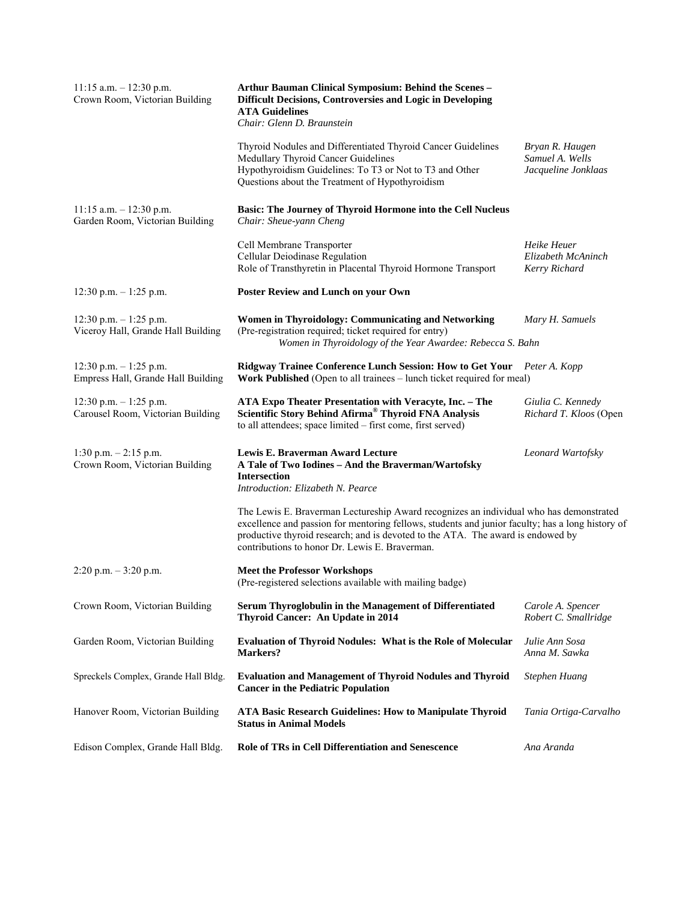11:15 a.m. – 12:30 p.m.
Crown Room, Victorian Building

**Arthur Bauman Clinical Symposium: Behind the Scenes – Difficult Decisions, Controversies and Logic in Developing ATA Guidelines**
*Chair: Glenn D. Braunstein*

| | |
|---|---|
| Thyroid Nodules and Differentiated Thyroid Cancer Guidelines | *Bryan R. Haugen* |
| Medullary Thyroid Cancer Guidelines | *Samuel A. Wells* |
| Hypothyroidism Guidelines: To T3 or Not to T3 and Other Questions about the Treatment of Hypothyroidism | *Jacqueline Jonklaas* |

11:15 a.m. – 12:30 p.m.
Garden Room, Victorian Building

**Basic: The Journey of Thyroid Hormone into the Cell Nucleus**
*Chair: Sheue-yann Cheng*

| | |
|---|---|
| Cell Membrane Transporter | *Heike Heuer* |
| Cellular Deiodinase Regulation | *Elizabeth McAninch* |
| Role of Transthyretin in Placental Thyroid Hormone Transport | *Kerry Richard* |

12:30 p.m. – 1:25 p.m.

**Poster Review and Lunch on your Own**

12:30 p.m. – 1:25 p.m.
Viceroy Hall, Grande Hall Building

**Women in Thyroidology: Communicating and Networking** — *Mary H. Samuels*
(Pre-registration required; ticket required for entry)
*Women in Thyroidology of the Year Awardee: Rebecca S. Bahn*

12:30 p.m. – 1:25 p.m.
Empress Hall, Grande Hall Building

**Ridgway Trainee Conference Lunch Session: How to Get Your Work Published** (Open to all trainees – lunch ticket required for meal) — *Peter A. Kopp*

12:30 p.m. – 1:25 p.m.
Carousel Room, Victorian Building

**ATA Expo Theater Presentation with Veracyte, Inc. – The Scientific Story Behind Afirma® Thyroid FNA Analysis** (Open to all attendees; space limited – first come, first served) — *Giulia C. Kennedy*, *Richard T. Kloos*

1:30 p.m. – 2:15 p.m.
Crown Room, Victorian Building

**Lewis E. Braverman Award Lecture**
**A Tale of Two Iodines – And the Braverman/Wartofsky Intersection** — *Leonard Wartofsky*
*Introduction: Elizabeth N. Pearce*

The Lewis E. Braverman Lectureship Award recognizes an individual who has demonstrated excellence and passion for mentoring fellows, students and junior faculty; has a long history of productive thyroid research; and is devoted to the ATA. The award is endowed by contributions to honor Dr. Lewis E. Braverman.

2:20 p.m. – 3:20 p.m.

**Meet the Professor Workshops**
(Pre-registered selections available with mailing badge)

| Location | Workshop | Speaker(s) |
|---|---|---|
| Crown Room, Victorian Building | **Serum Thyroglobulin in the Management of Differentiated Thyroid Cancer: An Update in 2014** | *Carole A. Spencer*, *Robert C. Smallridge* |
| Garden Room, Victorian Building | **Evaluation of Thyroid Nodules: What is the Role of Molecular Markers?** | *Julie Ann Sosa*, *Anna M. Sawka* |
| Spreckels Complex, Grande Hall Bldg. | **Evaluation and Management of Thyroid Nodules and Thyroid Cancer in the Pediatric Population** | *Stephen Huang* |
| Hanover Room, Victorian Building | **ATA Basic Research Guidelines: How to Manipulate Thyroid Status in Animal Models** | *Tania Ortiga-Carvalho* |
| Edison Complex, Grande Hall Bldg. | **Role of TRs in Cell Differentiation and Senescence** | *Ana Aranda* |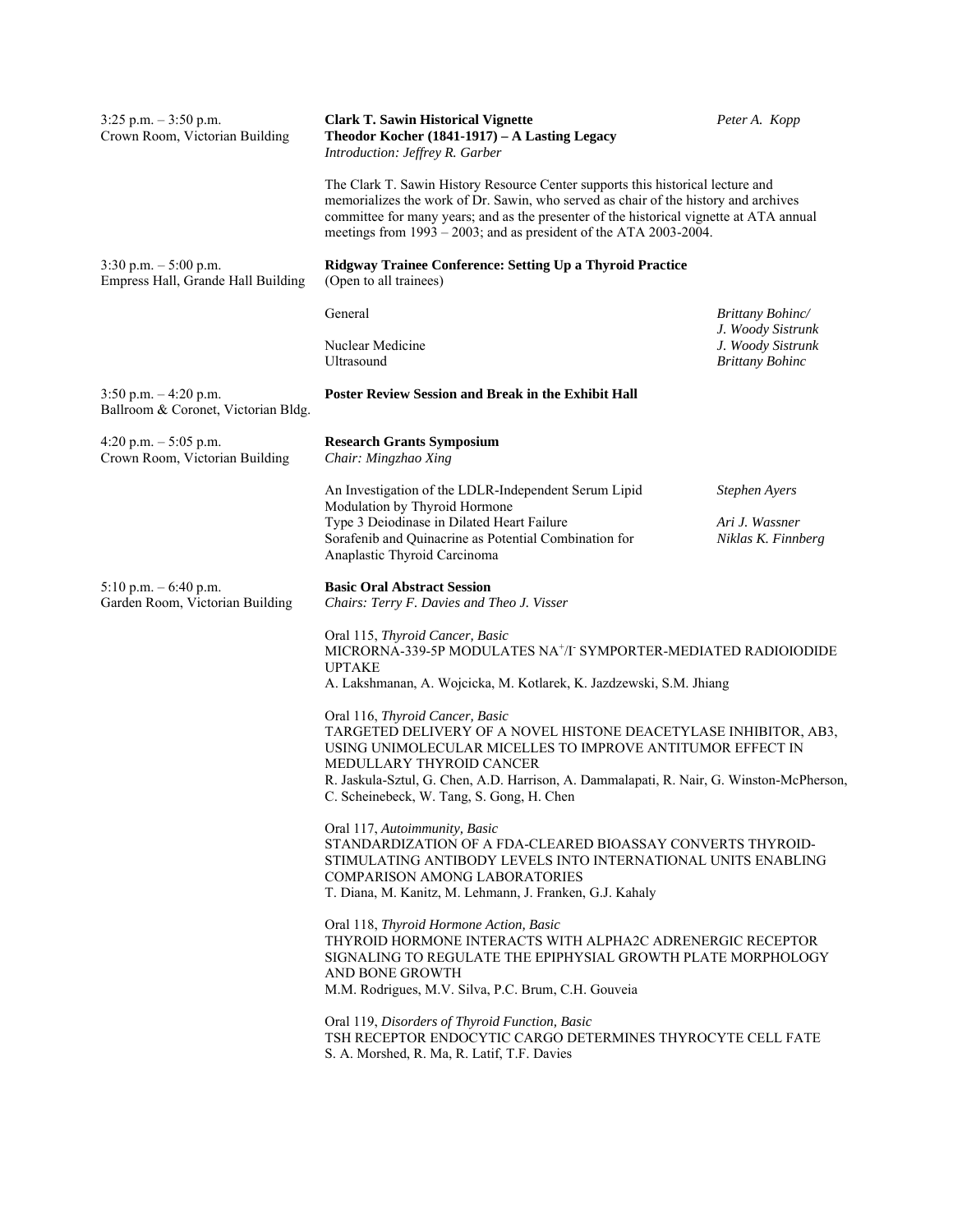3:25 p.m. – 3:50 p.m.
Crown Room, Victorian Building

**Clark T. Sawin Historical Vignette**
**Theodor Kocher (1841-1917) – A Lasting Legacy** — *Peter A. Kopp*
*Introduction: Jeffrey R. Garber*

The Clark T. Sawin History Resource Center supports this historical lecture and memorializes the work of Dr. Sawin, who served as chair of the history and archives committee for many years; and as the presenter of the historical vignette at ATA annual meetings from 1993 – 2003; and as president of the ATA 2003-2004.

3:30 p.m. – 5:00 p.m.
Empress Hall, Grande Hall Building

**Ridgway Trainee Conference: Setting Up a Thyroid Practice**
(Open to all trainees)

| | |
|---|---|
| General | *Brittany Bohinc/ J. Woody Sistrunk* |
| Nuclear Medicine | *J. Woody Sistrunk* |
| Ultrasound | *Brittany Bohinc* |

3:50 p.m. – 4:20 p.m.
Ballroom & Coronet, Victorian Bldg.

**Poster Review Session and Break in the Exhibit Hall**

4:20 p.m. – 5:05 p.m.
Crown Room, Victorian Building

**Research Grants Symposium**
*Chair: Mingzhao Xing*

| | |
|---|---|
| An Investigation of the LDLR-Independent Serum Lipid Modulation by Thyroid Hormone | *Stephen Ayers* |
| Type 3 Deiodinase in Dilated Heart Failure | *Ari J. Wassner* |
| Sorafenib and Quinacrine as Potential Combination for Anaplastic Thyroid Carcinoma | *Niklas K. Finnberg* |

5:10 p.m. – 6:40 p.m.
Garden Room, Victorian Building

**Basic Oral Abstract Session**
*Chairs: Terry F. Davies and Theo J. Visser*

Oral 115, *Thyroid Cancer, Basic*
MICRORNA-339-5P MODULATES $NA^{+}/I^{-}$ SYMPORTER-MEDIATED RADIOIODIDE UPTAKE
A. Lakshmanan, A. Wojcicka, M. Kotlarek, K. Jazdzewski, S.M. Jhiang

Oral 116, *Thyroid Cancer, Basic*
TARGETED DELIVERY OF A NOVEL HISTONE DEACETYLASE INHIBITOR, AB3, USING UNIMOLECULAR MICELLES TO IMPROVE ANTITUMOR EFFECT IN MEDULLARY THYROID CANCER
R. Jaskula-Sztul, G. Chen, A.D. Harrison, A. Dammalapati, R. Nair, G. Winston-McPherson, C. Scheinebeck, W. Tang, S. Gong, H. Chen

Oral 117, *Autoimmunity, Basic*
STANDARDIZATION OF A FDA-CLEARED BIOASSAY CONVERTS THYROID-STIMULATING ANTIBODY LEVELS INTO INTERNATIONAL UNITS ENABLING COMPARISON AMONG LABORATORIES
T. Diana, M. Kanitz, M. Lehmann, J. Franken, G.J. Kahaly

Oral 118, *Thyroid Hormone Action, Basic*
THYROID HORMONE INTERACTS WITH ALPHA2C ADRENERGIC RECEPTOR SIGNALING TO REGULATE THE EPIPHYSIAL GROWTH PLATE MORPHOLOGY AND BONE GROWTH
M.M. Rodrigues, M.V. Silva, P.C. Brum, C.H. Gouveia

Oral 119, *Disorders of Thyroid Function, Basic*
TSH RECEPTOR ENDOCYTIC CARGO DETERMINES THYROCYTE CELL FATE
S. A. Morshed, R. Ma, R. Latif, T.F. Davies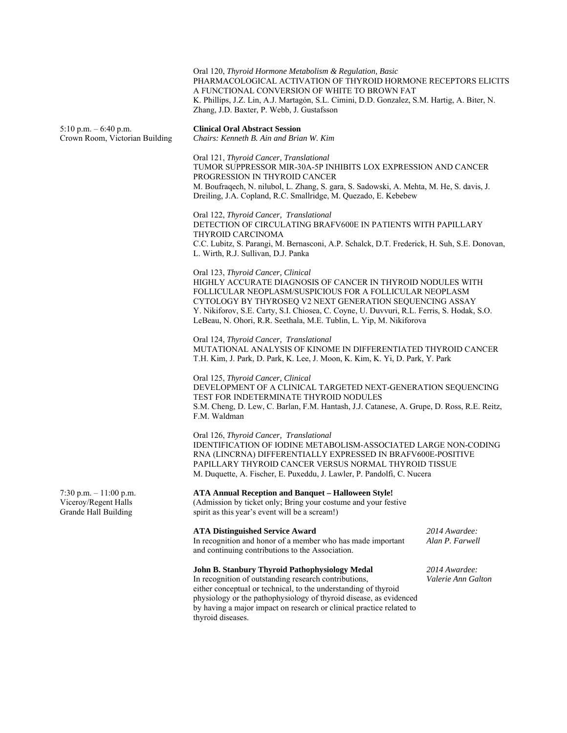Oral 120, *Thyroid Hormone Metabolism & Regulation, Basic*
PHARMACOLOGICAL ACTIVATION OF THYROID HORMONE RECEPTORS ELICITS A FUNCTIONAL CONVERSION OF WHITE TO BROWN FAT
K. Phillips, J.Z. Lin, A.J. Martagón, S.L. Cimini, D.D. Gonzalez, S.M. Hartig, A. Biter, N. Zhang, J.D. Baxter, P. Webb, J. Gustafsson

5:10 p.m. – 6:40 p.m.
Crown Room, Victorian Building

**Clinical Oral Abstract Session**
*Chairs: Kenneth B. Ain and Brian W. Kim*

Oral 121, *Thyroid Cancer, Translational*
TUMOR SUPPRESSOR MIR-30A-5P INHIBITS LOX EXPRESSION AND CANCER PROGRESSION IN THYROID CANCER
M. Boufraqech, N. nilubol, L. Zhang, S. gara, S. Sadowski, A. Mehta, M. He, S. davis, J. Dreiling, J.A. Copland, R.C. Smallridge, M. Quezado, E. Kebebew

Oral 122, *Thyroid Cancer, Translational*
DETECTION OF CIRCULATING BRAFV600E IN PATIENTS WITH PAPILLARY THYROID CARCINOMA
C.C. Lubitz, S. Parangi, M. Bernasconi, A.P. Schalck, D.T. Frederick, H. Suh, S.E. Donovan, L. Wirth, R.J. Sullivan, D.J. Panka

Oral 123, *Thyroid Cancer, Clinical*
HIGHLY ACCURATE DIAGNOSIS OF CANCER IN THYROID NODULES WITH FOLLICULAR NEOPLASM/SUSPICIOUS FOR A FOLLICULAR NEOPLASM CYTOLOGY BY THYROSEQ V2 NEXT GENERATION SEQUENCING ASSAY
Y. Nikiforov, S.E. Carty, S.I. Chiosea, C. Coyne, U. Duvvuri, R.L. Ferris, S. Hodak, S.O. LeBeau, N. Ohori, R.R. Seethala, M.E. Tublin, L. Yip, M. Nikiforova

Oral 124, *Thyroid Cancer, Translational*
MUTATIONAL ANALYSIS OF KINOME IN DIFFERENTIATED THYROID CANCER
T.H. Kim, J. Park, D. Park, K. Lee, J. Moon, K. Kim, K. Yi, D. Park, Y. Park

Oral 125, *Thyroid Cancer, Clinical*
DEVELOPMENT OF A CLINICAL TARGETED NEXT-GENERATION SEQUENCING TEST FOR INDETERMINATE THYROID NODULES
S.M. Cheng, D. Lew, C. Barlan, F.M. Hantash, J.J. Catanese, A. Grupe, D. Ross, R.E. Reitz, F.M. Waldman

Oral 126, *Thyroid Cancer, Translational*
IDENTIFICATION OF IODINE METABOLISM-ASSOCIATED LARGE NON-CODING RNA (LINCRNA) DIFFERENTIALLY EXPRESSED IN BRAFV600E-POSITIVE PAPILLARY THYROID CANCER VERSUS NORMAL THYROID TISSUE
M. Duquette, A. Fischer, E. Puxeddu, J. Lawler, P. Pandolfi, C. Nucera

7:30 p.m. – 11:00 p.m.
Viceroy/Regent Halls
Grande Hall Building

**ATA Annual Reception and Banquet – Halloween Style!**
(Admission by ticket only; Bring your costume and your festive spirit as this year's event will be a scream!)

**ATA Distinguished Service Award**
In recognition and honor of a member who has made important and continuing contributions to the Association.

*2014 Awardee: Alan P. Farwell*

**John B. Stanbury Thyroid Pathophysiology Medal**
In recognition of outstanding research contributions, either conceptual or technical, to the understanding of thyroid physiology or the pathophysiology of thyroid disease, as evidenced by having a major impact on research or clinical practice related to thyroid diseases.

*2014 Awardee: Valerie Ann Galton*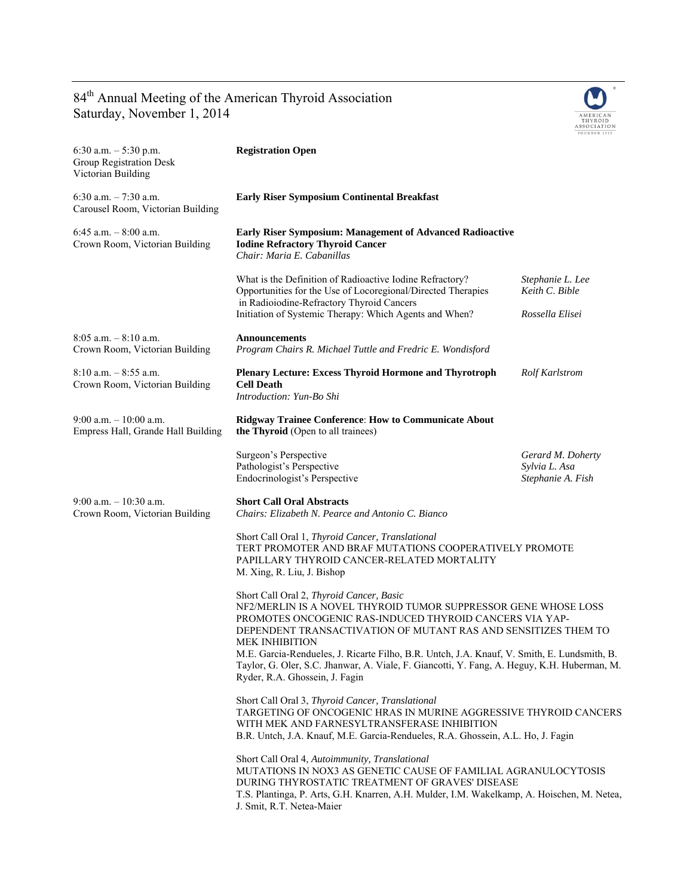# 84[th] Annual Meeting of the American Thyroid Association
## Saturday, November 1, 2014

| Time / Location | Session | Speaker |
|---|---|---|
| 6:30 a.m. – 5:30 p.m.<br>Group Registration Desk<br>Victorian Building | **Registration Open** | |
| 6:30 a.m. – 7:30 a.m.<br>Carousel Room, Victorian Building | **Early Riser Symposium Continental Breakfast** | |
| 6:45 a.m. – 8:00 a.m.<br>Crown Room, Victorian Building | **Early Riser Symposium: Management of Advanced Radioactive Iodine Refractory Thyroid Cancer**<br>*Chair: Maria E. Cabanillas* | |
| | What is the Definition of Radioactive Iodine Refractory? | *Stephanie L. Lee* |
| | Opportunities for the Use of Locoregional/Directed Therapies in Radioiodine-Refractory Thyroid Cancers | *Keith C. Bible* |
| | Initiation of Systemic Therapy: Which Agents and When? | *Rossella Elisei* |
| 8:05 a.m. – 8:10 a.m.<br>Crown Room, Victorian Building | **Announcements**<br>*Program Chairs R. Michael Tuttle and Fredric E. Wondisford* | |
| 8:10 a.m. – 8:55 a.m.<br>Crown Room, Victorian Building | **Plenary Lecture: Excess Thyroid Hormone and Thyrotroph Cell Death**<br>*Introduction: Yun-Bo Shi* | *Rolf Karlstrom* |
| 9:00 a.m. – 10:00 a.m.<br>Empress Hall, Grande Hall Building | **Ridgway Trainee Conference**: **How to Communicate About the Thyroid** (Open to all trainees) | |
| | Surgeon's Perspective | *Gerard M. Doherty* |
| | Pathologist's Perspective | *Sylvia L. Asa* |
| | Endocrinologist's Perspective | *Stephanie A. Fish* |
| 9:00 a.m. – 10:30 a.m.<br>Crown Room, Victorian Building | **Short Call Oral Abstracts**<br>*Chairs: Elizabeth N. Pearce and Antonio C. Bianco* | |

Short Call Oral 1, *Thyroid Cancer, Translational*
TERT PROMOTER AND BRAF MUTATIONS COOPERATIVELY PROMOTE PAPILLARY THYROID CANCER-RELATED MORTALITY
M. Xing, R. Liu, J. Bishop

Short Call Oral 2, *Thyroid Cancer, Basic*
NF2/MERLIN IS A NOVEL THYROID TUMOR SUPPRESSOR GENE WHOSE LOSS PROMOTES ONCOGENIC RAS-INDUCED THYROID CANCERS VIA YAP-DEPENDENT TRANSACTIVATION OF MUTANT RAS AND SENSITIZES THEM TO MEK INHIBITION
M.E. Garcia-Rendueles, J. Ricarte Filho, B.R. Untch, J.A. Knauf, V. Smith, E. Lundsmith, B. Taylor, G. Oler, S.C. Jhanwar, A. Viale, F. Giancotti, Y. Fang, A. Heguy, K.H. Huberman, M. Ryder, R.A. Ghossein, J. Fagin

Short Call Oral 3, *Thyroid Cancer, Translational*
TARGETING OF ONCOGENIC HRAS IN MURINE AGGRESSIVE THYROID CANCERS WITH MEK AND FARNESYLTRANSFERASE INHIBITION
B.R. Untch, J.A. Knauf, M.E. Garcia-Rendueles, R.A. Ghossein, A.L. Ho, J. Fagin

Short Call Oral 4, *Autoimmunity, Translational*
MUTATIONS IN NOX3 AS GENETIC CAUSE OF FAMILIAL AGRANULOCYTOSIS DURING THYROSTATIC TREATMENT OF GRAVES' DISEASE
T.S. Plantinga, P. Arts, G.H. Knarren, A.H. Mulder, I.M. Wakelkamp, A. Hoischen, M. Netea, J. Smit, R.T. Netea-Maier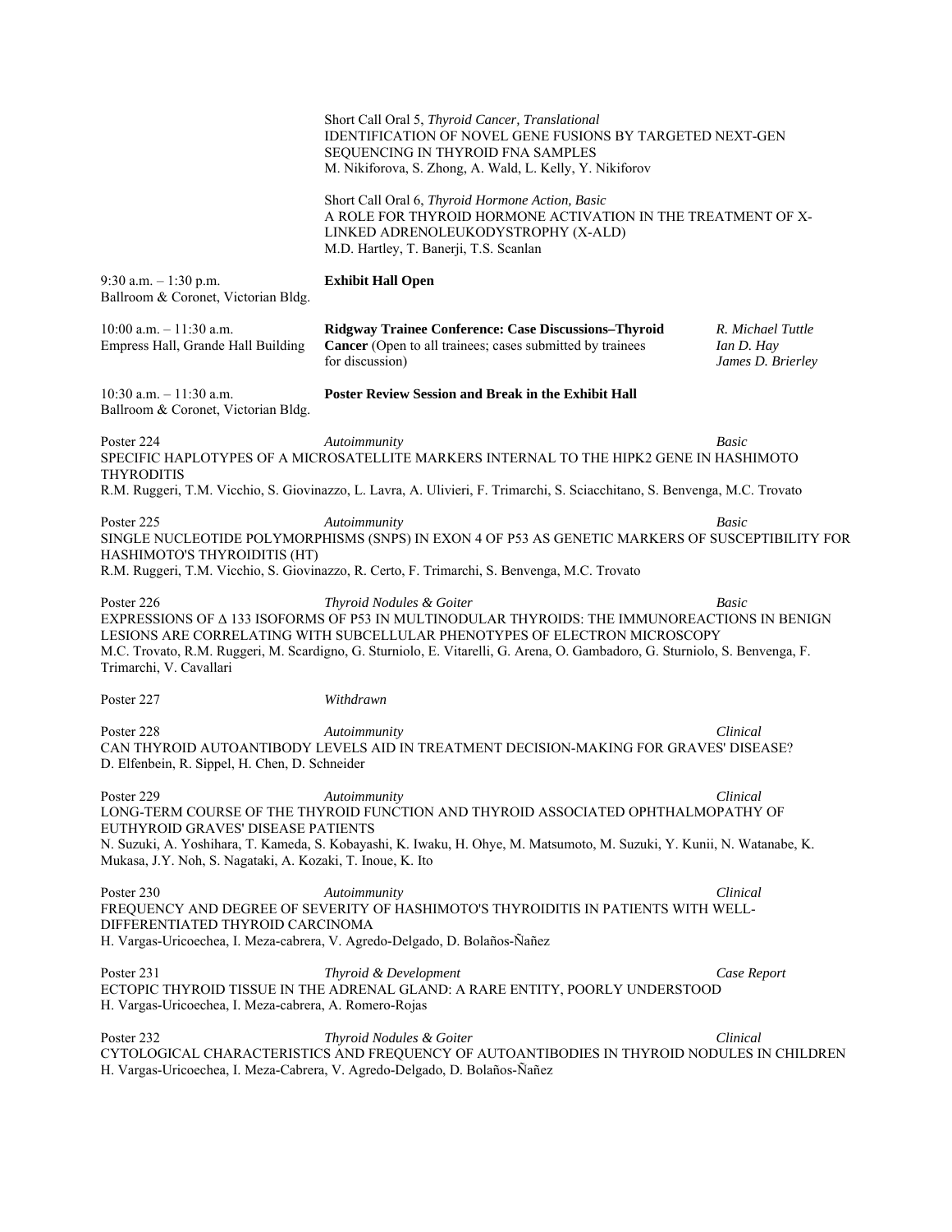Short Call Oral 5, *Thyroid Cancer, Translational*
IDENTIFICATION OF NOVEL GENE FUSIONS BY TARGETED NEXT-GEN SEQUENCING IN THYROID FNA SAMPLES
M. Nikiforova, S. Zhong, A. Wald, L. Kelly, Y. Nikiforov

Short Call Oral 6, *Thyroid Hormone Action, Basic*
A ROLE FOR THYROID HORMONE ACTIVATION IN THE TREATMENT OF X-LINKED ADRENOLEUKODYSTROPHY (X-ALD)
M.D. Hartley, T. Banerji, T.S. Scanlan

9:30 a.m. – 1:30 p.m.
Ballroom & Coronet, Victorian Bldg.
**Exhibit Hall Open**

10:00 a.m. – 11:30 a.m.
Empress Hall, Grande Hall Building
**Ridgway Trainee Conference: Case Discussions–Thyroid Cancer** (Open to all trainees; cases submitted by trainees for discussion)
*R. Michael Tuttle*
*Ian D. Hay*
*James D. Brierley*

10:30 a.m. – 11:30 a.m.
Ballroom & Coronet, Victorian Bldg.
**Poster Review Session and Break in the Exhibit Hall**

Poster 224 — *Autoimmunity* — *Basic*
SPECIFIC HAPLOTYPES OF A MICROSATELLITE MARKERS INTERNAL TO THE HIPK2 GENE IN HASHIMOTO THYRODITIS
R.M. Ruggeri, T.M. Vicchio, S. Giovinazzo, L. Lavra, A. Ulivieri, F. Trimarchi, S. Sciacchitano, S. Benvenga, M.C. Trovato

Poster 225 — *Autoimmunity* — *Basic*
SINGLE NUCLEOTIDE POLYMORPHISMS (SNPS) IN EXON 4 OF P53 AS GENETIC MARKERS OF SUSCEPTIBILITY FOR HASHIMOTO'S THYROIDITIS (HT)
R.M. Ruggeri, T.M. Vicchio, S. Giovinazzo, R. Certo, F. Trimarchi, S. Benvenga, M.C. Trovato

Poster 226 — *Thyroid Nodules & Goiter* — *Basic*
EXPRESSIONS OF Δ 133 ISOFORMS OF P53 IN MULTINODULAR THYROIDS: THE IMMUNOREACTIONS IN BENIGN LESIONS ARE CORRELATING WITH SUBCELLULAR PHENOTYPES OF ELECTRON MICROSCOPY
M.C. Trovato, R.M. Ruggeri, M. Scardigno, G. Sturniolo, E. Vitarelli, G. Arena, O. Gambadoro, G. Sturniolo, S. Benvenga, F. Trimarchi, V. Cavallari

Poster 227 — *Withdrawn*

Poster 228 — *Autoimmunity* — *Clinical*
CAN THYROID AUTOANTIBODY LEVELS AID IN TREATMENT DECISION-MAKING FOR GRAVES' DISEASE?
D. Elfenbein, R. Sippel, H. Chen, D. Schneider

Poster 229 — *Autoimmunity* — *Clinical*
LONG-TERM COURSE OF THE THYROID FUNCTION AND THYROID ASSOCIATED OPHTHALMOPATHY OF EUTHYROID GRAVES' DISEASE PATIENTS
N. Suzuki, A. Yoshihara, T. Kameda, S. Kobayashi, K. Iwaku, H. Ohye, M. Matsumoto, M. Suzuki, Y. Kunii, N. Watanabe, K. Mukasa, J.Y. Noh, S. Nagataki, A. Kozaki, T. Inoue, K. Ito

Poster 230 — *Autoimmunity* — *Clinical*
FREQUENCY AND DEGREE OF SEVERITY OF HASHIMOTO'S THYROIDITIS IN PATIENTS WITH WELL-DIFFERENTIATED THYROID CARCINOMA
H. Vargas-Uricoechea, I. Meza-cabrera, V. Agredo-Delgado, D. Bolaños-Ñañez

Poster 231 — *Thyroid & Development* — *Case Report*
ECTOPIC THYROID TISSUE IN THE ADRENAL GLAND: A RARE ENTITY, POORLY UNDERSTOOD
H. Vargas-Uricoechea, I. Meza-cabrera, A. Romero-Rojas

Poster 232 — *Thyroid Nodules & Goiter* — *Clinical*
CYTOLOGICAL CHARACTERISTICS AND FREQUENCY OF AUTOANTIBODIES IN THYROID NODULES IN CHILDREN
H. Vargas-Uricoechea, I. Meza-Cabrera, V. Agredo-Delgado, D. Bolaños-Ñañez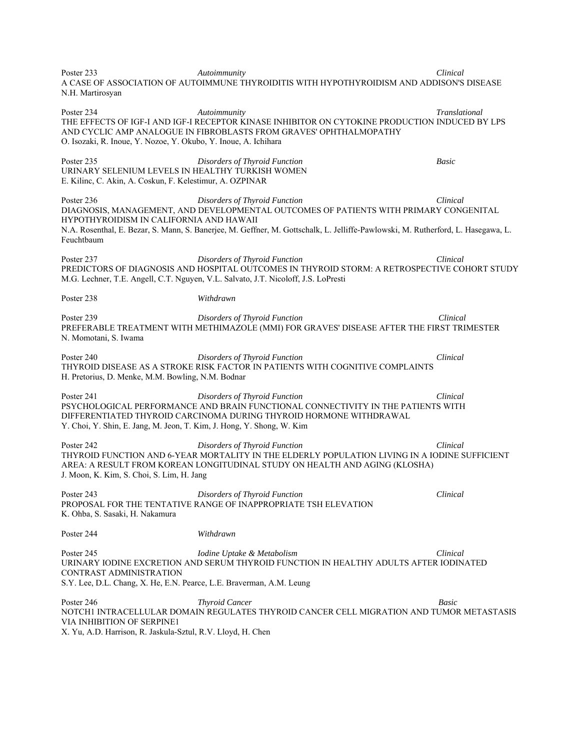Poster 233 *Autoimmunity* *Clinical*
A CASE OF ASSOCIATION OF AUTOIMMUNE THYROIDITIS WITH HYPOTHYROIDISM AND ADDISON'S DISEASE
N.H. Martirosyan

Poster 234 *Autoimmunity* *Translational*
THE EFFECTS OF IGF-I AND IGF-I RECEPTOR KINASE INHIBITOR ON CYTOKINE PRODUCTION INDUCED BY LPS AND CYCLIC AMP ANALOGUE IN FIBROBLASTS FROM GRAVES' OPHTHALMOPATHY
O. Isozaki, R. Inoue, Y. Nozoe, Y. Okubo, Y. Inoue, A. Ichihara

Poster 235 *Disorders of Thyroid Function* *Basic*
URINARY SELENIUM LEVELS IN HEALTHY TURKISH WOMEN
E. Kilinc, C. Akin, A. Coskun, F. Kelestimur, A. OZPINAR

Poster 236 *Disorders of Thyroid Function* *Clinical*
DIAGNOSIS, MANAGEMENT, AND DEVELOPMENTAL OUTCOMES OF PATIENTS WITH PRIMARY CONGENITAL HYPOTHYROIDISM IN CALIFORNIA AND HAWAII
N.A. Rosenthal, E. Bezar, S. Mann, S. Banerjee, M. Geffner, M. Gottschalk, L. Jelliffe-Pawlowski, M. Rutherford, L. Hasegawa, L. Feuchtbaum

Poster 237 *Disorders of Thyroid Function* *Clinical*
PREDICTORS OF DIAGNOSIS AND HOSPITAL OUTCOMES IN THYROID STORM: A RETROSPECTIVE COHORT STUDY
M.G. Lechner, T.E. Angell, C.T. Nguyen, V.L. Salvato, J.T. Nicoloff, J.S. LoPresti

Poster 238 *Withdrawn*

Poster 239 *Disorders of Thyroid Function* *Clinical*
PREFERABLE TREATMENT WITH METHIMAZOLE (MMI) FOR GRAVES' DISEASE AFTER THE FIRST TRIMESTER
N. Momotani, S. Iwama

Poster 240 *Disorders of Thyroid Function* *Clinical*
THYROID DISEASE AS A STROKE RISK FACTOR IN PATIENTS WITH COGNITIVE COMPLAINTS
H. Pretorius, D. Menke, M.M. Bowling, N.M. Bodnar

Poster 241 *Disorders of Thyroid Function* *Clinical*
PSYCHOLOGICAL PERFORMANCE AND BRAIN FUNCTIONAL CONNECTIVITY IN THE PATIENTS WITH DIFFERENTIATED THYROID CARCINOMA DURING THYROID HORMONE WITHDRAWAL
Y. Choi, Y. Shin, E. Jang, M. Jeon, T. Kim, J. Hong, Y. Shong, W. Kim

Poster 242 *Disorders of Thyroid Function* *Clinical*
THYROID FUNCTION AND 6-YEAR MORTALITY IN THE ELDERLY POPULATION LIVING IN A IODINE SUFFICIENT AREA: A RESULT FROM KOREAN LONGITUDINAL STUDY ON HEALTH AND AGING (KLOSHA)
J. Moon, K. Kim, S. Choi, S. Lim, H. Jang

Poster 243 *Disorders of Thyroid Function* *Clinical*
PROPOSAL FOR THE TENTATIVE RANGE OF INAPPROPRIATE TSH ELEVATION
K. Ohba, S. Sasaki, H. Nakamura

Poster 244 *Withdrawn*

Poster 245 *Iodine Uptake & Metabolism* *Clinical*
URINARY IODINE EXCRETION AND SERUM THYROID FUNCTION IN HEALTHY ADULTS AFTER IODINATED CONTRAST ADMINISTRATION
S.Y. Lee, D.L. Chang, X. He, E.N. Pearce, L.E. Braverman, A.M. Leung

Poster 246 *Thyroid Cancer* *Basic*
NOTCH1 INTRACELLULAR DOMAIN REGULATES THYROID CANCER CELL MIGRATION AND TUMOR METASTASIS VIA INHIBITION OF SERPINE1
X. Yu, A.D. Harrison, R. Jaskula-Sztul, R.V. Lloyd, H. Chen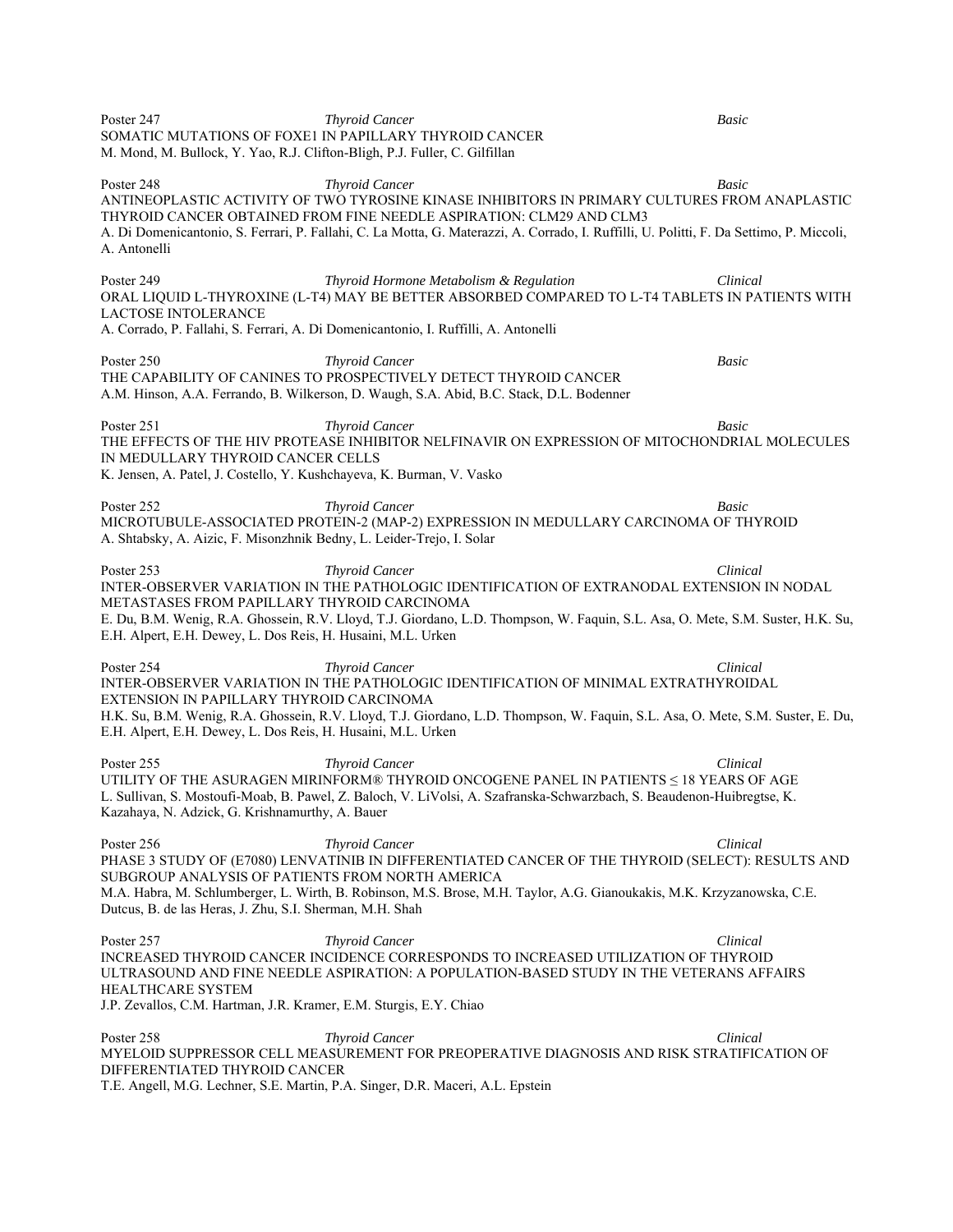Poster 247 *Thyroid Cancer* *Basic*
SOMATIC MUTATIONS OF FOXE1 IN PAPILLARY THYROID CANCER
M. Mond, M. Bullock, Y. Yao, R.J. Clifton-Bligh, P.J. Fuller, C. Gilfillan

Poster 248 *Thyroid Cancer* *Basic*
ANTINEOPLASTIC ACTIVITY OF TWO TYROSINE KINASE INHIBITORS IN PRIMARY CULTURES FROM ANAPLASTIC THYROID CANCER OBTAINED FROM FINE NEEDLE ASPIRATION: CLM29 AND CLM3
A. Di Domenicantonio, S. Ferrari, P. Fallahi, C. La Motta, G. Materazzi, A. Corrado, I. Ruffilli, U. Politti, F. Da Settimo, P. Miccoli, A. Antonelli

Poster 249 *Thyroid Hormone Metabolism & Regulation* *Clinical*
ORAL LIQUID L-THYROXINE (L-T4) MAY BE BETTER ABSORBED COMPARED TO L-T4 TABLETS IN PATIENTS WITH LACTOSE INTOLERANCE
A. Corrado, P. Fallahi, S. Ferrari, A. Di Domenicantonio, I. Ruffilli, A. Antonelli

Poster 250 *Thyroid Cancer* *Basic*
THE CAPABILITY OF CANINES TO PROSPECTIVELY DETECT THYROID CANCER
A.M. Hinson, A.A. Ferrando, B. Wilkerson, D. Waugh, S.A. Abid, B.C. Stack, D.L. Bodenner

Poster 251 *Thyroid Cancer* *Basic*
THE EFFECTS OF THE HIV PROTEASE INHIBITOR NELFINAVIR ON EXPRESSION OF MITOCHONDRIAL MOLECULES IN MEDULLARY THYROID CANCER CELLS
K. Jensen, A. Patel, J. Costello, Y. Kushchayeva, K. Burman, V. Vasko

Poster 252 *Thyroid Cancer* *Basic*
MICROTUBULE-ASSOCIATED PROTEIN-2 (MAP-2) EXPRESSION IN MEDULLARY CARCINOMA OF THYROID
A. Shtabsky, A. Aizic, F. Misonzhnik Bedny, L. Leider-Trejo, I. Solar

Poster 253 *Thyroid Cancer* *Clinical*
INTER-OBSERVER VARIATION IN THE PATHOLOGIC IDENTIFICATION OF EXTRANODAL EXTENSION IN NODAL METASTASES FROM PAPILLARY THYROID CARCINOMA
E. Du, B.M. Wenig, R.A. Ghossein, R.V. Lloyd, T.J. Giordano, L.D. Thompson, W. Faquin, S.L. Asa, O. Mete, S.M. Suster, H.K. Su, E.H. Alpert, E.H. Dewey, L. Dos Reis, H. Husaini, M.L. Urken

Poster 254 *Thyroid Cancer* *Clinical*
INTER-OBSERVER VARIATION IN THE PATHOLOGIC IDENTIFICATION OF MINIMAL EXTRATHYROIDAL EXTENSION IN PAPILLARY THYROID CARCINOMA
H.K. Su, B.M. Wenig, R.A. Ghossein, R.V. Lloyd, T.J. Giordano, L.D. Thompson, W. Faquin, S.L. Asa, O. Mete, S.M. Suster, E. Du, E.H. Alpert, E.H. Dewey, L. Dos Reis, H. Husaini, M.L. Urken

Poster 255 *Thyroid Cancer* *Clinical*
UTILITY OF THE ASURAGEN MIRINFORM® THYROID ONCOGENE PANEL IN PATIENTS ≤ 18 YEARS OF AGE
L. Sullivan, S. Mostoufi-Moab, B. Pawel, Z. Baloch, V. LiVolsi, A. Szafranska-Schwarzbach, S. Beaudenon-Huibregtse, K. Kazahaya, N. Adzick, G. Krishnamurthy, A. Bauer

Poster 256 *Thyroid Cancer* *Clinical*
PHASE 3 STUDY OF (E7080) LENVATINIB IN DIFFERENTIATED CANCER OF THE THYROID (SELECT): RESULTS AND SUBGROUP ANALYSIS OF PATIENTS FROM NORTH AMERICA
M.A. Habra, M. Schlumberger, L. Wirth, B. Robinson, M.S. Brose, M.H. Taylor, A.G. Gianoukakis, M.K. Krzyzanowska, C.E. Dutcus, B. de las Heras, J. Zhu, S.I. Sherman, M.H. Shah

Poster 257 *Thyroid Cancer* *Clinical*
INCREASED THYROID CANCER INCIDENCE CORRESPONDS TO INCREASED UTILIZATION OF THYROID ULTRASOUND AND FINE NEEDLE ASPIRATION: A POPULATION-BASED STUDY IN THE VETERANS AFFAIRS HEALTHCARE SYSTEM
J.P. Zevallos, C.M. Hartman, J.R. Kramer, E.M. Sturgis, E.Y. Chiao

Poster 258 *Thyroid Cancer* *Clinical*
MYELOID SUPPRESSOR CELL MEASUREMENT FOR PREOPERATIVE DIAGNOSIS AND RISK STRATIFICATION OF DIFFERENTIATED THYROID CANCER
T.E. Angell, M.G. Lechner, S.E. Martin, P.A. Singer, D.R. Maceri, A.L. Epstein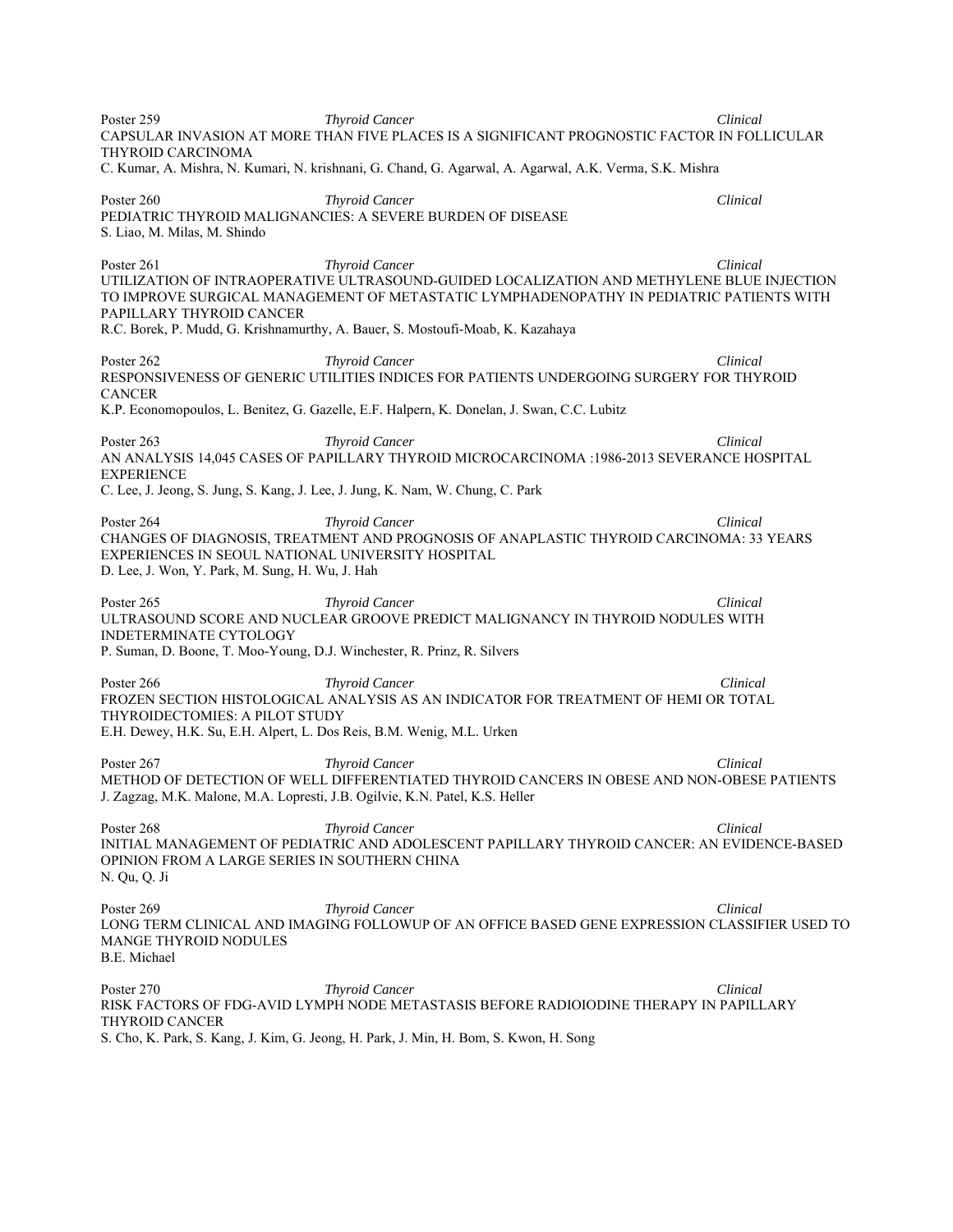Poster 259 *Thyroid Cancer* *Clinical*
CAPSULAR INVASION AT MORE THAN FIVE PLACES IS A SIGNIFICANT PROGNOSTIC FACTOR IN FOLLICULAR THYROID CARCINOMA
C. Kumar, A. Mishra, N. Kumari, N. krishnani, G. Chand, G. Agarwal, A. Agarwal, A.K. Verma, S.K. Mishra

Poster 260 *Thyroid Cancer* *Clinical*
PEDIATRIC THYROID MALIGNANCIES: A SEVERE BURDEN OF DISEASE
S. Liao, M. Milas, M. Shindo

Poster 261 *Thyroid Cancer* *Clinical*
UTILIZATION OF INTRAOPERATIVE ULTRASOUND-GUIDED LOCALIZATION AND METHYLENE BLUE INJECTION TO IMPROVE SURGICAL MANAGEMENT OF METASTATIC LYMPHADENOPATHY IN PEDIATRIC PATIENTS WITH PAPILLARY THYROID CANCER
R.C. Borek, P. Mudd, G. Krishnamurthy, A. Bauer, S. Mostoufi-Moab, K. Kazahaya

Poster 262 *Thyroid Cancer* *Clinical*
RESPONSIVENESS OF GENERIC UTILITIES INDICES FOR PATIENTS UNDERGOING SURGERY FOR THYROID CANCER
K.P. Economopoulos, L. Benitez, G. Gazelle, E.F. Halpern, K. Donelan, J. Swan, C.C. Lubitz

Poster 263 *Thyroid Cancer* *Clinical*
AN ANALYSIS 14,045 CASES OF PAPILLARY THYROID MICROCARCINOMA :1986-2013 SEVERANCE HOSPITAL EXPERIENCE
C. Lee, J. Jeong, S. Jung, S. Kang, J. Lee, J. Jung, K. Nam, W. Chung, C. Park

Poster 264 *Thyroid Cancer* *Clinical*
CHANGES OF DIAGNOSIS, TREATMENT AND PROGNOSIS OF ANAPLASTIC THYROID CARCINOMA: 33 YEARS EXPERIENCES IN SEOUL NATIONAL UNIVERSITY HOSPITAL
D. Lee, J. Won, Y. Park, M. Sung, H. Wu, J. Hah

Poster 265 *Thyroid Cancer* *Clinical*
ULTRASOUND SCORE AND NUCLEAR GROOVE PREDICT MALIGNANCY IN THYROID NODULES WITH INDETERMINATE CYTOLOGY
P. Suman, D. Boone, T. Moo-Young, D.J. Winchester, R. Prinz, R. Silvers

Poster 266 *Thyroid Cancer* *Clinical*
FROZEN SECTION HISTOLOGICAL ANALYSIS AS AN INDICATOR FOR TREATMENT OF HEMI OR TOTAL THYROIDECTOMIES: A PILOT STUDY
E.H. Dewey, H.K. Su, E.H. Alpert, L. Dos Reis, B.M. Wenig, M.L. Urken

Poster 267 *Thyroid Cancer* *Clinical*
METHOD OF DETECTION OF WELL DIFFERENTIATED THYROID CANCERS IN OBESE AND NON-OBESE PATIENTS
J. Zagzag, M.K. Malone, M.A. Lopresti, J.B. Ogilvie, K.N. Patel, K.S. Heller

Poster 268 *Thyroid Cancer* *Clinical*
INITIAL MANAGEMENT OF PEDIATRIC AND ADOLESCENT PAPILLARY THYROID CANCER: AN EVIDENCE-BASED OPINION FROM A LARGE SERIES IN SOUTHERN CHINA
N. Qu, Q. Ji

Poster 269 *Thyroid Cancer* *Clinical*
LONG TERM CLINICAL AND IMAGING FOLLOWUP OF AN OFFICE BASED GENE EXPRESSION CLASSIFIER USED TO MANGE THYROID NODULES
B.E. Michael

Poster 270 *Thyroid Cancer* *Clinical*
RISK FACTORS OF FDG-AVID LYMPH NODE METASTASIS BEFORE RADIOIODINE THERAPY IN PAPILLARY THYROID CANCER
S. Cho, K. Park, S. Kang, J. Kim, G. Jeong, H. Park, J. Min, H. Bom, S. Kwon, H. Song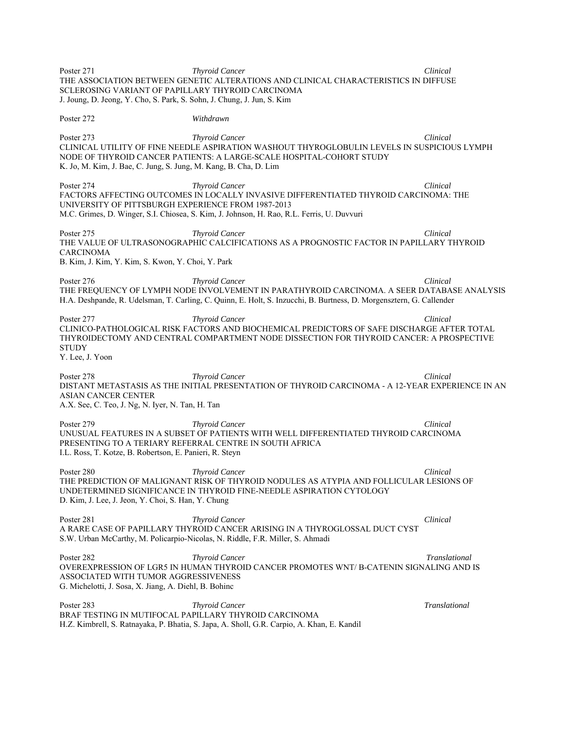Poster 271 *Thyroid Cancer* *Clinical*
THE ASSOCIATION BETWEEN GENETIC ALTERATIONS AND CLINICAL CHARACTERISTICS IN DIFFUSE SCLEROSING VARIANT OF PAPILLARY THYROID CARCINOMA
J. Joung, D. Jeong, Y. Cho, S. Park, S. Sohn, J. Chung, J. Jun, S. Kim

Poster 272 *Withdrawn*

Poster 273 *Thyroid Cancer* *Clinical*
CLINICAL UTILITY OF FINE NEEDLE ASPIRATION WASHOUT THYROGLOBULIN LEVELS IN SUSPICIOUS LYMPH NODE OF THYROID CANCER PATIENTS: A LARGE-SCALE HOSPITAL-COHORT STUDY
K. Jo, M. Kim, J. Bae, C. Jung, S. Jung, M. Kang, B. Cha, D. Lim

Poster 274 *Thyroid Cancer* *Clinical*
FACTORS AFFECTING OUTCOMES IN LOCALLY INVASIVE DIFFERENTIATED THYROID CARCINOMA: THE UNIVERSITY OF PITTSBURGH EXPERIENCE FROM 1987-2013
M.C. Grimes, D. Winger, S.I. Chiosea, S. Kim, J. Johnson, H. Rao, R.L. Ferris, U. Duvvuri

Poster 275 *Thyroid Cancer* *Clinical*
THE VALUE OF ULTRASONOGRAPHIC CALCIFICATIONS AS A PROGNOSTIC FACTOR IN PAPILLARY THYROID CARCINOMA
B. Kim, J. Kim, Y. Kim, S. Kwon, Y. Choi, Y. Park

Poster 276 *Thyroid Cancer* *Clinical*
THE FREQUENCY OF LYMPH NODE INVOLVEMENT IN PARATHYROID CARCINOMA. A SEER DATABASE ANALYSIS
H.A. Deshpande, R. Udelsman, T. Carling, C. Quinn, E. Holt, S. Inzucchi, B. Burtness, D. Morgensztern, G. Callender

Poster 277 *Thyroid Cancer* *Clinical*
CLINICO-PATHOLOGICAL RISK FACTORS AND BIOCHEMICAL PREDICTORS OF SAFE DISCHARGE AFTER TOTAL THYROIDECTOMY AND CENTRAL COMPARTMENT NODE DISSECTION FOR THYROID CANCER: A PROSPECTIVE STUDY
Y. Lee, J. Yoon

Poster 278 *Thyroid Cancer* *Clinical*
DISTANT METASTASIS AS THE INITIAL PRESENTATION OF THYROID CARCINOMA - A 12-YEAR EXPERIENCE IN AN ASIAN CANCER CENTER
A.X. See, C. Teo, J. Ng, N. Iyer, N. Tan, H. Tan

Poster 279 *Thyroid Cancer* *Clinical*
UNUSUAL FEATURES IN A SUBSET OF PATIENTS WITH WELL DIFFERENTIATED THYROID CARCINOMA PRESENTING TO A TERIARY REFERRAL CENTRE IN SOUTH AFRICA
I.L. Ross, T. Kotze, B. Robertson, E. Panieri, R. Steyn

Poster 280 *Thyroid Cancer* *Clinical*
THE PREDICTION OF MALIGNANT RISK OF THYROID NODULES AS ATYPIA AND FOLLICULAR LESIONS OF UNDETERMINED SIGNIFICANCE IN THYROID FINE-NEEDLE ASPIRATION CYTOLOGY
D. Kim, J. Lee, J. Jeon, Y. Choi, S. Han, Y. Chung

Poster 281 *Thyroid Cancer* *Clinical*
A RARE CASE OF PAPILLARY THYROID CANCER ARISING IN A THYROGLOSSAL DUCT CYST
S.W. Urban McCarthy, M. Policarpio-Nicolas, N. Riddle, F.R. Miller, S. Ahmadi

Poster 282 *Thyroid Cancer* *Translational*
OVEREXPRESSION OF LGR5 IN HUMAN THYROID CANCER PROMOTES WNT/ B-CATENIN SIGNALING AND IS ASSOCIATED WITH TUMOR AGGRESSIVENESS
G. Michelotti, J. Sosa, X. Jiang, A. Diehl, B. Bohinc

Poster 283 *Thyroid Cancer* *Translational*
BRAF TESTING IN MUTIFOCAL PAPILLARY THYROID CARCINOMA
H.Z. Kimbrell, S. Ratnayaka, P. Bhatia, S. Japa, A. Sholl, G.R. Carpio, A. Khan, E. Kandil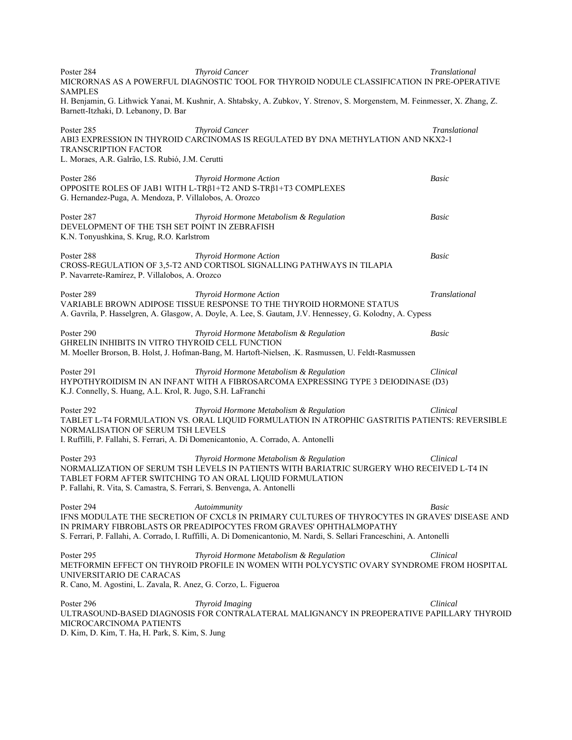Poster 284 *Thyroid Cancer* *Translational*
MICRORNAS AS A POWERFUL DIAGNOSTIC TOOL FOR THYROID NODULE CLASSIFICATION IN PRE-OPERATIVE SAMPLES
H. Benjamin, G. Lithwick Yanai, M. Kushnir, A. Shtabsky, A. Zubkov, Y. Strenov, S. Morgenstern, M. Feinmesser, X. Zhang, Z. Barnett-Itzhaki, D. Lebanony, D. Bar

Poster 285 *Thyroid Cancer* *Translational*
ABI3 EXPRESSION IN THYROID CARCINOMAS IS REGULATED BY DNA METHYLATION AND NKX2-1 TRANSCRIPTION FACTOR
L. Moraes, A.R. Galrão, I.S. Rubió, J.M. Cerutti

Poster 286 *Thyroid Hormone Action* *Basic*
OPPOSITE ROLES OF JAB1 WITH L-TRβ1+T2 AND S-TRβ1+T3 COMPLEXES
G. Hernandez-Puga, A. Mendoza, P. Villalobos, A. Orozco

Poster 287 *Thyroid Hormone Metabolism & Regulation* *Basic*
DEVELOPMENT OF THE TSH SET POINT IN ZEBRAFISH
K.N. Tonyushkina, S. Krug, R.O. Karlstrom

Poster 288 *Thyroid Hormone Action* *Basic*
CROSS-REGULATION OF 3,5-T2 AND CORTISOL SIGNALLING PATHWAYS IN TILAPIA
P. Navarrete-Ramírez, P. Villalobos, A. Orozco

Poster 289 *Thyroid Hormone Action* *Translational*
VARIABLE BROWN ADIPOSE TISSUE RESPONSE TO THE THYROID HORMONE STATUS
A. Gavrila, P. Hasselgren, A. Glasgow, A. Doyle, A. Lee, S. Gautam, J.V. Hennessey, G. Kolodny, A. Cypess

Poster 290 *Thyroid Hormone Metabolism & Regulation* *Basic*
GHRELIN INHIBITS IN VITRO THYROID CELL FUNCTION
M. Moeller Brorson, B. Holst, J. Hofman-Bang, M. Hartoft-Nielsen, .K. Rasmussen, U. Feldt-Rasmussen

Poster 291 *Thyroid Hormone Metabolism & Regulation* *Clinical*
HYPOTHYROIDISM IN AN INFANT WITH A FIBROSARCOMA EXPRESSING TYPE 3 DEIODINASE (D3)
K.J. Connelly, S. Huang, A.L. Krol, R. Jugo, S.H. LaFranchi

Poster 292 *Thyroid Hormone Metabolism & Regulation* *Clinical*
TABLET L-T4 FORMULATION VS. ORAL LIQUID FORMULATION IN ATROPHIC GASTRITIS PATIENTS: REVERSIBLE NORMALISATION OF SERUM TSH LEVELS
I. Ruffilli, P. Fallahi, S. Ferrari, A. Di Domenicantonio, A. Corrado, A. Antonelli

Poster 293 *Thyroid Hormone Metabolism & Regulation* *Clinical*
NORMALIZATION OF SERUM TSH LEVELS IN PATIENTS WITH BARIATRIC SURGERY WHO RECEIVED L-T4 IN TABLET FORM AFTER SWITCHING TO AN ORAL LIQUID FORMULATION
P. Fallahi, R. Vita, S. Camastra, S. Ferrari, S. Benvenga, A. Antonelli

Poster 294 *Autoimmunity* *Basic*
IFNS MODULATE THE SECRETION OF CXCL8 IN PRIMARY CULTURES OF THYROCYTES IN GRAVES' DISEASE AND IN PRIMARY FIBROBLASTS OR PREADIPOCYTES FROM GRAVES' OPHTHALMOPATHY
S. Ferrari, P. Fallahi, A. Corrado, I. Ruffilli, A. Di Domenicantonio, M. Nardi, S. Sellari Franceschini, A. Antonelli

Poster 295 *Thyroid Hormone Metabolism & Regulation* *Clinical*
METFORMIN EFFECT ON THYROID PROFILE IN WOMEN WITH POLYCYSTIC OVARY SYNDROME FROM HOSPITAL UNIVERSITARIO DE CARACAS
R. Cano, M. Agostini, L. Zavala, R. Anez, G. Corzo, L. Figueroa

Poster 296 *Thyroid Imaging* *Clinical*
ULTRASOUND-BASED DIAGNOSIS FOR CONTRALATERAL MALIGNANCY IN PREOPERATIVE PAPILLARY THYROID MICROCARCINOMA PATIENTS
D. Kim, D. Kim, T. Ha, H. Park, S. Kim, S. Jung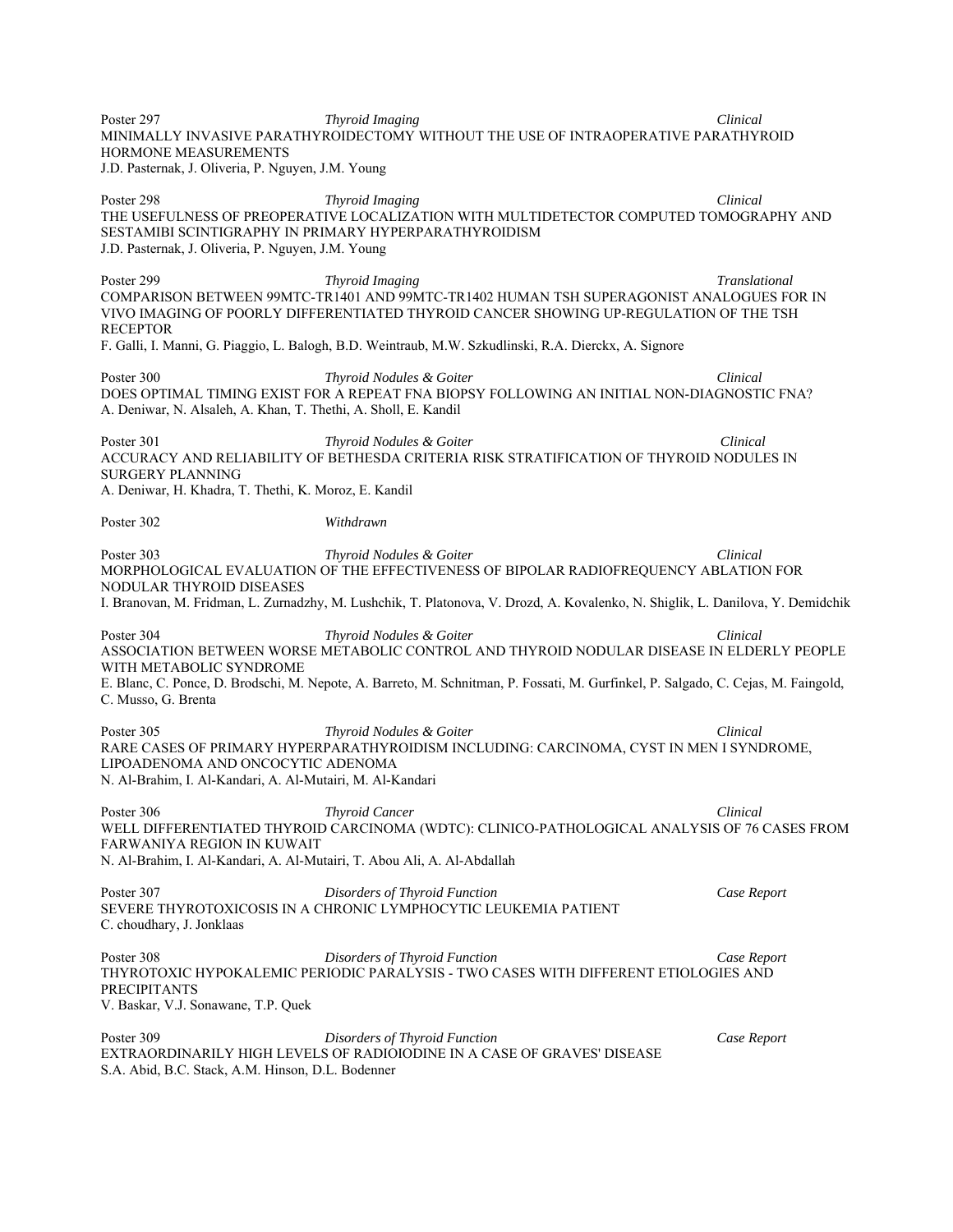Poster 297 *Thyroid Imaging* *Clinical*
MINIMALLY INVASIVE PARATHYROIDECTOMY WITHOUT THE USE OF INTRAOPERATIVE PARATHYROID HORMONE MEASUREMENTS
J.D. Pasternak, J. Oliveria, P. Nguyen, J.M. Young

Poster 298 *Thyroid Imaging* *Clinical*
THE USEFULNESS OF PREOPERATIVE LOCALIZATION WITH MULTIDETECTOR COMPUTED TOMOGRAPHY AND SESTAMIBI SCINTIGRAPHY IN PRIMARY HYPERPARATHYROIDISM
J.D. Pasternak, J. Oliveria, P. Nguyen, J.M. Young

Poster 299 *Thyroid Imaging* *Translational*
COMPARISON BETWEEN 99MTC-TR1401 AND 99MTC-TR1402 HUMAN TSH SUPERAGONIST ANALOGUES FOR IN VIVO IMAGING OF POORLY DIFFERENTIATED THYROID CANCER SHOWING UP-REGULATION OF THE TSH RECEPTOR
F. Galli, I. Manni, G. Piaggio, L. Balogh, B.D. Weintraub, M.W. Szkudlinski, R.A. Dierckx, A. Signore

Poster 300 *Thyroid Nodules & Goiter* *Clinical*
DOES OPTIMAL TIMING EXIST FOR A REPEAT FNA BIOPSY FOLLOWING AN INITIAL NON-DIAGNOSTIC FNA?
A. Deniwar, N. Alsaleh, A. Khan, T. Thethi, A. Sholl, E. Kandil

Poster 301 *Thyroid Nodules & Goiter* *Clinical*
ACCURACY AND RELIABILITY OF BETHESDA CRITERIA RISK STRATIFICATION OF THYROID NODULES IN SURGERY PLANNING
A. Deniwar, H. Khadra, T. Thethi, K. Moroz, E. Kandil

Poster 302 *Withdrawn*

Poster 303 *Thyroid Nodules & Goiter* *Clinical*
MORPHOLOGICAL EVALUATION OF THE EFFECTIVENESS OF BIPOLAR RADIOFREQUENCY ABLATION FOR NODULAR THYROID DISEASES
I. Branovan, M. Fridman, L. Zurnadzhy, M. Lushchik, T. Platonova, V. Drozd, A. Kovalenko, N. Shiglik, L. Danilova, Y. Demidchik

Poster 304 *Thyroid Nodules & Goiter* *Clinical*
ASSOCIATION BETWEEN WORSE METABOLIC CONTROL AND THYROID NODULAR DISEASE IN ELDERLY PEOPLE WITH METABOLIC SYNDROME
E. Blanc, C. Ponce, D. Brodschi, M. Nepote, A. Barreto, M. Schnitman, P. Fossati, M. Gurfinkel, P. Salgado, C. Cejas, M. Faingold, C. Musso, G. Brenta

Poster 305 *Thyroid Nodules & Goiter* *Clinical*
RARE CASES OF PRIMARY HYPERPARATHYROIDISM INCLUDING: CARCINOMA, CYST IN MEN I SYNDROME, LIPOADENOMA AND ONCOCYTIC ADENOMA
N. Al-Brahim, I. Al-Kandari, A. Al-Mutairi, M. Al-Kandari

Poster 306 *Thyroid Cancer* *Clinical*
WELL DIFFERENTIATED THYROID CARCINOMA (WDTC): CLINICO-PATHOLOGICAL ANALYSIS OF 76 CASES FROM FARWANIYA REGION IN KUWAIT
N. Al-Brahim, I. Al-Kandari, A. Al-Mutairi, T. Abou Ali, A. Al-Abdallah

Poster 307 *Disorders of Thyroid Function* *Case Report*
SEVERE THYROTOXICOSIS IN A CHRONIC LYMPHOCYTIC LEUKEMIA PATIENT
C. choudhary, J. Jonklaas

Poster 308 *Disorders of Thyroid Function* *Case Report*
THYROTOXIC HYPOKALEMIC PERIODIC PARALYSIS - TWO CASES WITH DIFFERENT ETIOLOGIES AND PRECIPITANTS
V. Baskar, V.J. Sonawane, T.P. Quek

Poster 309 *Disorders of Thyroid Function* *Case Report*
EXTRAORDINARILY HIGH LEVELS OF RADIOIODINE IN A CASE OF GRAVES' DISEASE
S.A. Abid, B.C. Stack, A.M. Hinson, D.L. Bodenner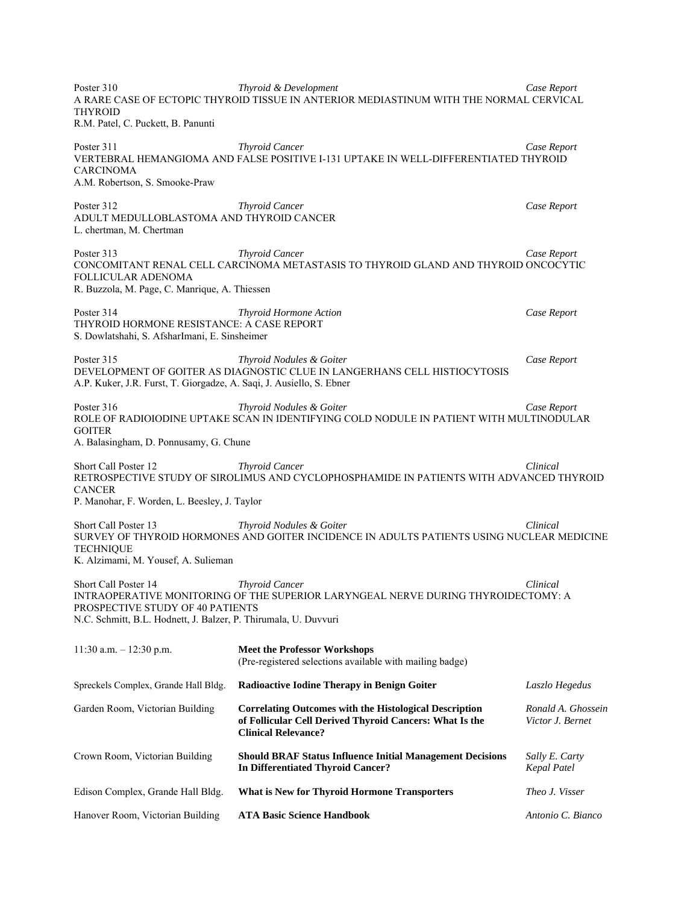Poster 310 | *Thyroid & Development* | *Case Report*

A RARE CASE OF ECTOPIC THYROID TISSUE IN ANTERIOR MEDIASTINUM WITH THE NORMAL CERVICAL THYROID

R.M. Patel, C. Puckett, B. Panunti

Poster 311 | *Thyroid Cancer* | *Case Report*

VERTEBRAL HEMANGIOMA AND FALSE POSITIVE I-131 UPTAKE IN WELL-DIFFERENTIATED THYROID CARCINOMA

A.M. Robertson, S. Smooke-Praw

Poster 312 | *Thyroid Cancer* | *Case Report*

ADULT MEDULLOBLASTOMA AND THYROID CANCER

L. chertman, M. Chertman

Poster 313 | *Thyroid Cancer* | *Case Report*

CONCOMITANT RENAL CELL CARCINOMA METASTASIS TO THYROID GLAND AND THYROID ONCOCYTIC FOLLICULAR ADENOMA

R. Buzzola, M. Page, C. Manrique, A. Thiessen

Poster 314 | *Thyroid Hormone Action* | *Case Report*

THYROID HORMONE RESISTANCE: A CASE REPORT

S. Dowlatshahi, S. AfsharImani, E. Sinsheimer

Poster 315 | *Thyroid Nodules & Goiter* | *Case Report*

DEVELOPMENT OF GOITER AS DIAGNOSTIC CLUE IN LANGERHANS CELL HISTIOCYTOSIS

A.P. Kuker, J.R. Furst, T. Giorgadze, A. Saqi, J. Ausiello, S. Ebner

Poster 316 | *Thyroid Nodules & Goiter* | *Case Report*

ROLE OF RADIOIODINE UPTAKE SCAN IN IDENTIFYING COLD NODULE IN PATIENT WITH MULTINODULAR GOITER

A. Balasingham, D. Ponnusamy, G. Chune

Short Call Poster 12 | *Thyroid Cancer* | *Clinical*

RETROSPECTIVE STUDY OF SIROLIMUS AND CYCLOPHOSPHAMIDE IN PATIENTS WITH ADVANCED THYROID CANCER

P. Manohar, F. Worden, L. Beesley, J. Taylor

Short Call Poster 13 | *Thyroid Nodules & Goiter* | *Clinical*

SURVEY OF THYROID HORMONES AND GOITER INCIDENCE IN ADULTS PATIENTS USING NUCLEAR MEDICINE TECHNIQUE

K. Alzimami, M. Yousef, A. Sulieman

Short Call Poster 14 | *Thyroid Cancer* | *Clinical*

INTRAOPERATIVE MONITORING OF THE SUPERIOR LARYNGEAL NERVE DURING THYROIDECTOMY: A PROSPECTIVE STUDY OF 40 PATIENTS

N.C. Schmitt, B.L. Hodnett, J. Balzer, P. Thirumala, U. Duvvuri

| 11:30 a.m. – 12:30 p.m. | **Meet the Professor Workshops** (Pre-registered selections available with mailing badge) | |
|---|---|---|
| Spreckels Complex, Grande Hall Bldg. | **Radioactive Iodine Therapy in Benign Goiter** | *Laszlo Hegedus* |
| Garden Room, Victorian Building | **Correlating Outcomes with the Histological Description of Follicular Cell Derived Thyroid Cancers: What Is the Clinical Relevance?** | *Ronald A. Ghossein*, *Victor J. Bernet* |
| Crown Room, Victorian Building | **Should BRAF Status Influence Initial Management Decisions In Differentiated Thyroid Cancer?** | *Sally E. Carty*, *Kepal Patel* |
| Edison Complex, Grande Hall Bldg. | **What is New for Thyroid Hormone Transporters** | *Theo J. Visser* |
| Hanover Room, Victorian Building | **ATA Basic Science Handbook** | *Antonio C. Bianco* |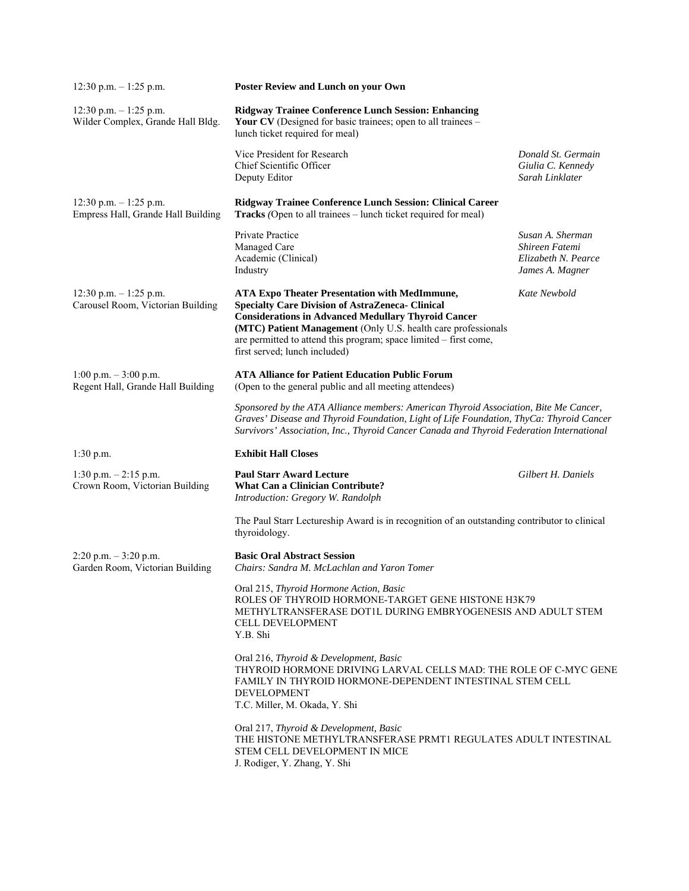12:30 p.m. – 1:25 p.m.

**Poster Review and Lunch on your Own**

12:30 p.m. – 1:25 p.m.
Wilder Complex, Grande Hall Bldg.

**Ridgway Trainee Conference Lunch Session: Enhancing Your CV** (Designed for basic trainees; open to all trainees – lunch ticket required for meal)

Vice President for Research — *Donald St. Germain*
Chief Scientific Officer — *Giulia C. Kennedy*
Deputy Editor — *Sarah Linklater*

12:30 p.m. – 1:25 p.m.
Empress Hall, Grande Hall Building

**Ridgway Trainee Conference Lunch Session: Clinical Career Tracks** *(*Open to all trainees – lunch ticket required for meal)

Private Practice — *Susan A. Sherman*
Managed Care — *Shireen Fatemi*
Academic (Clinical) — *Elizabeth N. Pearce*
Industry — *James A. Magner*

12:30 p.m. – 1:25 p.m.
Carousel Room, Victorian Building

**ATA Expo Theater Presentation with MedImmune, Specialty Care Division of AstraZeneca- Clinical Considerations in Advanced Medullary Thyroid Cancer (MTC) Patient Management** (Only U.S. health care professionals are permitted to attend this program; space limited – first come, first served; lunch included) — *Kate Newbold*

1:00 p.m. – 3:00 p.m.
Regent Hall, Grande Hall Building

**ATA Alliance for Patient Education Public Forum**
(Open to the general public and all meeting attendees)

*Sponsored by the ATA Alliance members: American Thyroid Association, Bite Me Cancer, Graves' Disease and Thyroid Foundation, Light of Life Foundation, ThyCa: Thyroid Cancer Survivors' Association, Inc., Thyroid Cancer Canada and Thyroid Federation International*

1:30 p.m.

**Exhibit Hall Closes**

1:30 p.m. – 2:15 p.m.
Crown Room, Victorian Building

**Paul Starr Award Lecture**
**What Can a Clinician Contribute?** — *Gilbert H. Daniels*
*Introduction: Gregory W. Randolph*

The Paul Starr Lectureship Award is in recognition of an outstanding contributor to clinical thyroidology.

2:20 p.m. – 3:20 p.m.
Garden Room, Victorian Building

**Basic Oral Abstract Session**
*Chairs: Sandra M. McLachlan and Yaron Tomer*

Oral 215, *Thyroid Hormone Action, Basic*
ROLES OF THYROID HORMONE-TARGET GENE HISTONE H3K79 METHYLTRANSFERASE DOT1L DURING EMBRYOGENESIS AND ADULT STEM CELL DEVELOPMENT
Y.B. Shi

Oral 216, *Thyroid & Development, Basic*
THYROID HORMONE DRIVING LARVAL CELLS MAD: THE ROLE OF C-MYC GENE FAMILY IN THYROID HORMONE-DEPENDENT INTESTINAL STEM CELL DEVELOPMENT
T.C. Miller, M. Okada, Y. Shi

Oral 217, *Thyroid & Development, Basic*
THE HISTONE METHYLTRANSFERASE PRMT1 REGULATES ADULT INTESTINAL STEM CELL DEVELOPMENT IN MICE
J. Rodiger, Y. Zhang, Y. Shi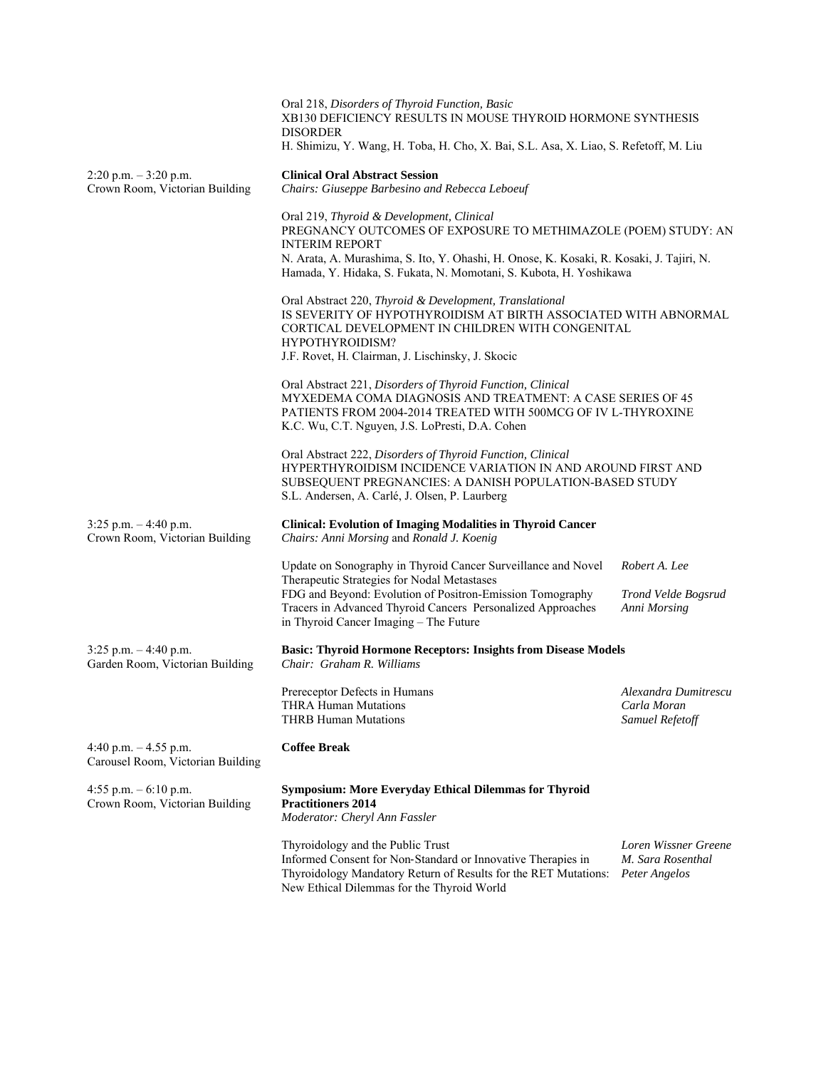Oral 218, *Disorders of Thyroid Function, Basic*
XB130 DEFICIENCY RESULTS IN MOUSE THYROID HORMONE SYNTHESIS DISORDER
H. Shimizu, Y. Wang, H. Toba, H. Cho, X. Bai, S.L. Asa, X. Liao, S. Refetoff, M. Liu

2:20 p.m. – 3:20 p.m.
Crown Room, Victorian Building

**Clinical Oral Abstract Session**
*Chairs: Giuseppe Barbesino and Rebecca Leboeuf*

Oral 219, *Thyroid & Development, Clinical*
PREGNANCY OUTCOMES OF EXPOSURE TO METHIMAZOLE (POEM) STUDY: AN INTERIM REPORT
N. Arata, A. Murashima, S. Ito, Y. Ohashi, H. Onose, K. Kosaki, R. Kosaki, J. Tajiri, N. Hamada, Y. Hidaka, S. Fukata, N. Momotani, S. Kubota, H. Yoshikawa

Oral Abstract 220, *Thyroid & Development, Translational*
IS SEVERITY OF HYPOTHYROIDISM AT BIRTH ASSOCIATED WITH ABNORMAL CORTICAL DEVELOPMENT IN CHILDREN WITH CONGENITAL HYPOTHYROIDISM?
J.F. Rovet, H. Clairman, J. Lischinsky, J. Skocic

Oral Abstract 221, *Disorders of Thyroid Function, Clinical*
MYXEDEMA COMA DIAGNOSIS AND TREATMENT: A CASE SERIES OF 45 PATIENTS FROM 2004-2014 TREATED WITH 500MCG OF IV L-THYROXINE
K.C. Wu, C.T. Nguyen, J.S. LoPresti, D.A. Cohen

Oral Abstract 222, *Disorders of Thyroid Function, Clinical*
HYPERTHYROIDISM INCIDENCE VARIATION IN AND AROUND FIRST AND SUBSEQUENT PREGNANCIES: A DANISH POPULATION-BASED STUDY
S.L. Andersen, A. Carlé, J. Olsen, P. Laurberg

3:25 p.m. – 4:40 p.m.
Crown Room, Victorian Building

**Clinical: Evolution of Imaging Modalities in Thyroid Cancer**
*Chairs: Anni Morsing* and *Ronald J. Koenig*

| | |
|---|---|
| Update on Sonography in Thyroid Cancer Surveillance and Novel Therapeutic Strategies for Nodal Metastases | *Robert A. Lee* |
| FDG and Beyond: Evolution of Positron-Emission Tomography Tracers in Advanced Thyroid Cancers | *Trond Velde Bogsrud* |
| Personalized Approaches in Thyroid Cancer Imaging – The Future | *Anni Morsing* |

3:25 p.m. – 4:40 p.m.
Garden Room, Victorian Building

**Basic: Thyroid Hormone Receptors: Insights from Disease Models**
*Chair: Graham R. Williams*

| | |
|---|---|
| Prereceptor Defects in Humans | *Alexandra Dumitrescu* |
| THRA Human Mutations | *Carla Moran* |
| THRB Human Mutations | *Samuel Refetoff* |

4:40 p.m. – 4.55 p.m.
Carousel Room, Victorian Building

**Coffee Break**

4:55 p.m. – 6:10 p.m.
Crown Room, Victorian Building

**Symposium: More Everyday Ethical Dilemmas for Thyroid Practitioners 2014**
*Moderator: Cheryl Ann Fassler*

| | |
|---|---|
| Thyroidology and the Public Trust | *Loren Wissner Greene* |
| Informed Consent for Non-Standard or Innovative Therapies in Thyroidology | *M. Sara Rosenthal* |
| Mandatory Return of Results for the RET Mutations: New Ethical Dilemmas for the Thyroid World | *Peter Angelos* |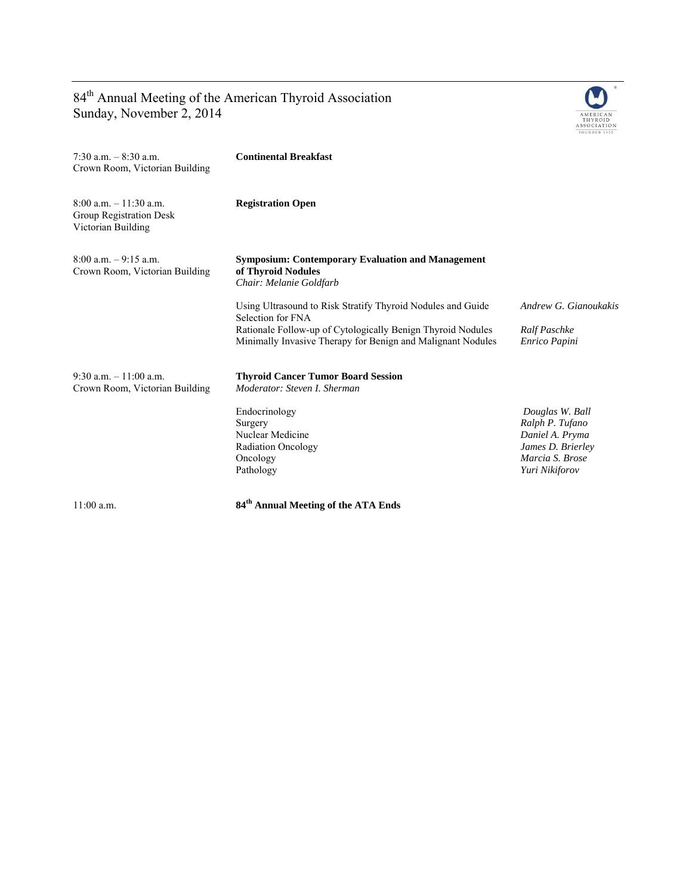84th Annual Meeting of the American Thyroid Association
Sunday, November 2, 2014

7:30 a.m. – 8:30 a.m.
Crown Room, Victorian Building

**Continental Breakfast**

8:00 a.m. – 11:30 a.m.
Group Registration Desk
Victorian Building

**Registration Open**

8:00 a.m. – 9:15 a.m.
Crown Room, Victorian Building

**Symposium: Contemporary Evaluation and Management of Thyroid Nodules**
*Chair: Melanie Goldfarb*

| | |
|---|---|
| Using Ultrasound to Risk Stratify Thyroid Nodules and Guide Selection for FNA | *Andrew G. Gianoukakis* |
| Rationale Follow-up of Cytologically Benign Thyroid Nodules | *Ralf Paschke* |
| Minimally Invasive Therapy for Benign and Malignant Nodules | *Enrico Papini* |

9:30 a.m. – 11:00 a.m.
Crown Room, Victorian Building

**Thyroid Cancer Tumor Board Session**
*Moderator: Steven I. Sherman*

| | |
|---|---|
| Endocrinology | *Douglas W. Ball* |
| Surgery | *Ralph P. Tufano* |
| Nuclear Medicine | *Daniel A. Pryma* |
| Radiation Oncology | *James D. Brierley* |
| Oncology | *Marcia S. Brose* |
| Pathology | *Yuri Nikiforov* |

11:00 a.m.

**84th Annual Meeting of the ATA Ends**